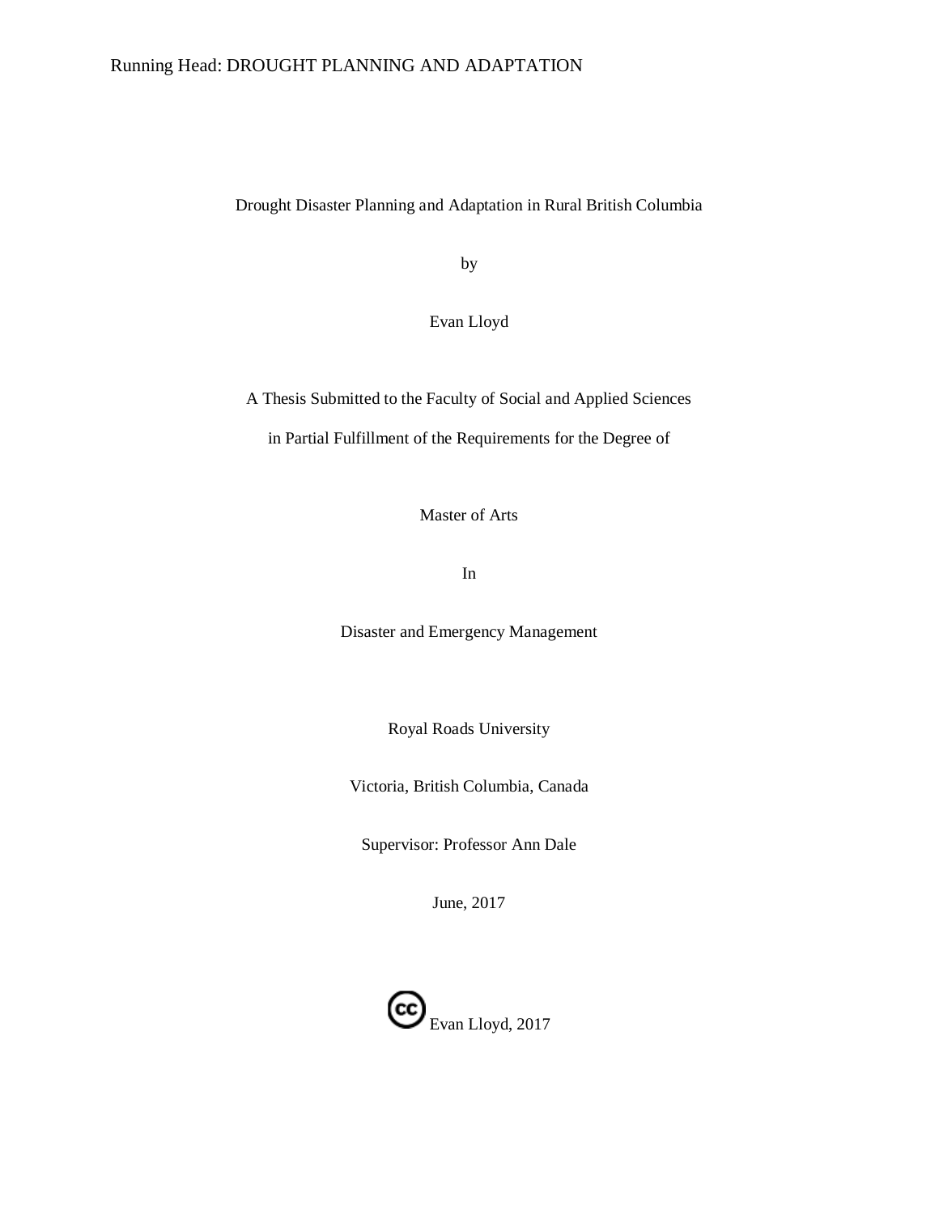# Drought Disaster Planning and Adaptation in Rural British Columbia

by

Evan Lloyd

A Thesis Submitted to the Faculty of Social and Applied Sciences

in Partial Fulfillment of the Requirements for the Degree of

Master of Arts

In

Disaster and Emergency Management

Royal Roads University

Victoria, British Columbia, Canada

Supervisor: Professor Ann Dale

June, 2017

(cc) Evan Lloyd, 2017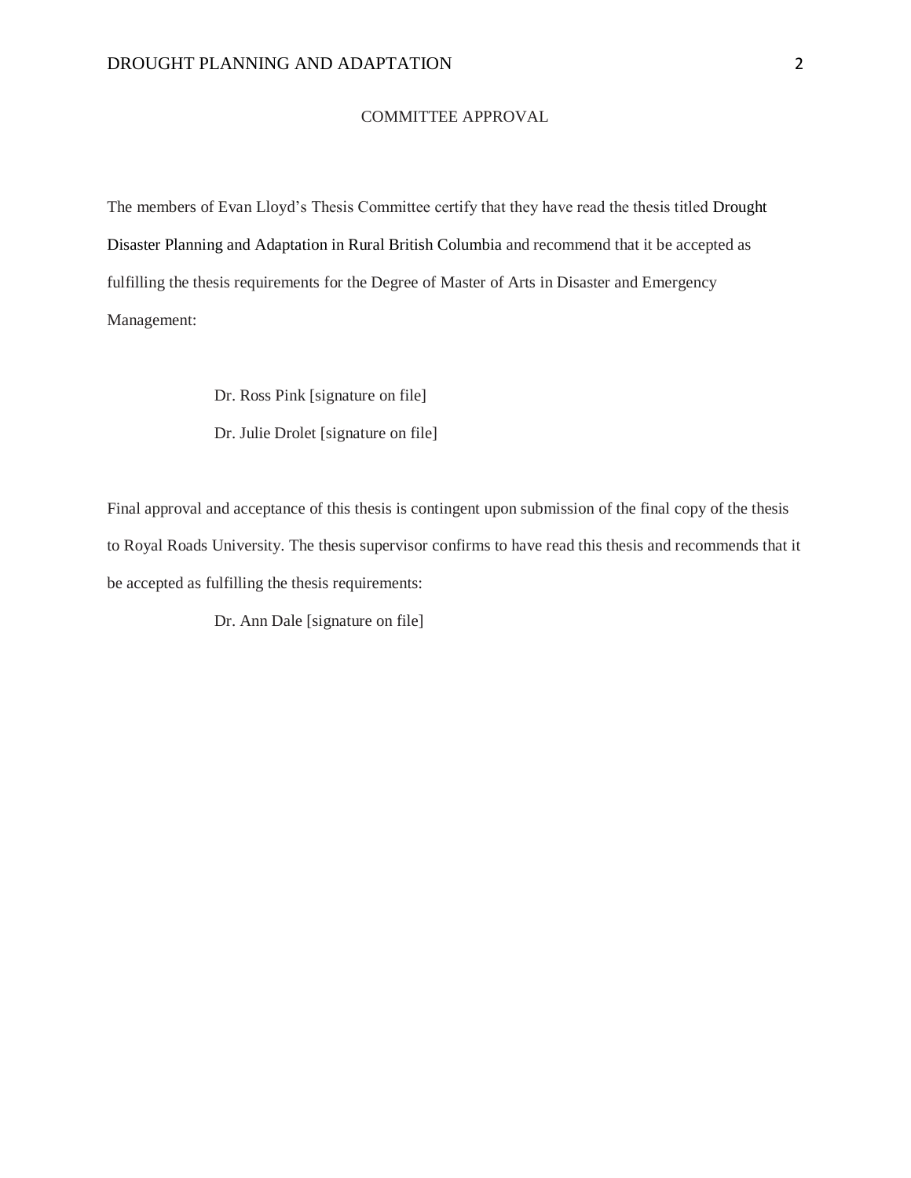## COMMITTEE APPROVAL

The members of Evan Lloyd's Thesis Committee certify that they have read the thesis titled Drought Disaster Planning and Adaptation in Rural British Columbia and recommend that it be accepted as fulfilling the thesis requirements for the Degree of Master of Arts in Disaster and Emergency Management:

Dr. Ross Pink [signature on file]

Dr. Julie Drolet [signature on file]

Final approval and acceptance of this thesis is contingent upon submission of the final copy of the thesis to Royal Roads University. The thesis supervisor confirms to have read this thesis and recommends that it be accepted as fulfilling the thesis requirements:

Dr. Ann Dale [signature on file]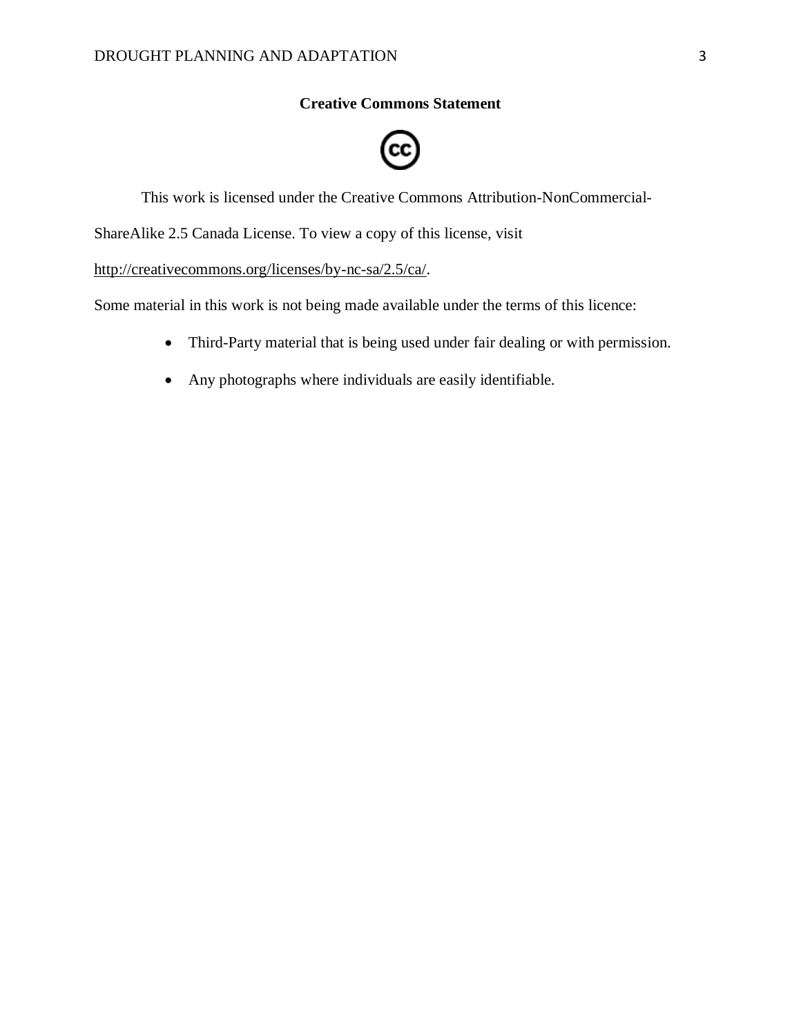**Creative Commons Statement**

This work is licensed under the Creative Commons Attribution-NonCommercial-ShareAlike 2.5 Canada License. To view a copy of this license, visit http://creativecommons.org/licenses/by-nc-sa/2.5/ca/.

Some material in this work is not being made available under the terms of this licence:

- Third-Party material that is being used under fair dealing or with permission.
- Any photographs where individuals are easily identifiable.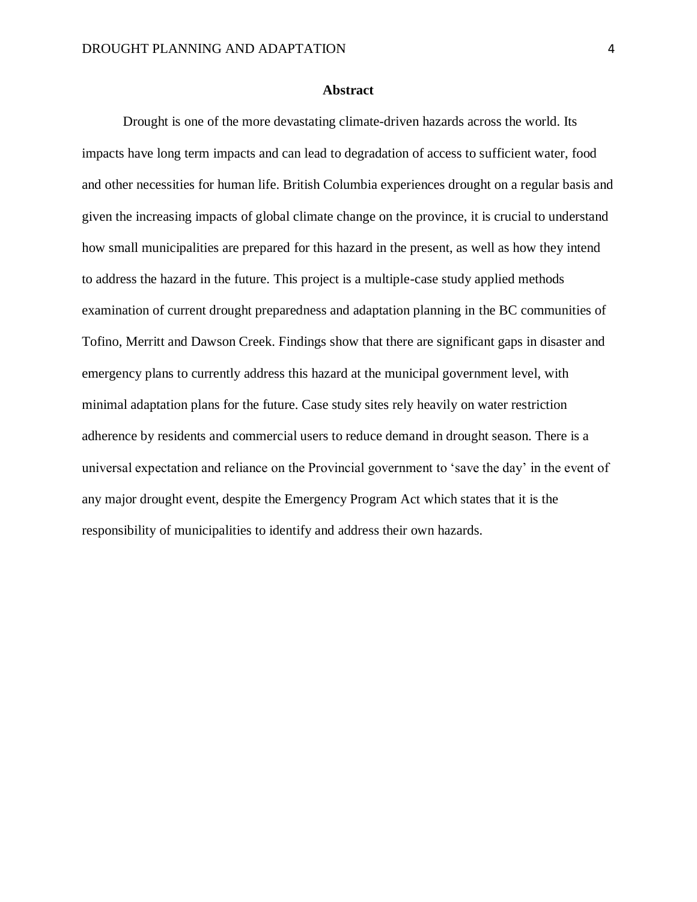# Abstract

Drought is one of the more devastating climate-driven hazards across the world. Its impacts have long term impacts and can lead to degradation of access to sufficient water, food and other necessities for human life. British Columbia experiences drought on a regular basis and given the increasing impacts of global climate change on the province, it is crucial to understand how small municipalities are prepared for this hazard in the present, as well as how they intend to address the hazard in the future. This project is a multiple-case study applied methods examination of current drought preparedness and adaptation planning in the BC communities of Tofino, Merritt and Dawson Creek. Findings show that there are significant gaps in disaster and emergency plans to currently address this hazard at the municipal government level, with minimal adaptation plans for the future. Case study sites rely heavily on water restriction adherence by residents and commercial users to reduce demand in drought season. There is a universal expectation and reliance on the Provincial government to 'save the day' in the event of any major drought event, despite the Emergency Program Act which states that it is the responsibility of municipalities to identify and address their own hazards.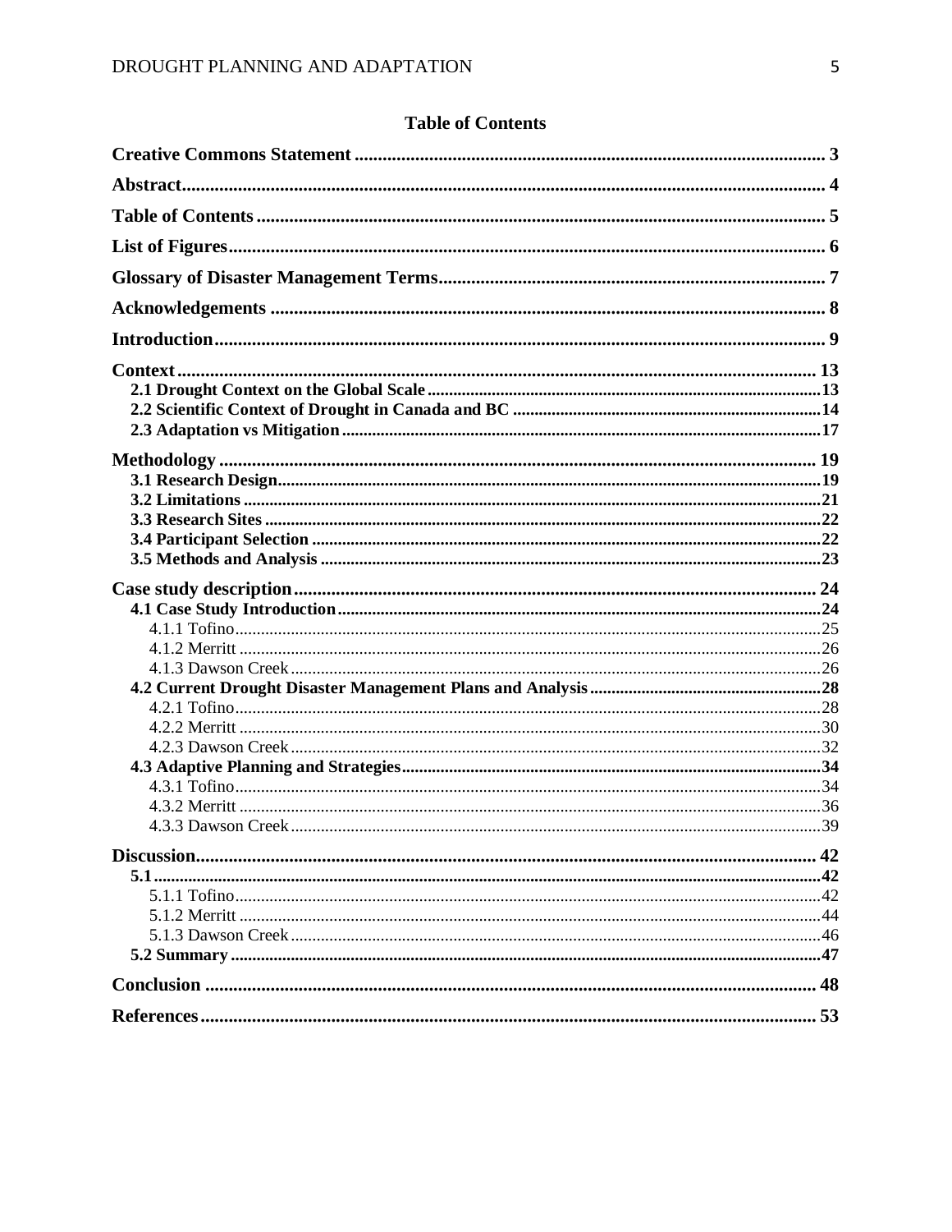## Table of Contents

**Creative Commons Statement** ..... 3

**Abstract** ..... 4

**Table of Contents** ..... 5

**List of Figures** ..... 6

**Glossary of Disaster Management Terms** ..... 7

**Acknowledgements** ..... 8

**Introduction** ..... 9

**Context** ..... 13
- **2.1 Drought Context on the Global Scale** ..... 13
- **2.2 Scientific Context of Drought in Canada and BC** ..... 14
- **2.3 Adaptation vs Mitigation** ..... 17

**Methodology** ..... 19
- **3.1 Research Design** ..... 19
- **3.2 Limitations** ..... 21
- **3.3 Research Sites** ..... 22
- **3.4 Participant Selection** ..... 22
- **3.5 Methods and Analysis** ..... 23

**Case study description** ..... 24
- **4.1 Case Study Introduction** ..... 24
  - 4.1.1 Tofino ..... 25
  - 4.1.2 Merritt ..... 26
  - 4.1.3 Dawson Creek ..... 26
- **4.2 Current Drought Disaster Management Plans and Analysis** ..... 28
  - 4.2.1 Tofino ..... 28
  - 4.2.2 Merritt ..... 30
  - 4.2.3 Dawson Creek ..... 32
- **4.3 Adaptive Planning and Strategies** ..... 34
  - 4.3.1 Tofino ..... 34
  - 4.3.2 Merritt ..... 36
  - 4.3.3 Dawson Creek ..... 39

**Discussion** ..... 42
- **5.1** ..... 42
  - 5.1.1 Tofino ..... 42
  - 5.1.2 Merritt ..... 44
  - 5.1.3 Dawson Creek ..... 46
- **5.2 Summary** ..... 47

**Conclusion** ..... 48

**References** ..... 53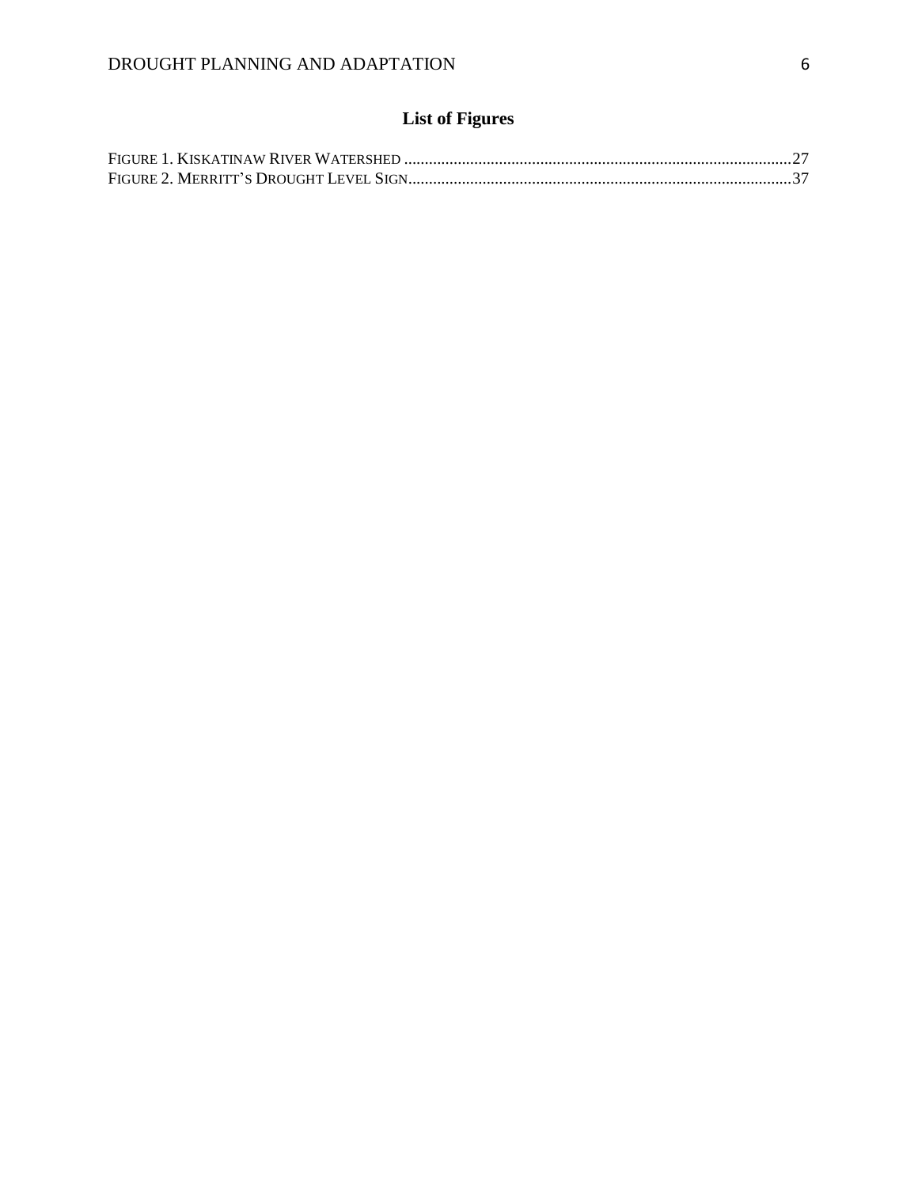# List of Figures

Figure 1. Kiskatinaw River Watershed ............................................................................................27
Figure 2. Merritt's Drought Level Sign...........................................................................................37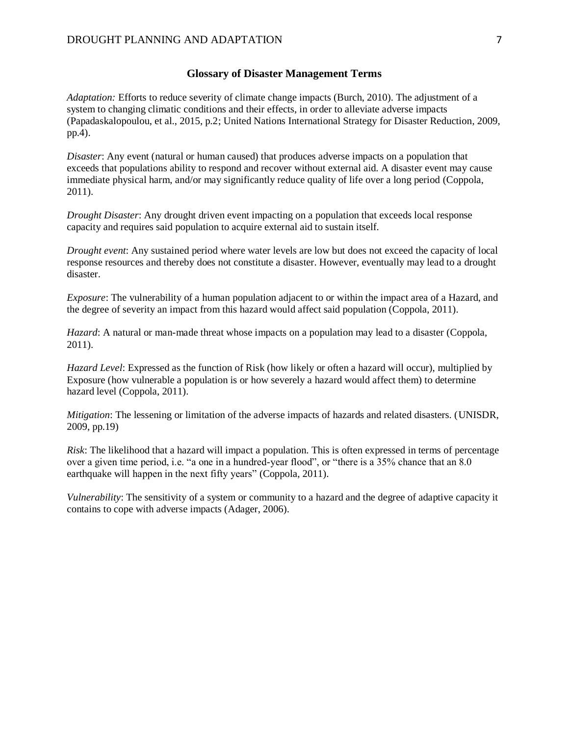## Glossary of Disaster Management Terms

*Adaptation:* Efforts to reduce severity of climate change impacts (Burch, 2010). The adjustment of a system to changing climatic conditions and their effects, in order to alleviate adverse impacts (Papadaskalopoulou, et al., 2015, p.2; United Nations International Strategy for Disaster Reduction, 2009, pp.4).

*Disaster*: Any event (natural or human caused) that produces adverse impacts on a population that exceeds that populations ability to respond and recover without external aid. A disaster event may cause immediate physical harm, and/or may significantly reduce quality of life over a long period (Coppola, 2011).

*Drought Disaster*: Any drought driven event impacting on a population that exceeds local response capacity and requires said population to acquire external aid to sustain itself.

*Drought event*: Any sustained period where water levels are low but does not exceed the capacity of local response resources and thereby does not constitute a disaster. However, eventually may lead to a drought disaster.

*Exposure*: The vulnerability of a human population adjacent to or within the impact area of a Hazard, and the degree of severity an impact from this hazard would affect said population (Coppola, 2011).

*Hazard*: A natural or man-made threat whose impacts on a population may lead to a disaster (Coppola, 2011).

*Hazard Level*: Expressed as the function of Risk (how likely or often a hazard will occur), multiplied by Exposure (how vulnerable a population is or how severely a hazard would affect them) to determine hazard level (Coppola, 2011).

*Mitigation*: The lessening or limitation of the adverse impacts of hazards and related disasters. (UNISDR, 2009, pp.19)

*Risk*: The likelihood that a hazard will impact a population. This is often expressed in terms of percentage over a given time period, i.e. "a one in a hundred-year flood", or "there is a 35% chance that an 8.0 earthquake will happen in the next fifty years" (Coppola, 2011).

*Vulnerability*: The sensitivity of a system or community to a hazard and the degree of adaptive capacity it contains to cope with adverse impacts (Adager, 2006).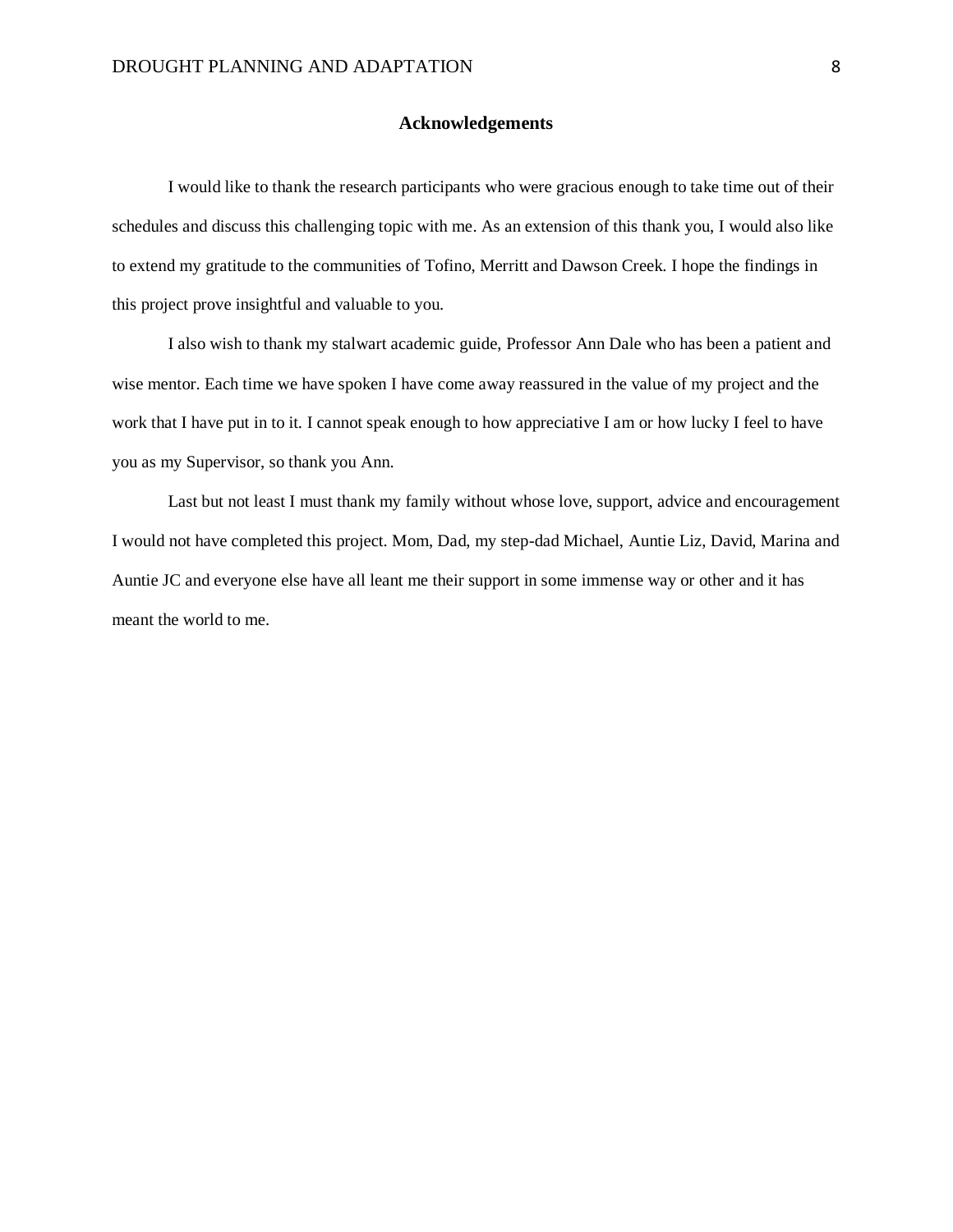## Acknowledgements

I would like to thank the research participants who were gracious enough to take time out of their schedules and discuss this challenging topic with me. As an extension of this thank you, I would also like to extend my gratitude to the communities of Tofino, Merritt and Dawson Creek. I hope the findings in this project prove insightful and valuable to you.

I also wish to thank my stalwart academic guide, Professor Ann Dale who has been a patient and wise mentor. Each time we have spoken I have come away reassured in the value of my project and the work that I have put in to it. I cannot speak enough to how appreciative I am or how lucky I feel to have you as my Supervisor, so thank you Ann.

Last but not least I must thank my family without whose love, support, advice and encouragement I would not have completed this project. Mom, Dad, my step-dad Michael, Auntie Liz, David, Marina and Auntie JC and everyone else have all leant me their support in some immense way or other and it has meant the world to me.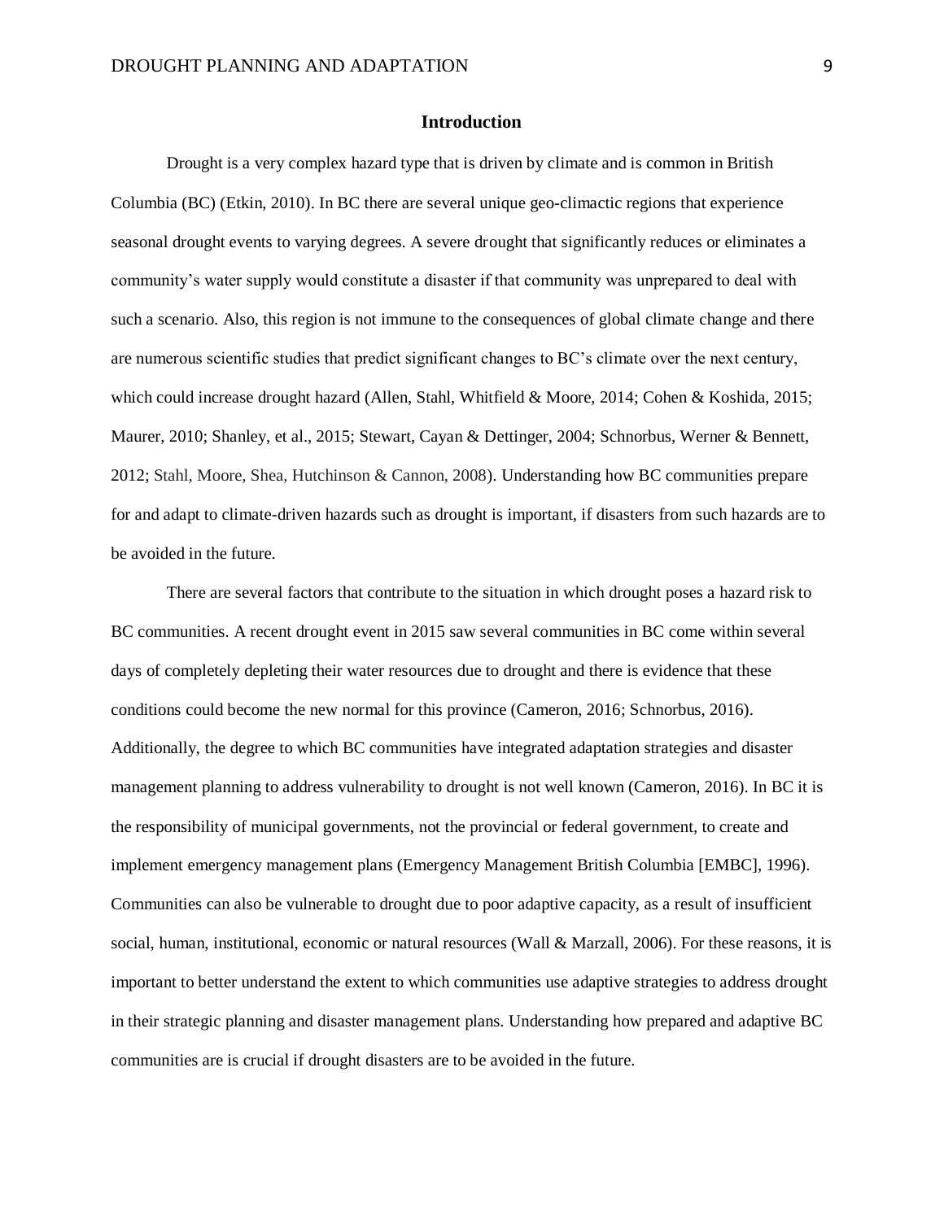# Introduction

Drought is a very complex hazard type that is driven by climate and is common in British Columbia (BC) (Etkin, 2010). In BC there are several unique geo-climactic regions that experience seasonal drought events to varying degrees. A severe drought that significantly reduces or eliminates a community's water supply would constitute a disaster if that community was unprepared to deal with such a scenario. Also, this region is not immune to the consequences of global climate change and there are numerous scientific studies that predict significant changes to BC's climate over the next century, which could increase drought hazard (Allen, Stahl, Whitfield & Moore, 2014; Cohen & Koshida, 2015; Maurer, 2010; Shanley, et al., 2015; Stewart, Cayan & Dettinger, 2004; Schnorbus, Werner & Bennett, 2012; Stahl, Moore, Shea, Hutchinson & Cannon, 2008). Understanding how BC communities prepare for and adapt to climate-driven hazards such as drought is important, if disasters from such hazards are to be avoided in the future.

There are several factors that contribute to the situation in which drought poses a hazard risk to BC communities. A recent drought event in 2015 saw several communities in BC come within several days of completely depleting their water resources due to drought and there is evidence that these conditions could become the new normal for this province (Cameron, 2016; Schnorbus, 2016). Additionally, the degree to which BC communities have integrated adaptation strategies and disaster management planning to address vulnerability to drought is not well known (Cameron, 2016). In BC it is the responsibility of municipal governments, not the provincial or federal government, to create and implement emergency management plans (Emergency Management British Columbia [EMBC], 1996). Communities can also be vulnerable to drought due to poor adaptive capacity, as a result of insufficient social, human, institutional, economic or natural resources (Wall & Marzall, 2006). For these reasons, it is important to better understand the extent to which communities use adaptive strategies to address drought in their strategic planning and disaster management plans. Understanding how prepared and adaptive BC communities are is crucial if drought disasters are to be avoided in the future.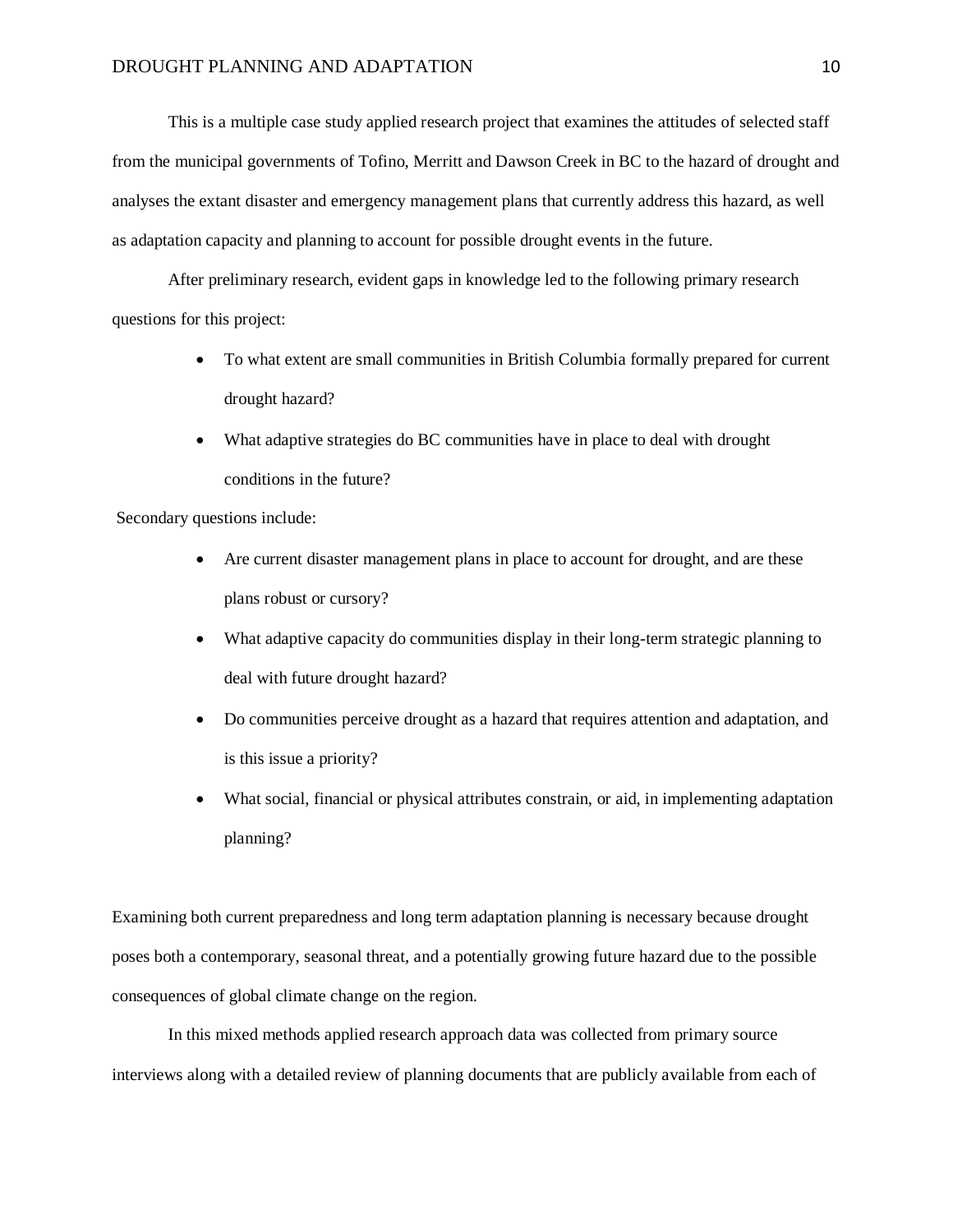This is a multiple case study applied research project that examines the attitudes of selected staff from the municipal governments of Tofino, Merritt and Dawson Creek in BC to the hazard of drought and analyses the extant disaster and emergency management plans that currently address this hazard, as well as adaptation capacity and planning to account for possible drought events in the future.

After preliminary research, evident gaps in knowledge led to the following primary research questions for this project:

- To what extent are small communities in British Columbia formally prepared for current drought hazard?
- What adaptive strategies do BC communities have in place to deal with drought conditions in the future?

Secondary questions include:

- Are current disaster management plans in place to account for drought, and are these plans robust or cursory?
- What adaptive capacity do communities display in their long-term strategic planning to deal with future drought hazard?
- Do communities perceive drought as a hazard that requires attention and adaptation, and is this issue a priority?
- What social, financial or physical attributes constrain, or aid, in implementing adaptation planning?

Examining both current preparedness and long term adaptation planning is necessary because drought poses both a contemporary, seasonal threat, and a potentially growing future hazard due to the possible consequences of global climate change on the region.

In this mixed methods applied research approach data was collected from primary source interviews along with a detailed review of planning documents that are publicly available from each of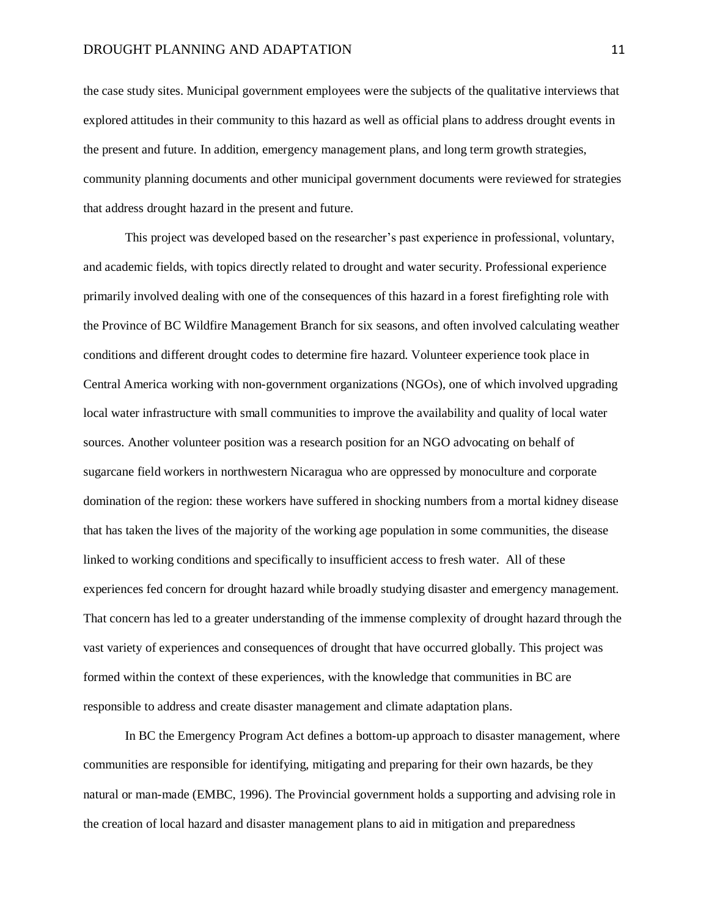the case study sites. Municipal government employees were the subjects of the qualitative interviews that explored attitudes in their community to this hazard as well as official plans to address drought events in the present and future. In addition, emergency management plans, and long term growth strategies, community planning documents and other municipal government documents were reviewed for strategies that address drought hazard in the present and future.

This project was developed based on the researcher's past experience in professional, voluntary, and academic fields, with topics directly related to drought and water security. Professional experience primarily involved dealing with one of the consequences of this hazard in a forest firefighting role with the Province of BC Wildfire Management Branch for six seasons, and often involved calculating weather conditions and different drought codes to determine fire hazard. Volunteer experience took place in Central America working with non-government organizations (NGOs), one of which involved upgrading local water infrastructure with small communities to improve the availability and quality of local water sources. Another volunteer position was a research position for an NGO advocating on behalf of sugarcane field workers in northwestern Nicaragua who are oppressed by monoculture and corporate domination of the region: these workers have suffered in shocking numbers from a mortal kidney disease that has taken the lives of the majority of the working age population in some communities, the disease linked to working conditions and specifically to insufficient access to fresh water. All of these experiences fed concern for drought hazard while broadly studying disaster and emergency management. That concern has led to a greater understanding of the immense complexity of drought hazard through the vast variety of experiences and consequences of drought that have occurred globally. This project was formed within the context of these experiences, with the knowledge that communities in BC are responsible to address and create disaster management and climate adaptation plans.

In BC the Emergency Program Act defines a bottom-up approach to disaster management, where communities are responsible for identifying, mitigating and preparing for their own hazards, be they natural or man-made (EMBC, 1996). The Provincial government holds a supporting and advising role in the creation of local hazard and disaster management plans to aid in mitigation and preparedness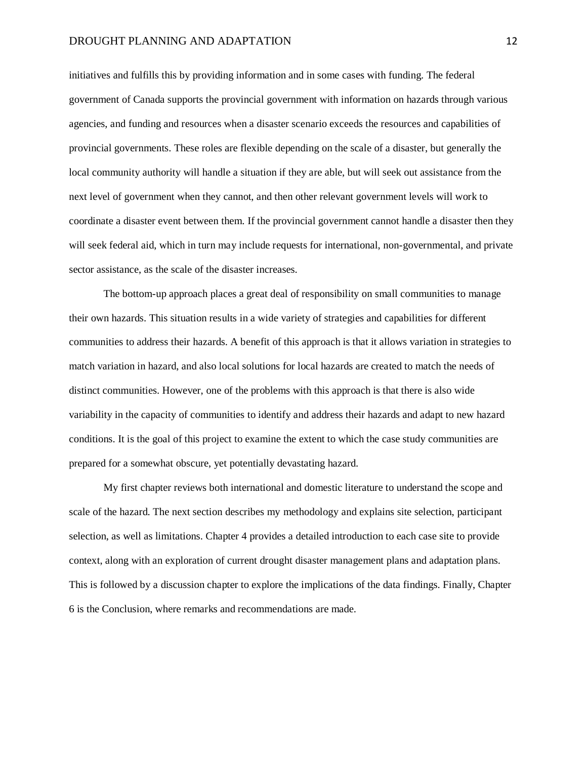initiatives and fulfills this by providing information and in some cases with funding. The federal government of Canada supports the provincial government with information on hazards through various agencies, and funding and resources when a disaster scenario exceeds the resources and capabilities of provincial governments. These roles are flexible depending on the scale of a disaster, but generally the local community authority will handle a situation if they are able, but will seek out assistance from the next level of government when they cannot, and then other relevant government levels will work to coordinate a disaster event between them. If the provincial government cannot handle a disaster then they will seek federal aid, which in turn may include requests for international, non-governmental, and private sector assistance, as the scale of the disaster increases.

The bottom-up approach places a great deal of responsibility on small communities to manage their own hazards. This situation results in a wide variety of strategies and capabilities for different communities to address their hazards. A benefit of this approach is that it allows variation in strategies to match variation in hazard, and also local solutions for local hazards are created to match the needs of distinct communities. However, one of the problems with this approach is that there is also wide variability in the capacity of communities to identify and address their hazards and adapt to new hazard conditions. It is the goal of this project to examine the extent to which the case study communities are prepared for a somewhat obscure, yet potentially devastating hazard.

My first chapter reviews both international and domestic literature to understand the scope and scale of the hazard. The next section describes my methodology and explains site selection, participant selection, as well as limitations. Chapter 4 provides a detailed introduction to each case site to provide context, along with an exploration of current drought disaster management plans and adaptation plans. This is followed by a discussion chapter to explore the implications of the data findings. Finally, Chapter 6 is the Conclusion, where remarks and recommendations are made.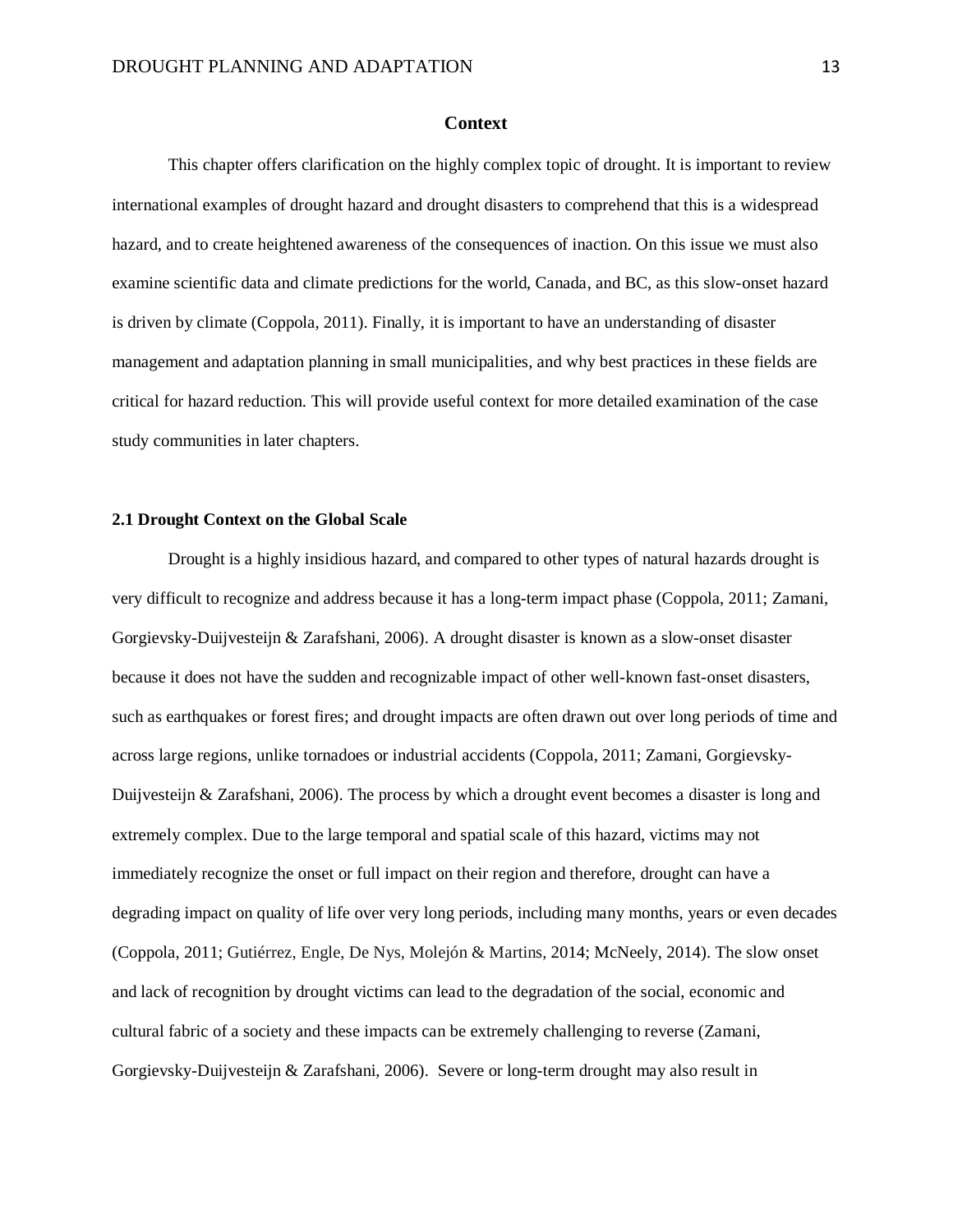# Context

This chapter offers clarification on the highly complex topic of drought. It is important to review international examples of drought hazard and drought disasters to comprehend that this is a widespread hazard, and to create heightened awareness of the consequences of inaction. On this issue we must also examine scientific data and climate predictions for the world, Canada, and BC, as this slow-onset hazard is driven by climate (Coppola, 2011). Finally, it is important to have an understanding of disaster management and adaptation planning in small municipalities, and why best practices in these fields are critical for hazard reduction. This will provide useful context for more detailed examination of the case study communities in later chapters.

## 2.1 Drought Context on the Global Scale

Drought is a highly insidious hazard, and compared to other types of natural hazards drought is very difficult to recognize and address because it has a long-term impact phase (Coppola, 2011; Zamani, Gorgievsky-Duijvesteijn & Zarafshani, 2006). A drought disaster is known as a slow-onset disaster because it does not have the sudden and recognizable impact of other well-known fast-onset disasters, such as earthquakes or forest fires; and drought impacts are often drawn out over long periods of time and across large regions, unlike tornadoes or industrial accidents (Coppola, 2011; Zamani, Gorgievsky-Duijvesteijn & Zarafshani, 2006). The process by which a drought event becomes a disaster is long and extremely complex. Due to the large temporal and spatial scale of this hazard, victims may not immediately recognize the onset or full impact on their region and therefore, drought can have a degrading impact on quality of life over very long periods, including many months, years or even decades (Coppola, 2011; Gutiérrez, Engle, De Nys, Molejón & Martins, 2014; McNeely, 2014). The slow onset and lack of recognition by drought victims can lead to the degradation of the social, economic and cultural fabric of a society and these impacts can be extremely challenging to reverse (Zamani, Gorgievsky-Duijvesteijn & Zarafshani, 2006). Severe or long-term drought may also result in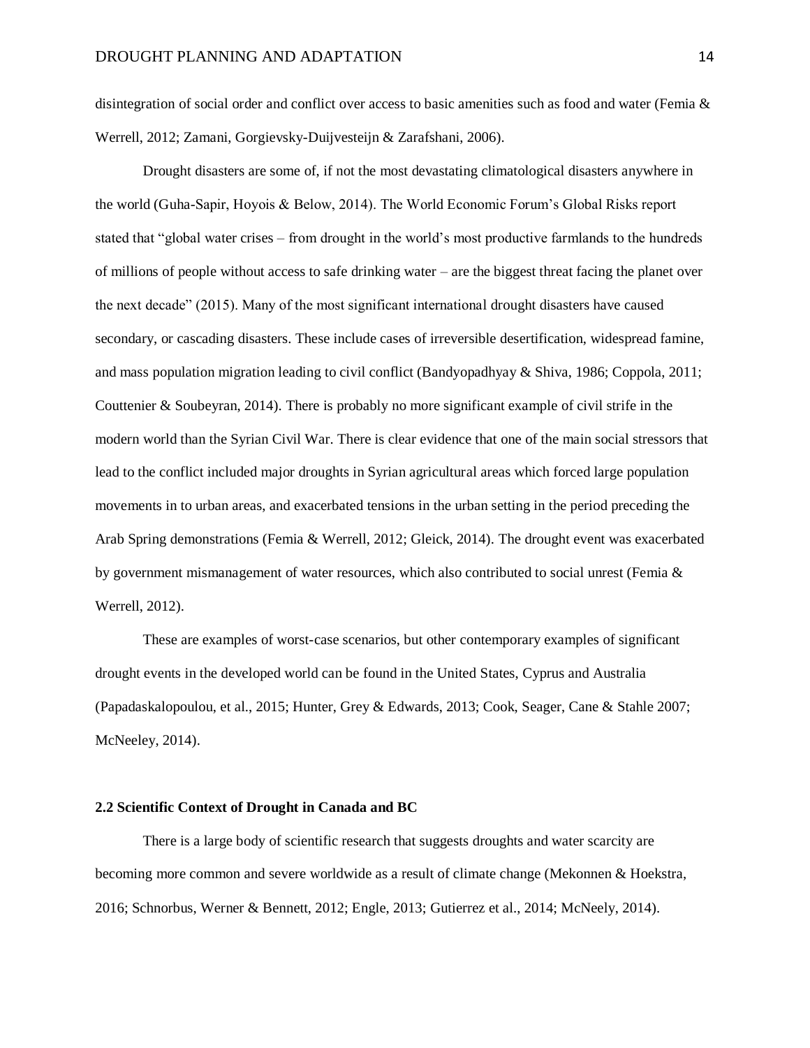disintegration of social order and conflict over access to basic amenities such as food and water (Femia & Werrell, 2012; Zamani, Gorgievsky-Duijvesteijn & Zarafshani, 2006).

Drought disasters are some of, if not the most devastating climatological disasters anywhere in the world (Guha-Sapir, Hoyois & Below, 2014). The World Economic Forum's Global Risks report stated that "global water crises – from drought in the world's most productive farmlands to the hundreds of millions of people without access to safe drinking water – are the biggest threat facing the planet over the next decade" (2015). Many of the most significant international drought disasters have caused secondary, or cascading disasters. These include cases of irreversible desertification, widespread famine, and mass population migration leading to civil conflict (Bandyopadhyay & Shiva, 1986; Coppola, 2011; Couttenier & Soubeyran, 2014). There is probably no more significant example of civil strife in the modern world than the Syrian Civil War. There is clear evidence that one of the main social stressors that lead to the conflict included major droughts in Syrian agricultural areas which forced large population movements in to urban areas, and exacerbated tensions in the urban setting in the period preceding the Arab Spring demonstrations (Femia & Werrell, 2012; Gleick, 2014). The drought event was exacerbated by government mismanagement of water resources, which also contributed to social unrest (Femia & Werrell, 2012).

These are examples of worst-case scenarios, but other contemporary examples of significant drought events in the developed world can be found in the United States, Cyprus and Australia (Papadaskalopoulou, et al., 2015; Hunter, Grey & Edwards, 2013; Cook, Seager, Cane & Stahle 2007; McNeeley, 2014).

### 2.2 Scientific Context of Drought in Canada and BC

There is a large body of scientific research that suggests droughts and water scarcity are becoming more common and severe worldwide as a result of climate change (Mekonnen & Hoekstra, 2016; Schnorbus, Werner & Bennett, 2012; Engle, 2013; Gutierrez et al., 2014; McNeely, 2014).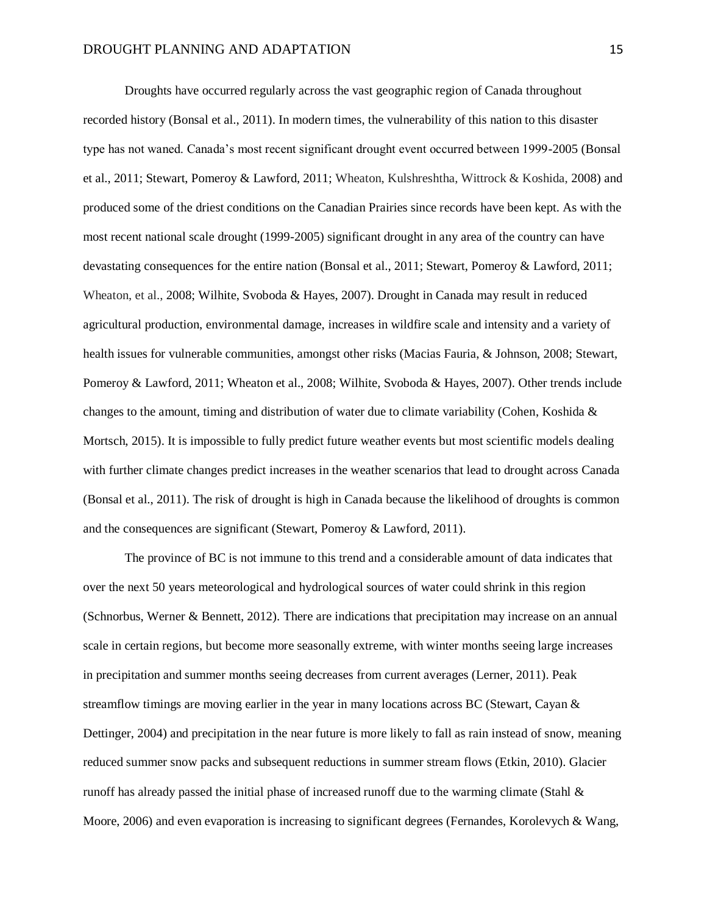Droughts have occurred regularly across the vast geographic region of Canada throughout recorded history (Bonsal et al., 2011). In modern times, the vulnerability of this nation to this disaster type has not waned. Canada's most recent significant drought event occurred between 1999-2005 (Bonsal et al., 2011; Stewart, Pomeroy & Lawford, 2011; Wheaton, Kulshreshtha, Wittrock & Koshida, 2008) and produced some of the driest conditions on the Canadian Prairies since records have been kept. As with the most recent national scale drought (1999-2005) significant drought in any area of the country can have devastating consequences for the entire nation (Bonsal et al., 2011; Stewart, Pomeroy & Lawford, 2011; Wheaton, et al., 2008; Wilhite, Svoboda & Hayes, 2007). Drought in Canada may result in reduced agricultural production, environmental damage, increases in wildfire scale and intensity and a variety of health issues for vulnerable communities, amongst other risks (Macias Fauria, & Johnson, 2008; Stewart, Pomeroy & Lawford, 2011; Wheaton et al., 2008; Wilhite, Svoboda & Hayes, 2007). Other trends include changes to the amount, timing and distribution of water due to climate variability (Cohen, Koshida & Mortsch, 2015). It is impossible to fully predict future weather events but most scientific models dealing with further climate changes predict increases in the weather scenarios that lead to drought across Canada (Bonsal et al., 2011). The risk of drought is high in Canada because the likelihood of droughts is common and the consequences are significant (Stewart, Pomeroy & Lawford, 2011).

The province of BC is not immune to this trend and a considerable amount of data indicates that over the next 50 years meteorological and hydrological sources of water could shrink in this region (Schnorbus, Werner & Bennett, 2012). There are indications that precipitation may increase on an annual scale in certain regions, but become more seasonally extreme, with winter months seeing large increases in precipitation and summer months seeing decreases from current averages (Lerner, 2011). Peak streamflow timings are moving earlier in the year in many locations across BC (Stewart, Cayan & Dettinger, 2004) and precipitation in the near future is more likely to fall as rain instead of snow, meaning reduced summer snow packs and subsequent reductions in summer stream flows (Etkin, 2010). Glacier runoff has already passed the initial phase of increased runoff due to the warming climate (Stahl & Moore, 2006) and even evaporation is increasing to significant degrees (Fernandes, Korolevych & Wang,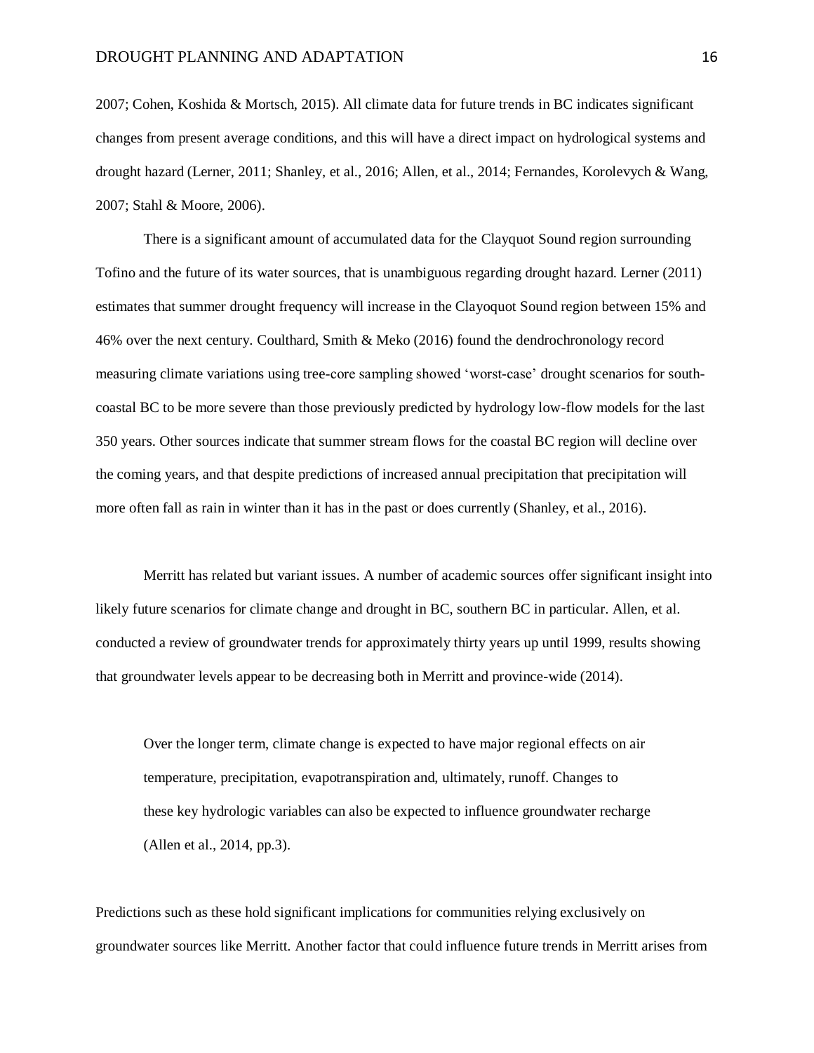2007; Cohen, Koshida & Mortsch, 2015). All climate data for future trends in BC indicates significant changes from present average conditions, and this will have a direct impact on hydrological systems and drought hazard (Lerner, 2011; Shanley, et al., 2016; Allen, et al., 2014; Fernandes, Korolevych & Wang, 2007; Stahl & Moore, 2006).

There is a significant amount of accumulated data for the Clayquot Sound region surrounding Tofino and the future of its water sources, that is unambiguous regarding drought hazard. Lerner (2011) estimates that summer drought frequency will increase in the Clayoquot Sound region between 15% and 46% over the next century. Coulthard, Smith & Meko (2016) found the dendrochronology record measuring climate variations using tree-core sampling showed 'worst-case' drought scenarios for south-coastal BC to be more severe than those previously predicted by hydrology low-flow models for the last 350 years. Other sources indicate that summer stream flows for the coastal BC region will decline over the coming years, and that despite predictions of increased annual precipitation that precipitation will more often fall as rain in winter than it has in the past or does currently (Shanley, et al., 2016).

Merritt has related but variant issues. A number of academic sources offer significant insight into likely future scenarios for climate change and drought in BC, southern BC in particular. Allen, et al. conducted a review of groundwater trends for approximately thirty years up until 1999, results showing that groundwater levels appear to be decreasing both in Merritt and province-wide (2014).

> Over the longer term, climate change is expected to have major regional effects on air temperature, precipitation, evapotranspiration and, ultimately, runoff. Changes to these key hydrologic variables can also be expected to influence groundwater recharge (Allen et al., 2014, pp.3).

Predictions such as these hold significant implications for communities relying exclusively on groundwater sources like Merritt. Another factor that could influence future trends in Merritt arises from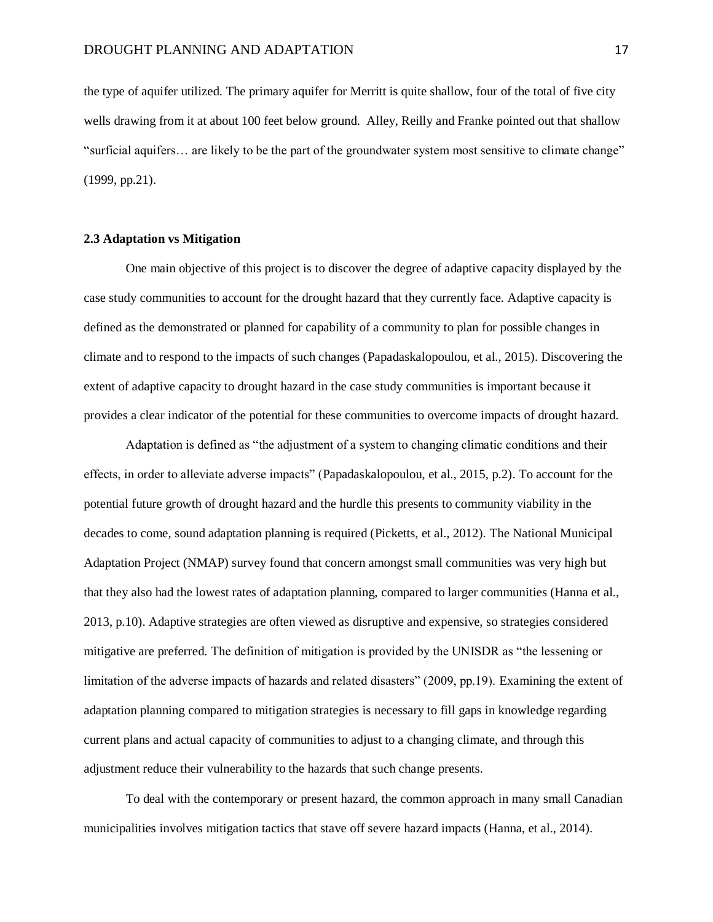the type of aquifer utilized. The primary aquifer for Merritt is quite shallow, four of the total of five city wells drawing from it at about 100 feet below ground. Alley, Reilly and Franke pointed out that shallow "surficial aquifers… are likely to be the part of the groundwater system most sensitive to climate change" (1999, pp.21).

### 2.3 Adaptation vs Mitigation

One main objective of this project is to discover the degree of adaptive capacity displayed by the case study communities to account for the drought hazard that they currently face. Adaptive capacity is defined as the demonstrated or planned for capability of a community to plan for possible changes in climate and to respond to the impacts of such changes (Papadaskalopoulou, et al., 2015). Discovering the extent of adaptive capacity to drought hazard in the case study communities is important because it provides a clear indicator of the potential for these communities to overcome impacts of drought hazard.

Adaptation is defined as "the adjustment of a system to changing climatic conditions and their effects, in order to alleviate adverse impacts" (Papadaskalopoulou, et al., 2015, p.2). To account for the potential future growth of drought hazard and the hurdle this presents to community viability in the decades to come, sound adaptation planning is required (Picketts, et al., 2012). The National Municipal Adaptation Project (NMAP) survey found that concern amongst small communities was very high but that they also had the lowest rates of adaptation planning, compared to larger communities (Hanna et al., 2013, p.10). Adaptive strategies are often viewed as disruptive and expensive, so strategies considered mitigative are preferred. The definition of mitigation is provided by the UNISDR as "the lessening or limitation of the adverse impacts of hazards and related disasters" (2009, pp.19). Examining the extent of adaptation planning compared to mitigation strategies is necessary to fill gaps in knowledge regarding current plans and actual capacity of communities to adjust to a changing climate, and through this adjustment reduce their vulnerability to the hazards that such change presents.

To deal with the contemporary or present hazard, the common approach in many small Canadian municipalities involves mitigation tactics that stave off severe hazard impacts (Hanna, et al., 2014).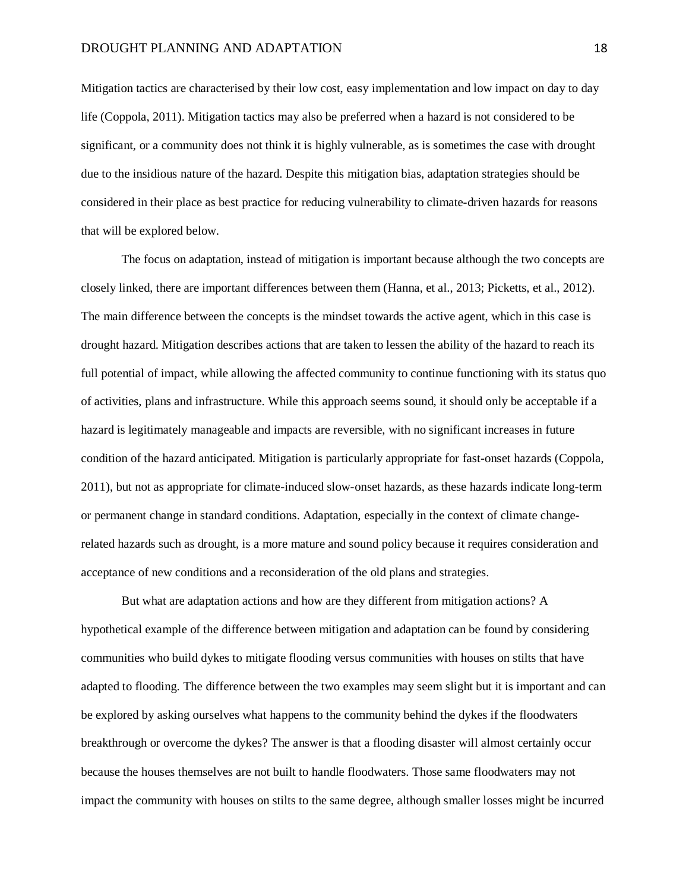Mitigation tactics are characterised by their low cost, easy implementation and low impact on day to day life (Coppola, 2011). Mitigation tactics may also be preferred when a hazard is not considered to be significant, or a community does not think it is highly vulnerable, as is sometimes the case with drought due to the insidious nature of the hazard. Despite this mitigation bias, adaptation strategies should be considered in their place as best practice for reducing vulnerability to climate-driven hazards for reasons that will be explored below.

The focus on adaptation, instead of mitigation is important because although the two concepts are closely linked, there are important differences between them (Hanna, et al., 2013; Picketts, et al., 2012). The main difference between the concepts is the mindset towards the active agent, which in this case is drought hazard. Mitigation describes actions that are taken to lessen the ability of the hazard to reach its full potential of impact, while allowing the affected community to continue functioning with its status quo of activities, plans and infrastructure. While this approach seems sound, it should only be acceptable if a hazard is legitimately manageable and impacts are reversible, with no significant increases in future condition of the hazard anticipated. Mitigation is particularly appropriate for fast-onset hazards (Coppola, 2011), but not as appropriate for climate-induced slow-onset hazards, as these hazards indicate long-term or permanent change in standard conditions. Adaptation, especially in the context of climate change-related hazards such as drought, is a more mature and sound policy because it requires consideration and acceptance of new conditions and a reconsideration of the old plans and strategies.

But what are adaptation actions and how are they different from mitigation actions? A hypothetical example of the difference between mitigation and adaptation can be found by considering communities who build dykes to mitigate flooding versus communities with houses on stilts that have adapted to flooding. The difference between the two examples may seem slight but it is important and can be explored by asking ourselves what happens to the community behind the dykes if the floodwaters breakthrough or overcome the dykes? The answer is that a flooding disaster will almost certainly occur because the houses themselves are not built to handle floodwaters. Those same floodwaters may not impact the community with houses on stilts to the same degree, although smaller losses might be incurred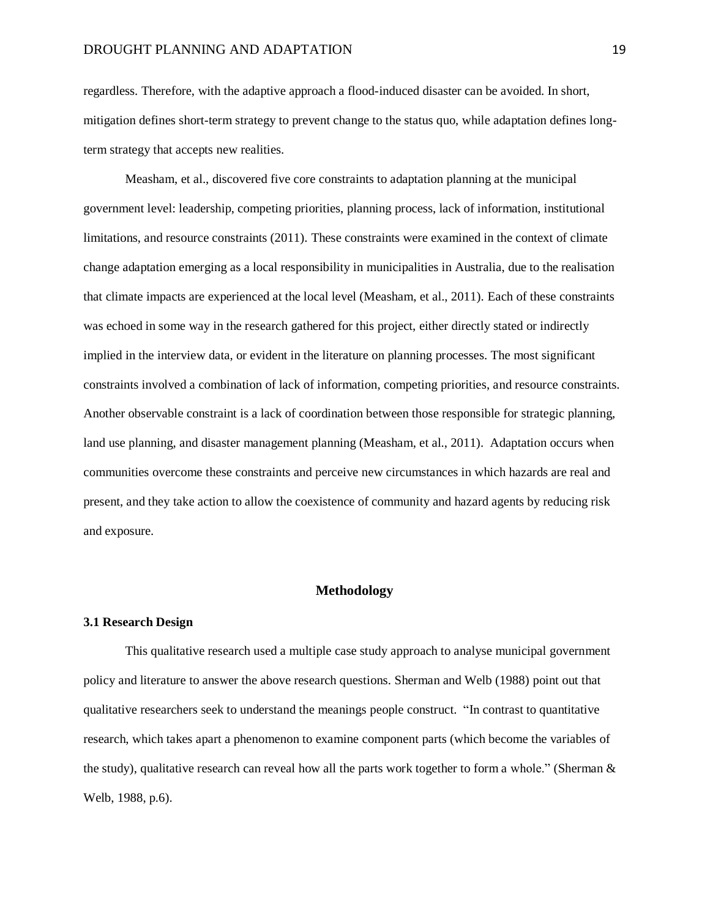regardless. Therefore, with the adaptive approach a flood-induced disaster can be avoided. In short, mitigation defines short-term strategy to prevent change to the status quo, while adaptation defines long-term strategy that accepts new realities.

Measham, et al., discovered five core constraints to adaptation planning at the municipal government level: leadership, competing priorities, planning process, lack of information, institutional limitations, and resource constraints (2011). These constraints were examined in the context of climate change adaptation emerging as a local responsibility in municipalities in Australia, due to the realisation that climate impacts are experienced at the local level (Measham, et al., 2011). Each of these constraints was echoed in some way in the research gathered for this project, either directly stated or indirectly implied in the interview data, or evident in the literature on planning processes. The most significant constraints involved a combination of lack of information, competing priorities, and resource constraints. Another observable constraint is a lack of coordination between those responsible for strategic planning, land use planning, and disaster management planning (Measham, et al., 2011). Adaptation occurs when communities overcome these constraints and perceive new circumstances in which hazards are real and present, and they take action to allow the coexistence of community and hazard agents by reducing risk and exposure.

## Methodology

### 3.1 Research Design

This qualitative research used a multiple case study approach to analyse municipal government policy and literature to answer the above research questions. Sherman and Welb (1988) point out that qualitative researchers seek to understand the meanings people construct. "In contrast to quantitative research, which takes apart a phenomenon to examine component parts (which become the variables of the study), qualitative research can reveal how all the parts work together to form a whole." (Sherman & Welb, 1988, p.6).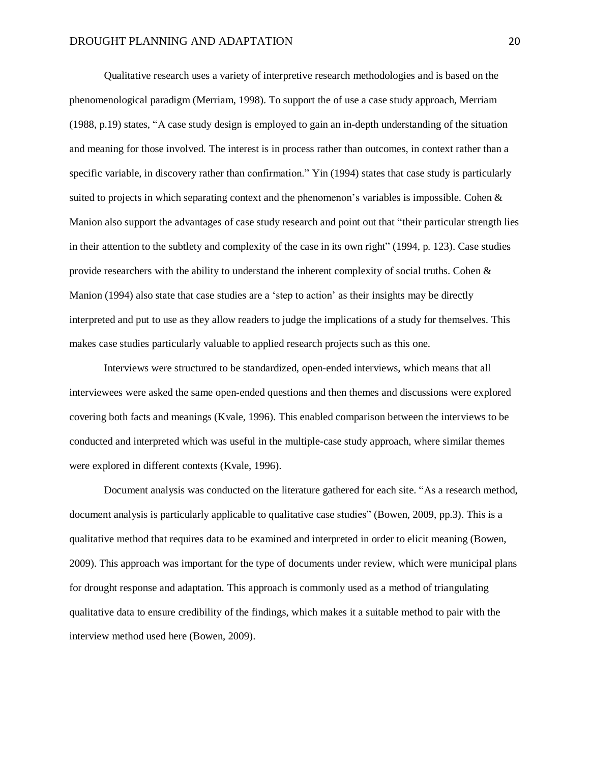Qualitative research uses a variety of interpretive research methodologies and is based on the phenomenological paradigm (Merriam, 1998). To support the of use a case study approach, Merriam (1988, p.19) states, “A case study design is employed to gain an in-depth understanding of the situation and meaning for those involved. The interest is in process rather than outcomes, in context rather than a specific variable, in discovery rather than confirmation.” Yin (1994) states that case study is particularly suited to projects in which separating context and the phenomenon’s variables is impossible. Cohen & Manion also support the advantages of case study research and point out that “their particular strength lies in their attention to the subtlety and complexity of the case in its own right” (1994, p. 123). Case studies provide researchers with the ability to understand the inherent complexity of social truths. Cohen & Manion (1994) also state that case studies are a ‘step to action’ as their insights may be directly interpreted and put to use as they allow readers to judge the implications of a study for themselves. This makes case studies particularly valuable to applied research projects such as this one.

Interviews were structured to be standardized, open-ended interviews, which means that all interviewees were asked the same open-ended questions and then themes and discussions were explored covering both facts and meanings (Kvale, 1996). This enabled comparison between the interviews to be conducted and interpreted which was useful in the multiple-case study approach, where similar themes were explored in different contexts (Kvale, 1996).

Document analysis was conducted on the literature gathered for each site. “As a research method, document analysis is particularly applicable to qualitative case studies” (Bowen, 2009, pp.3). This is a qualitative method that requires data to be examined and interpreted in order to elicit meaning (Bowen, 2009). This approach was important for the type of documents under review, which were municipal plans for drought response and adaptation. This approach is commonly used as a method of triangulating qualitative data to ensure credibility of the findings, which makes it a suitable method to pair with the interview method used here (Bowen, 2009).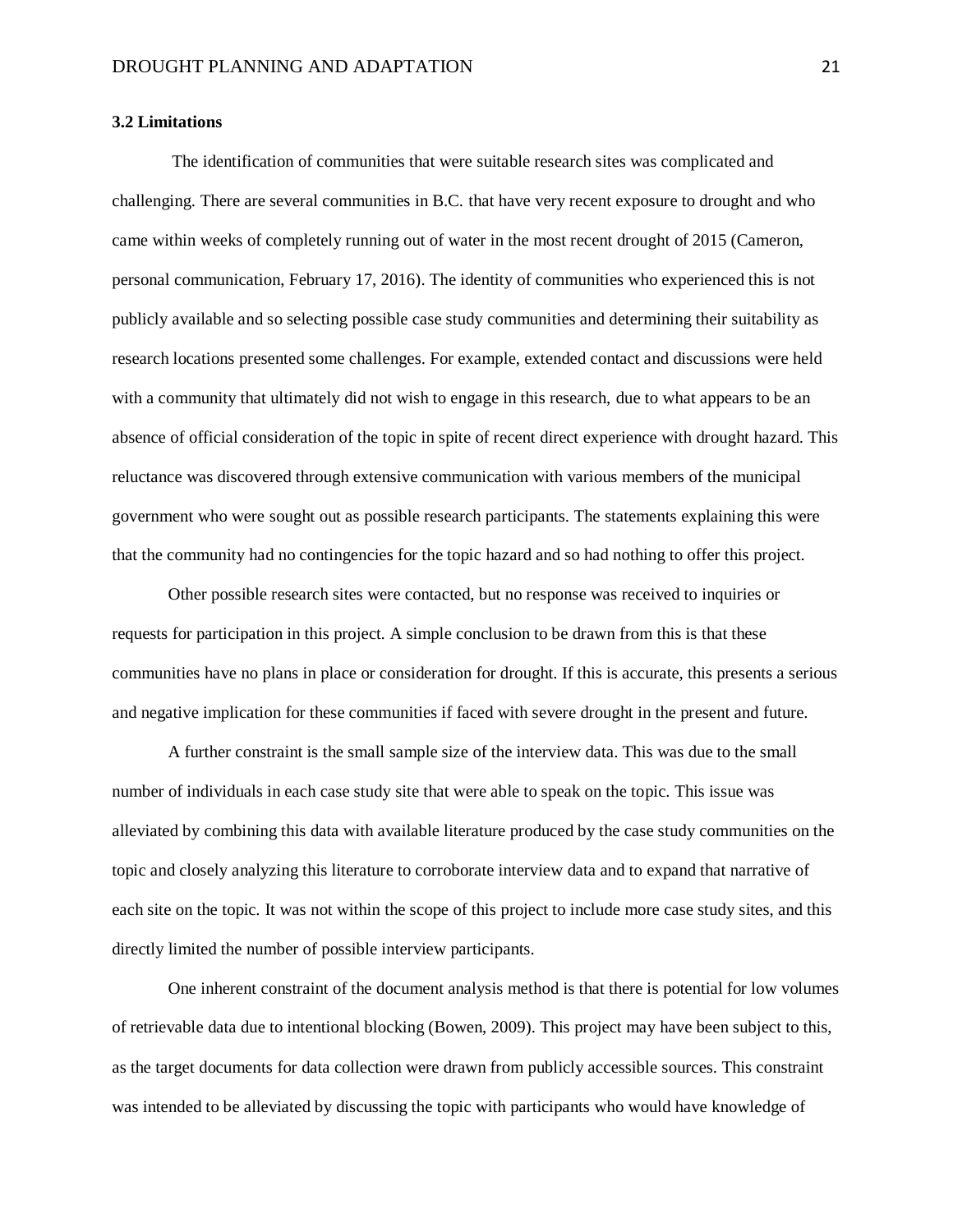### 3.2 Limitations

The identification of communities that were suitable research sites was complicated and challenging. There are several communities in B.C. that have very recent exposure to drought and who came within weeks of completely running out of water in the most recent drought of 2015 (Cameron, personal communication, February 17, 2016). The identity of communities who experienced this is not publicly available and so selecting possible case study communities and determining their suitability as research locations presented some challenges. For example, extended contact and discussions were held with a community that ultimately did not wish to engage in this research, due to what appears to be an absence of official consideration of the topic in spite of recent direct experience with drought hazard. This reluctance was discovered through extensive communication with various members of the municipal government who were sought out as possible research participants. The statements explaining this were that the community had no contingencies for the topic hazard and so had nothing to offer this project.

Other possible research sites were contacted, but no response was received to inquiries or requests for participation in this project. A simple conclusion to be drawn from this is that these communities have no plans in place or consideration for drought. If this is accurate, this presents a serious and negative implication for these communities if faced with severe drought in the present and future.

A further constraint is the small sample size of the interview data. This was due to the small number of individuals in each case study site that were able to speak on the topic. This issue was alleviated by combining this data with available literature produced by the case study communities on the topic and closely analyzing this literature to corroborate interview data and to expand that narrative of each site on the topic. It was not within the scope of this project to include more case study sites, and this directly limited the number of possible interview participants.

One inherent constraint of the document analysis method is that there is potential for low volumes of retrievable data due to intentional blocking (Bowen, 2009). This project may have been subject to this, as the target documents for data collection were drawn from publicly accessible sources. This constraint was intended to be alleviated by discussing the topic with participants who would have knowledge of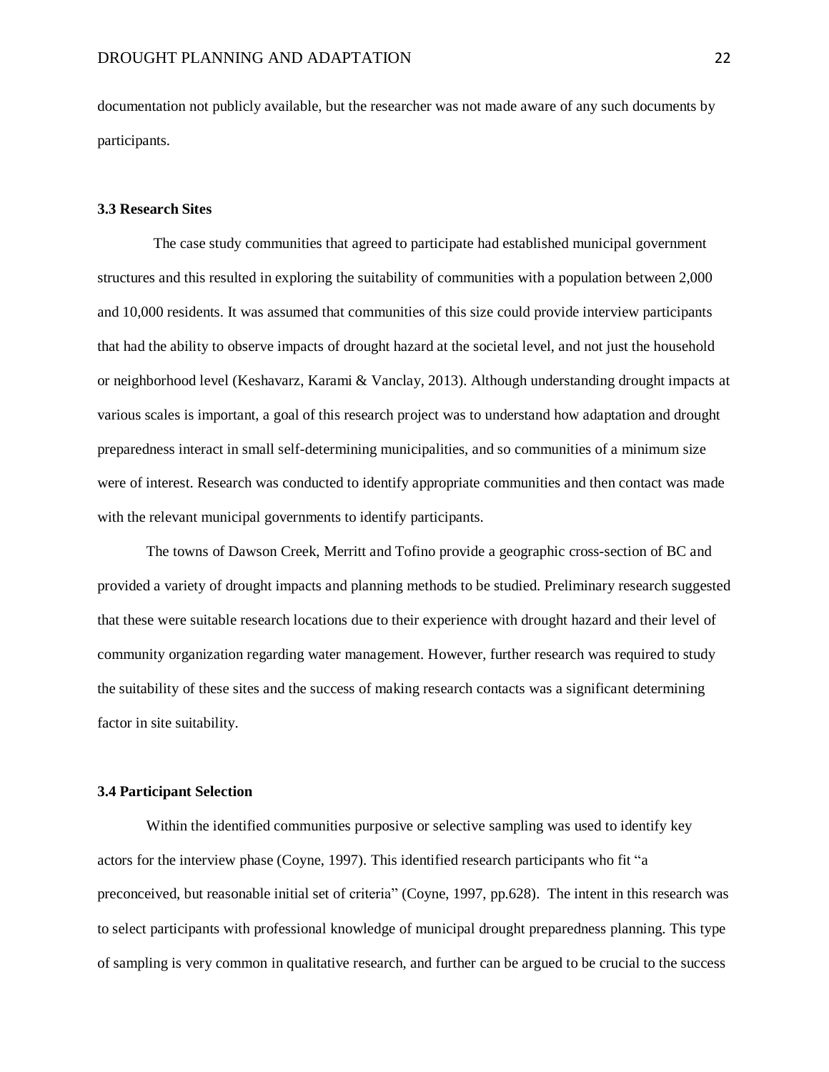documentation not publicly available, but the researcher was not made aware of any such documents by participants.

### 3.3 Research Sites

The case study communities that agreed to participate had established municipal government structures and this resulted in exploring the suitability of communities with a population between 2,000 and 10,000 residents. It was assumed that communities of this size could provide interview participants that had the ability to observe impacts of drought hazard at the societal level, and not just the household or neighborhood level (Keshavarz, Karami & Vanclay, 2013). Although understanding drought impacts at various scales is important, a goal of this research project was to understand how adaptation and drought preparedness interact in small self-determining municipalities, and so communities of a minimum size were of interest. Research was conducted to identify appropriate communities and then contact was made with the relevant municipal governments to identify participants.

The towns of Dawson Creek, Merritt and Tofino provide a geographic cross-section of BC and provided a variety of drought impacts and planning methods to be studied. Preliminary research suggested that these were suitable research locations due to their experience with drought hazard and their level of community organization regarding water management. However, further research was required to study the suitability of these sites and the success of making research contacts was a significant determining factor in site suitability.

### 3.4 Participant Selection

Within the identified communities purposive or selective sampling was used to identify key actors for the interview phase (Coyne, 1997). This identified research participants who fit "a preconceived, but reasonable initial set of criteria" (Coyne, 1997, pp.628). The intent in this research was to select participants with professional knowledge of municipal drought preparedness planning. This type of sampling is very common in qualitative research, and further can be argued to be crucial to the success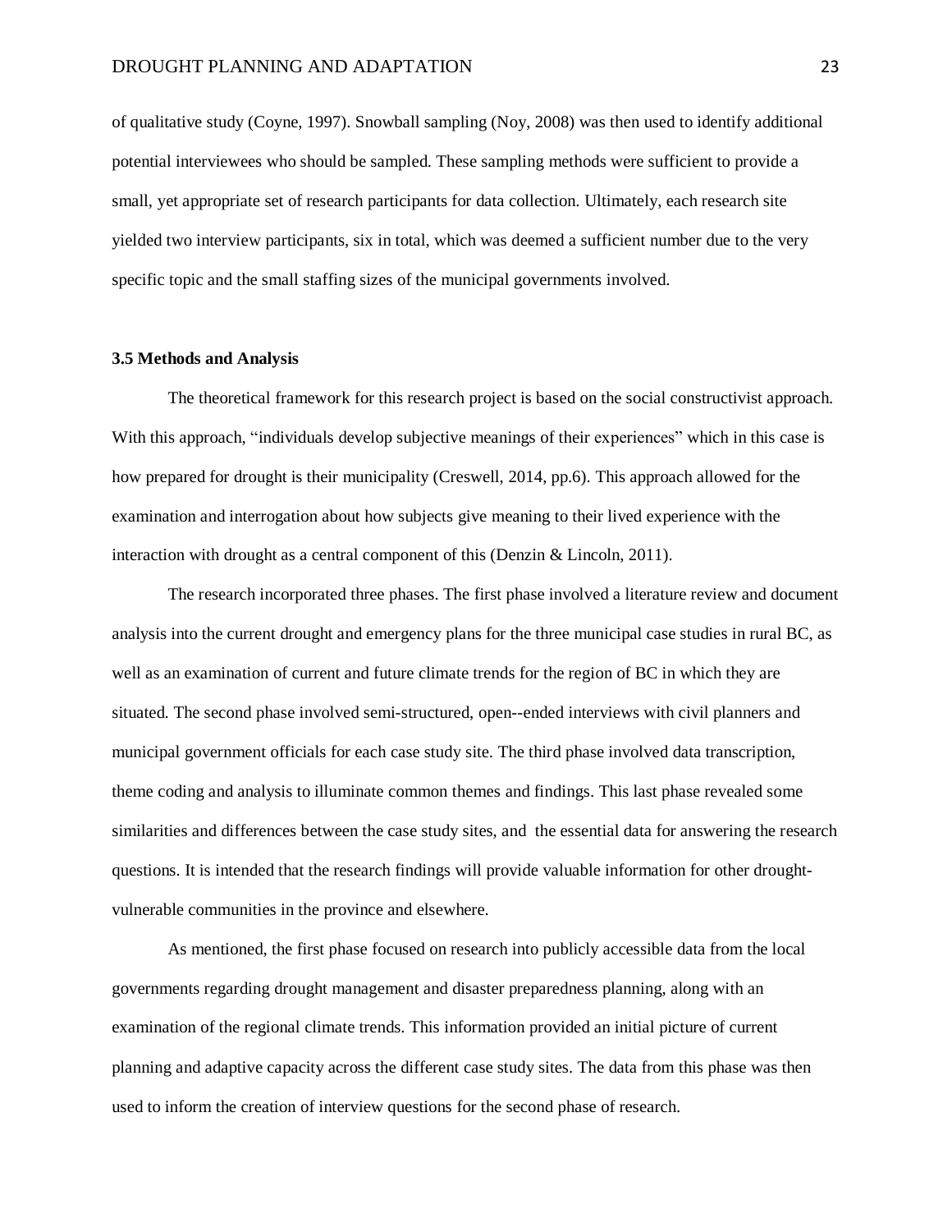of qualitative study (Coyne, 1997). Snowball sampling (Noy, 2008) was then used to identify additional potential interviewees who should be sampled. These sampling methods were sufficient to provide a small, yet appropriate set of research participants for data collection. Ultimately, each research site yielded two interview participants, six in total, which was deemed a sufficient number due to the very specific topic and the small staffing sizes of the municipal governments involved.

### 3.5 Methods and Analysis

The theoretical framework for this research project is based on the social constructivist approach. With this approach, "individuals develop subjective meanings of their experiences" which in this case is how prepared for drought is their municipality (Creswell, 2014, pp.6). This approach allowed for the examination and interrogation about how subjects give meaning to their lived experience with the interaction with drought as a central component of this (Denzin & Lincoln, 2011).

The research incorporated three phases. The first phase involved a literature review and document analysis into the current drought and emergency plans for the three municipal case studies in rural BC, as well as an examination of current and future climate trends for the region of BC in which they are situated. The second phase involved semi-structured, open--ended interviews with civil planners and municipal government officials for each case study site. The third phase involved data transcription, theme coding and analysis to illuminate common themes and findings. This last phase revealed some similarities and differences between the case study sites, and the essential data for answering the research questions. It is intended that the research findings will provide valuable information for other drought-vulnerable communities in the province and elsewhere.

As mentioned, the first phase focused on research into publicly accessible data from the local governments regarding drought management and disaster preparedness planning, along with an examination of the regional climate trends. This information provided an initial picture of current planning and adaptive capacity across the different case study sites. The data from this phase was then used to inform the creation of interview questions for the second phase of research.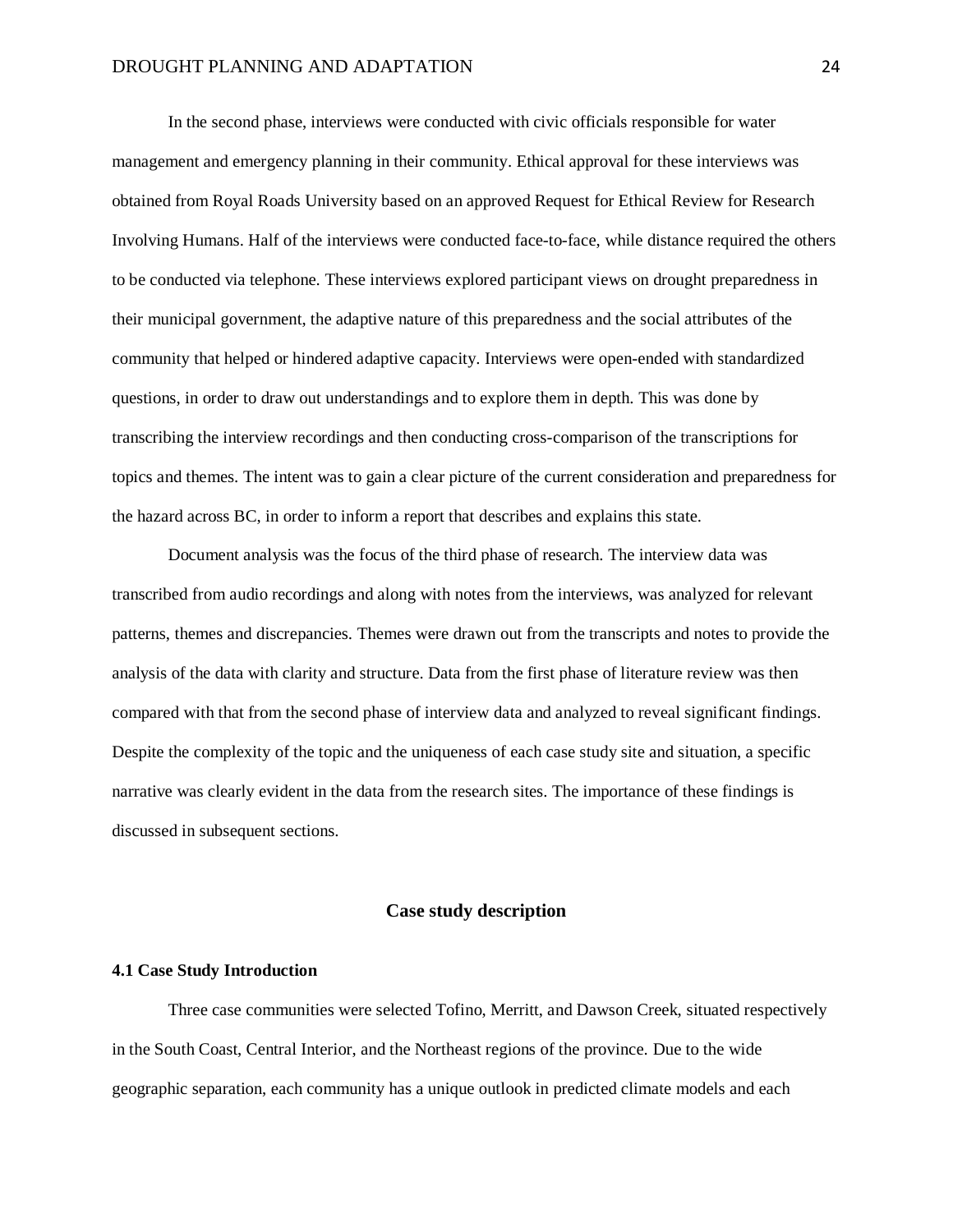In the second phase, interviews were conducted with civic officials responsible for water management and emergency planning in their community. Ethical approval for these interviews was obtained from Royal Roads University based on an approved Request for Ethical Review for Research Involving Humans. Half of the interviews were conducted face-to-face, while distance required the others to be conducted via telephone. These interviews explored participant views on drought preparedness in their municipal government, the adaptive nature of this preparedness and the social attributes of the community that helped or hindered adaptive capacity. Interviews were open-ended with standardized questions, in order to draw out understandings and to explore them in depth. This was done by transcribing the interview recordings and then conducting cross-comparison of the transcriptions for topics and themes. The intent was to gain a clear picture of the current consideration and preparedness for the hazard across BC, in order to inform a report that describes and explains this state.

Document analysis was the focus of the third phase of research. The interview data was transcribed from audio recordings and along with notes from the interviews, was analyzed for relevant patterns, themes and discrepancies. Themes were drawn out from the transcripts and notes to provide the analysis of the data with clarity and structure. Data from the first phase of literature review was then compared with that from the second phase of interview data and analyzed to reveal significant findings. Despite the complexity of the topic and the uniqueness of each case study site and situation, a specific narrative was clearly evident in the data from the research sites. The importance of these findings is discussed in subsequent sections.

## Case study description

### 4.1 Case Study Introduction

Three case communities were selected Tofino, Merritt, and Dawson Creek, situated respectively in the South Coast, Central Interior, and the Northeast regions of the province. Due to the wide geographic separation, each community has a unique outlook in predicted climate models and each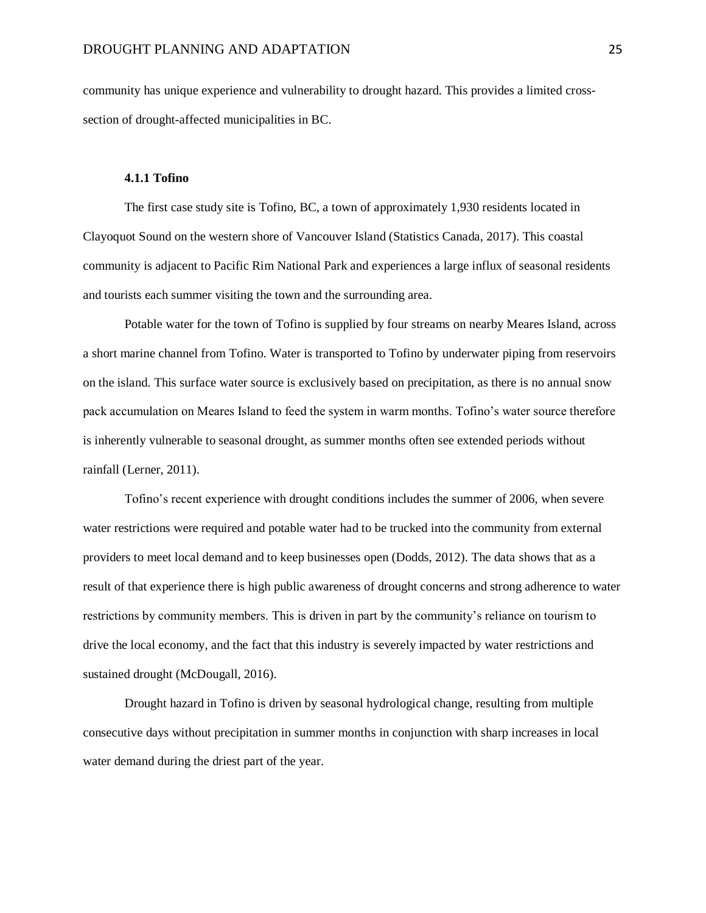community has unique experience and vulnerability to drought hazard. This provides a limited cross-section of drought-affected municipalities in BC.

### 4.1.1 Tofino

The first case study site is Tofino, BC, a town of approximately 1,930 residents located in Clayoquot Sound on the western shore of Vancouver Island (Statistics Canada, 2017). This coastal community is adjacent to Pacific Rim National Park and experiences a large influx of seasonal residents and tourists each summer visiting the town and the surrounding area.

Potable water for the town of Tofino is supplied by four streams on nearby Meares Island, across a short marine channel from Tofino. Water is transported to Tofino by underwater piping from reservoirs on the island. This surface water source is exclusively based on precipitation, as there is no annual snow pack accumulation on Meares Island to feed the system in warm months. Tofino's water source therefore is inherently vulnerable to seasonal drought, as summer months often see extended periods without rainfall (Lerner, 2011).

Tofino's recent experience with drought conditions includes the summer of 2006, when severe water restrictions were required and potable water had to be trucked into the community from external providers to meet local demand and to keep businesses open (Dodds, 2012). The data shows that as a result of that experience there is high public awareness of drought concerns and strong adherence to water restrictions by community members. This is driven in part by the community's reliance on tourism to drive the local economy, and the fact that this industry is severely impacted by water restrictions and sustained drought (McDougall, 2016).

Drought hazard in Tofino is driven by seasonal hydrological change, resulting from multiple consecutive days without precipitation in summer months in conjunction with sharp increases in local water demand during the driest part of the year.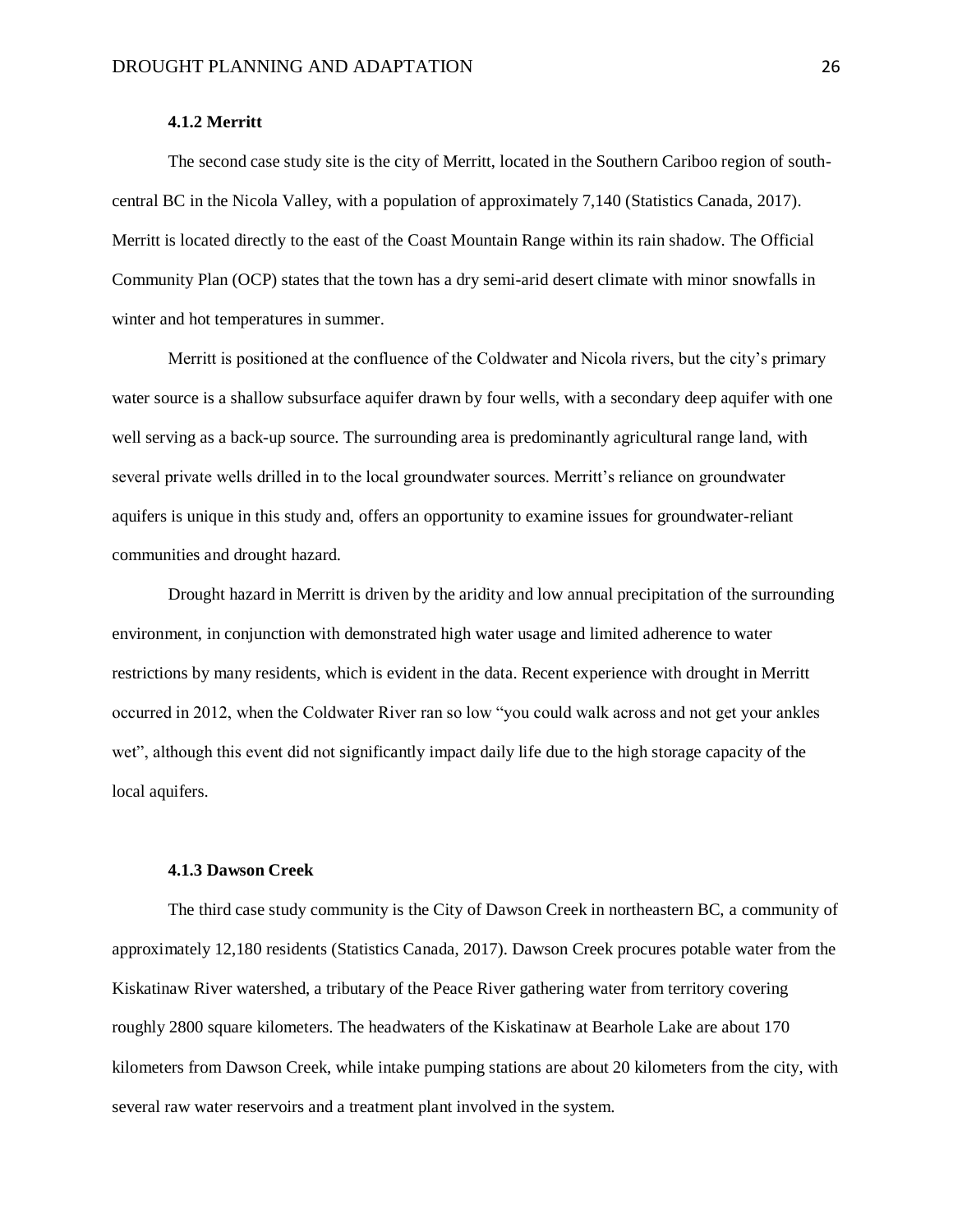#### 4.1.2 Merritt

The second case study site is the city of Merritt, located in the Southern Cariboo region of south-central BC in the Nicola Valley, with a population of approximately 7,140 (Statistics Canada, 2017). Merritt is located directly to the east of the Coast Mountain Range within its rain shadow. The Official Community Plan (OCP) states that the town has a dry semi-arid desert climate with minor snowfalls in winter and hot temperatures in summer.

Merritt is positioned at the confluence of the Coldwater and Nicola rivers, but the city's primary water source is a shallow subsurface aquifer drawn by four wells, with a secondary deep aquifer with one well serving as a back-up source. The surrounding area is predominantly agricultural range land, with several private wells drilled in to the local groundwater sources. Merritt's reliance on groundwater aquifers is unique in this study and, offers an opportunity to examine issues for groundwater-reliant communities and drought hazard.

Drought hazard in Merritt is driven by the aridity and low annual precipitation of the surrounding environment, in conjunction with demonstrated high water usage and limited adherence to water restrictions by many residents, which is evident in the data. Recent experience with drought in Merritt occurred in 2012, when the Coldwater River ran so low "you could walk across and not get your ankles wet", although this event did not significantly impact daily life due to the high storage capacity of the local aquifers.

#### 4.1.3 Dawson Creek

The third case study community is the City of Dawson Creek in northeastern BC, a community of approximately 12,180 residents (Statistics Canada, 2017). Dawson Creek procures potable water from the Kiskatinaw River watershed, a tributary of the Peace River gathering water from territory covering roughly 2800 square kilometers. The headwaters of the Kiskatinaw at Bearhole Lake are about 170 kilometers from Dawson Creek, while intake pumping stations are about 20 kilometers from the city, with several raw water reservoirs and a treatment plant involved in the system.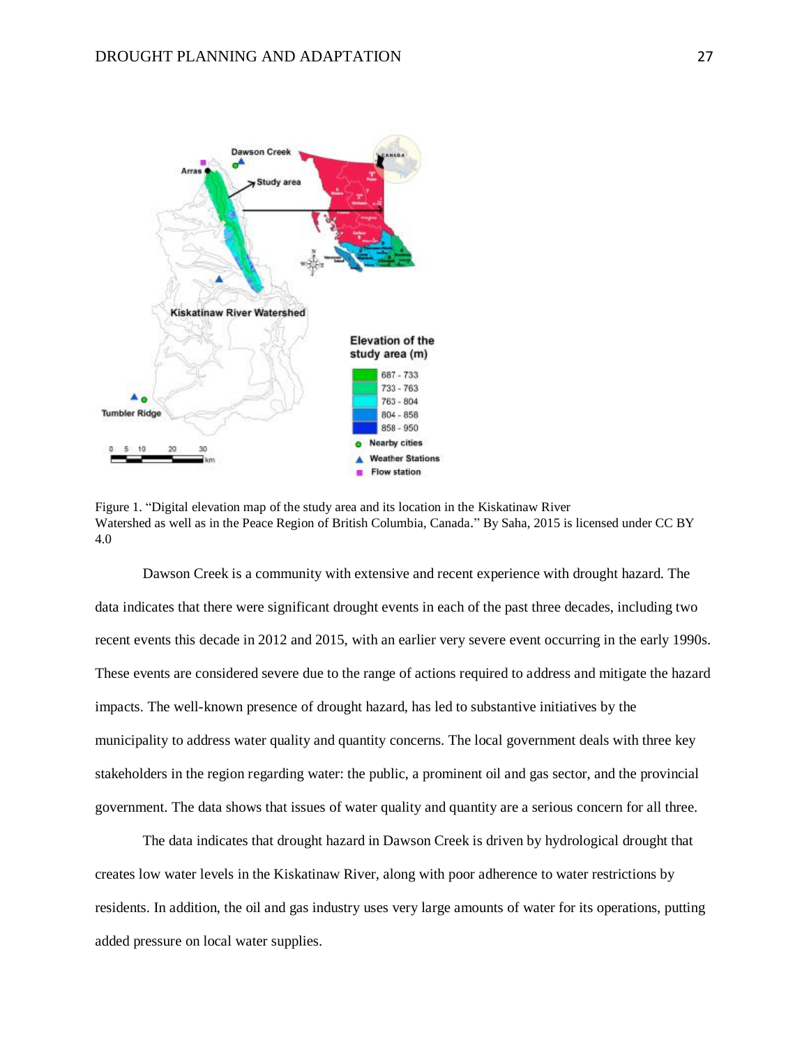Figure 1. "Digital elevation map of the study area and its location in the Kiskatinaw River Watershed as well as in the Peace Region of British Columbia, Canada." By Saha, 2015 is licensed under CC BY 4.0

Dawson Creek is a community with extensive and recent experience with drought hazard. The data indicates that there were significant drought events in each of the past three decades, including two recent events this decade in 2012 and 2015, with an earlier very severe event occurring in the early 1990s. These events are considered severe due to the range of actions required to address and mitigate the hazard impacts. The well-known presence of drought hazard, has led to substantive initiatives by the municipality to address water quality and quantity concerns. The local government deals with three key stakeholders in the region regarding water: the public, a prominent oil and gas sector, and the provincial government. The data shows that issues of water quality and quantity are a serious concern for all three.

The data indicates that drought hazard in Dawson Creek is driven by hydrological drought that creates low water levels in the Kiskatinaw River, along with poor adherence to water restrictions by residents. In addition, the oil and gas industry uses very large amounts of water for its operations, putting added pressure on local water supplies.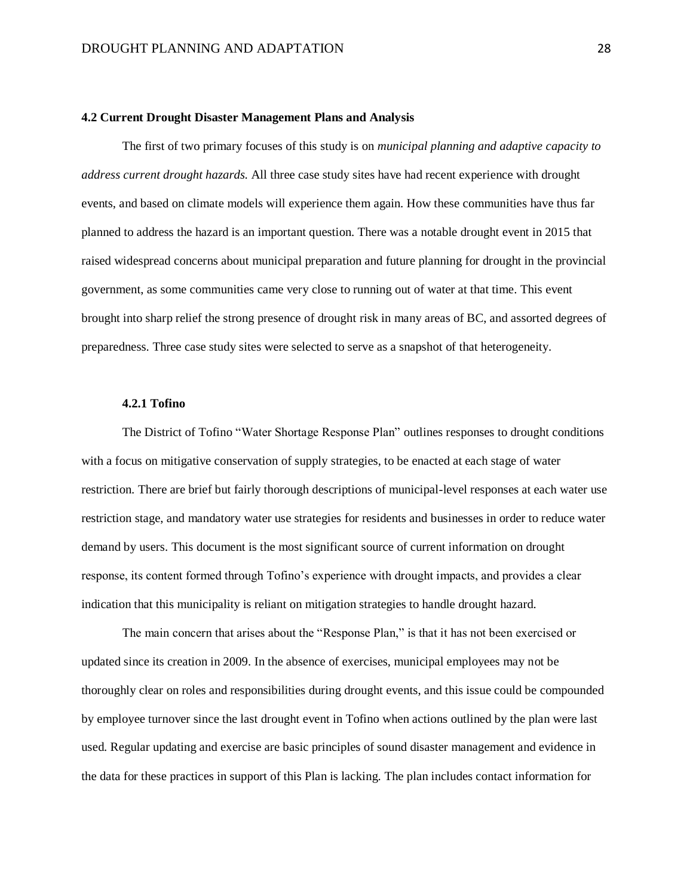### 4.2 Current Drought Disaster Management Plans and Analysis

The first of two primary focuses of this study is on *municipal planning and adaptive capacity to address current drought hazards.* All three case study sites have had recent experience with drought events, and based on climate models will experience them again. How these communities have thus far planned to address the hazard is an important question. There was a notable drought event in 2015 that raised widespread concerns about municipal preparation and future planning for drought in the provincial government, as some communities came very close to running out of water at that time. This event brought into sharp relief the strong presence of drought risk in many areas of BC, and assorted degrees of preparedness. Three case study sites were selected to serve as a snapshot of that heterogeneity.

#### 4.2.1 Tofino

The District of Tofino "Water Shortage Response Plan" outlines responses to drought conditions with a focus on mitigative conservation of supply strategies, to be enacted at each stage of water restriction. There are brief but fairly thorough descriptions of municipal-level responses at each water use restriction stage, and mandatory water use strategies for residents and businesses in order to reduce water demand by users. This document is the most significant source of current information on drought response, its content formed through Tofino's experience with drought impacts, and provides a clear indication that this municipality is reliant on mitigation strategies to handle drought hazard.

The main concern that arises about the "Response Plan," is that it has not been exercised or updated since its creation in 2009. In the absence of exercises, municipal employees may not be thoroughly clear on roles and responsibilities during drought events, and this issue could be compounded by employee turnover since the last drought event in Tofino when actions outlined by the plan were last used. Regular updating and exercise are basic principles of sound disaster management and evidence in the data for these practices in support of this Plan is lacking. The plan includes contact information for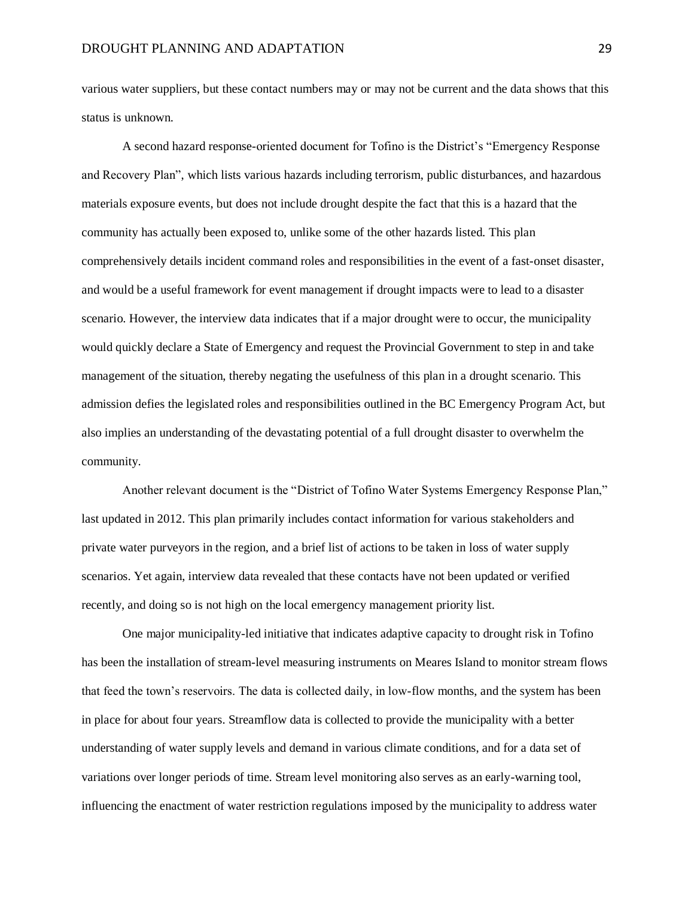various water suppliers, but these contact numbers may or may not be current and the data shows that this status is unknown.

A second hazard response-oriented document for Tofino is the District's "Emergency Response and Recovery Plan", which lists various hazards including terrorism, public disturbances, and hazardous materials exposure events, but does not include drought despite the fact that this is a hazard that the community has actually been exposed to, unlike some of the other hazards listed. This plan comprehensively details incident command roles and responsibilities in the event of a fast-onset disaster, and would be a useful framework for event management if drought impacts were to lead to a disaster scenario. However, the interview data indicates that if a major drought were to occur, the municipality would quickly declare a State of Emergency and request the Provincial Government to step in and take management of the situation, thereby negating the usefulness of this plan in a drought scenario. This admission defies the legislated roles and responsibilities outlined in the BC Emergency Program Act, but also implies an understanding of the devastating potential of a full drought disaster to overwhelm the community.

Another relevant document is the "District of Tofino Water Systems Emergency Response Plan," last updated in 2012. This plan primarily includes contact information for various stakeholders and private water purveyors in the region, and a brief list of actions to be taken in loss of water supply scenarios. Yet again, interview data revealed that these contacts have not been updated or verified recently, and doing so is not high on the local emergency management priority list.

One major municipality-led initiative that indicates adaptive capacity to drought risk in Tofino has been the installation of stream-level measuring instruments on Meares Island to monitor stream flows that feed the town's reservoirs. The data is collected daily, in low-flow months, and the system has been in place for about four years. Streamflow data is collected to provide the municipality with a better understanding of water supply levels and demand in various climate conditions, and for a data set of variations over longer periods of time. Stream level monitoring also serves as an early-warning tool, influencing the enactment of water restriction regulations imposed by the municipality to address water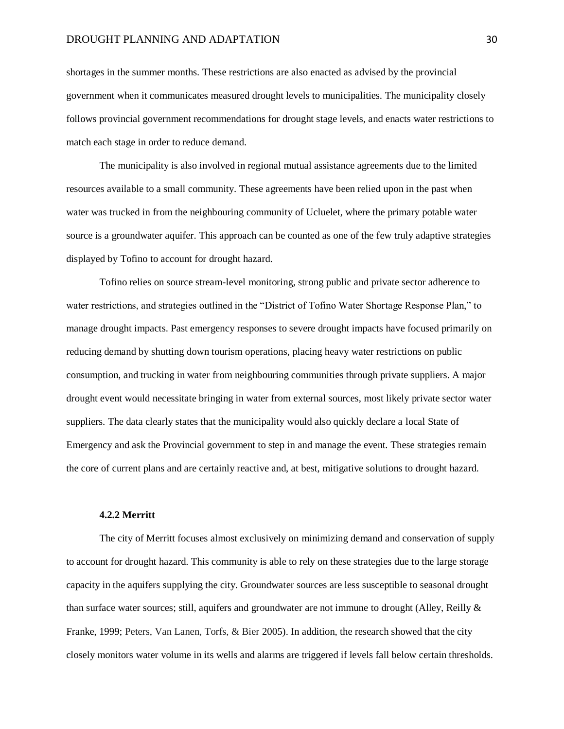shortages in the summer months. These restrictions are also enacted as advised by the provincial government when it communicates measured drought levels to municipalities. The municipality closely follows provincial government recommendations for drought stage levels, and enacts water restrictions to match each stage in order to reduce demand.

The municipality is also involved in regional mutual assistance agreements due to the limited resources available to a small community. These agreements have been relied upon in the past when water was trucked in from the neighbouring community of Ucluelet, where the primary potable water source is a groundwater aquifer. This approach can be counted as one of the few truly adaptive strategies displayed by Tofino to account for drought hazard.

Tofino relies on source stream-level monitoring, strong public and private sector adherence to water restrictions, and strategies outlined in the "District of Tofino Water Shortage Response Plan," to manage drought impacts. Past emergency responses to severe drought impacts have focused primarily on reducing demand by shutting down tourism operations, placing heavy water restrictions on public consumption, and trucking in water from neighbouring communities through private suppliers. A major drought event would necessitate bringing in water from external sources, most likely private sector water suppliers. The data clearly states that the municipality would also quickly declare a local State of Emergency and ask the Provincial government to step in and manage the event. These strategies remain the core of current plans and are certainly reactive and, at best, mitigative solutions to drought hazard.

### 4.2.2 Merritt

The city of Merritt focuses almost exclusively on minimizing demand and conservation of supply to account for drought hazard. This community is able to rely on these strategies due to the large storage capacity in the aquifers supplying the city. Groundwater sources are less susceptible to seasonal drought than surface water sources; still, aquifers and groundwater are not immune to drought (Alley, Reilly & Franke, 1999; Peters, Van Lanen, Torfs, & Bier 2005). In addition, the research showed that the city closely monitors water volume in its wells and alarms are triggered if levels fall below certain thresholds.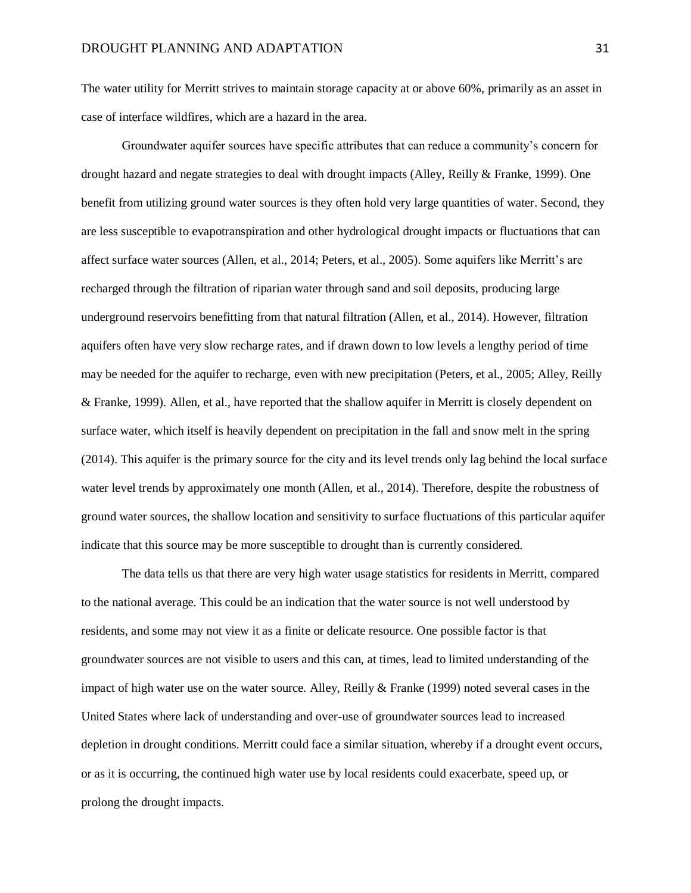The water utility for Merritt strives to maintain storage capacity at or above 60%, primarily as an asset in case of interface wildfires, which are a hazard in the area.

Groundwater aquifer sources have specific attributes that can reduce a community's concern for drought hazard and negate strategies to deal with drought impacts (Alley, Reilly & Franke, 1999). One benefit from utilizing ground water sources is they often hold very large quantities of water. Second, they are less susceptible to evapotranspiration and other hydrological drought impacts or fluctuations that can affect surface water sources (Allen, et al., 2014; Peters, et al., 2005). Some aquifers like Merritt's are recharged through the filtration of riparian water through sand and soil deposits, producing large underground reservoirs benefitting from that natural filtration (Allen, et al., 2014). However, filtration aquifers often have very slow recharge rates, and if drawn down to low levels a lengthy period of time may be needed for the aquifer to recharge, even with new precipitation (Peters, et al., 2005; Alley, Reilly & Franke, 1999). Allen, et al., have reported that the shallow aquifer in Merritt is closely dependent on surface water, which itself is heavily dependent on precipitation in the fall and snow melt in the spring (2014). This aquifer is the primary source for the city and its level trends only lag behind the local surface water level trends by approximately one month (Allen, et al., 2014). Therefore, despite the robustness of ground water sources, the shallow location and sensitivity to surface fluctuations of this particular aquifer indicate that this source may be more susceptible to drought than is currently considered.

The data tells us that there are very high water usage statistics for residents in Merritt, compared to the national average. This could be an indication that the water source is not well understood by residents, and some may not view it as a finite or delicate resource. One possible factor is that groundwater sources are not visible to users and this can, at times, lead to limited understanding of the impact of high water use on the water source. Alley, Reilly & Franke (1999) noted several cases in the United States where lack of understanding and over-use of groundwater sources lead to increased depletion in drought conditions. Merritt could face a similar situation, whereby if a drought event occurs, or as it is occurring, the continued high water use by local residents could exacerbate, speed up, or prolong the drought impacts.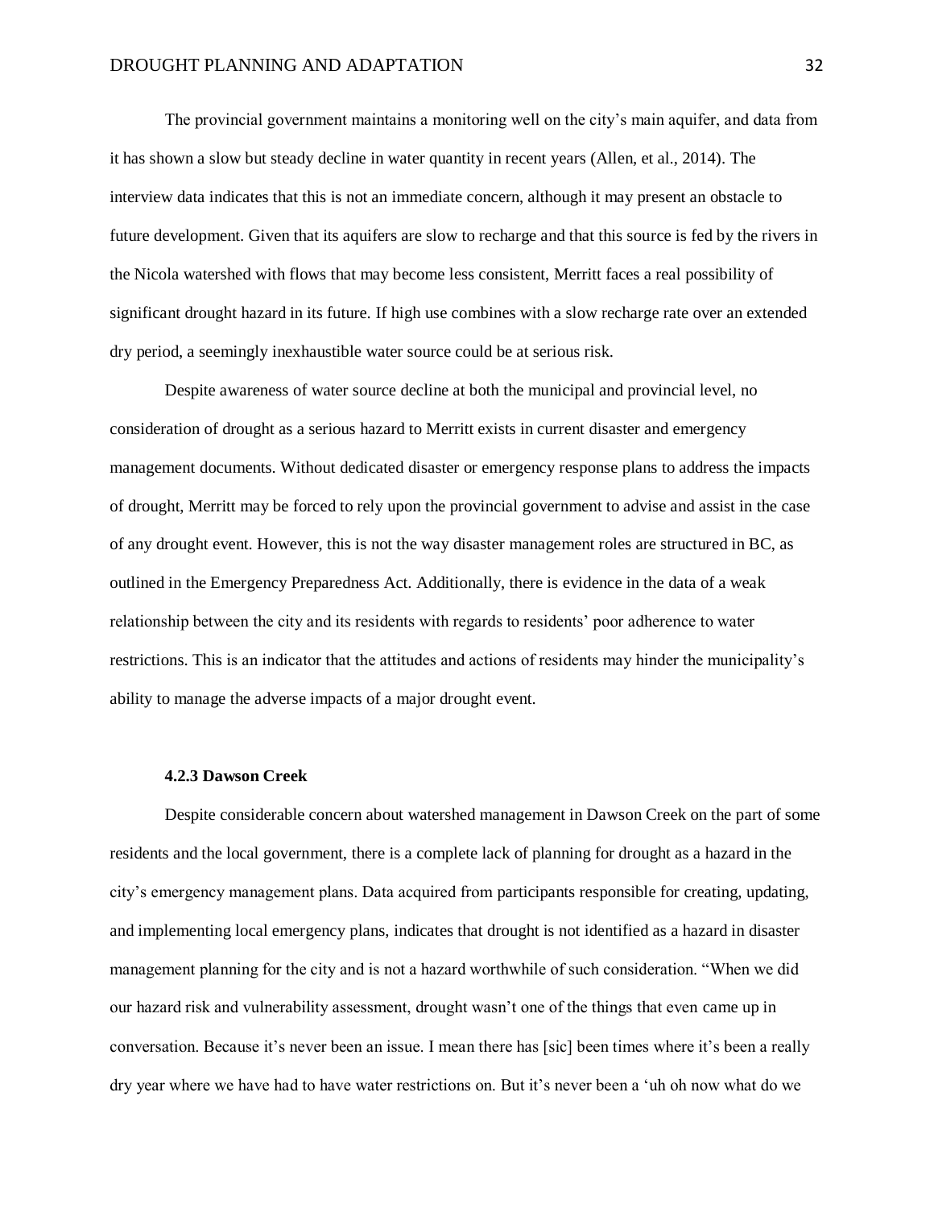The provincial government maintains a monitoring well on the city's main aquifer, and data from it has shown a slow but steady decline in water quantity in recent years (Allen, et al., 2014). The interview data indicates that this is not an immediate concern, although it may present an obstacle to future development. Given that its aquifers are slow to recharge and that this source is fed by the rivers in the Nicola watershed with flows that may become less consistent, Merritt faces a real possibility of significant drought hazard in its future. If high use combines with a slow recharge rate over an extended dry period, a seemingly inexhaustible water source could be at serious risk.

Despite awareness of water source decline at both the municipal and provincial level, no consideration of drought as a serious hazard to Merritt exists in current disaster and emergency management documents. Without dedicated disaster or emergency response plans to address the impacts of drought, Merritt may be forced to rely upon the provincial government to advise and assist in the case of any drought event. However, this is not the way disaster management roles are structured in BC, as outlined in the Emergency Preparedness Act. Additionally, there is evidence in the data of a weak relationship between the city and its residents with regards to residents' poor adherence to water restrictions. This is an indicator that the attitudes and actions of residents may hinder the municipality's ability to manage the adverse impacts of a major drought event.

#### 4.2.3 Dawson Creek

Despite considerable concern about watershed management in Dawson Creek on the part of some residents and the local government, there is a complete lack of planning for drought as a hazard in the city's emergency management plans. Data acquired from participants responsible for creating, updating, and implementing local emergency plans, indicates that drought is not identified as a hazard in disaster management planning for the city and is not a hazard worthwhile of such consideration. "When we did our hazard risk and vulnerability assessment, drought wasn't one of the things that even came up in conversation. Because it's never been an issue. I mean there has [sic] been times where it's been a really dry year where we have had to have water restrictions on. But it's never been a 'uh oh now what do we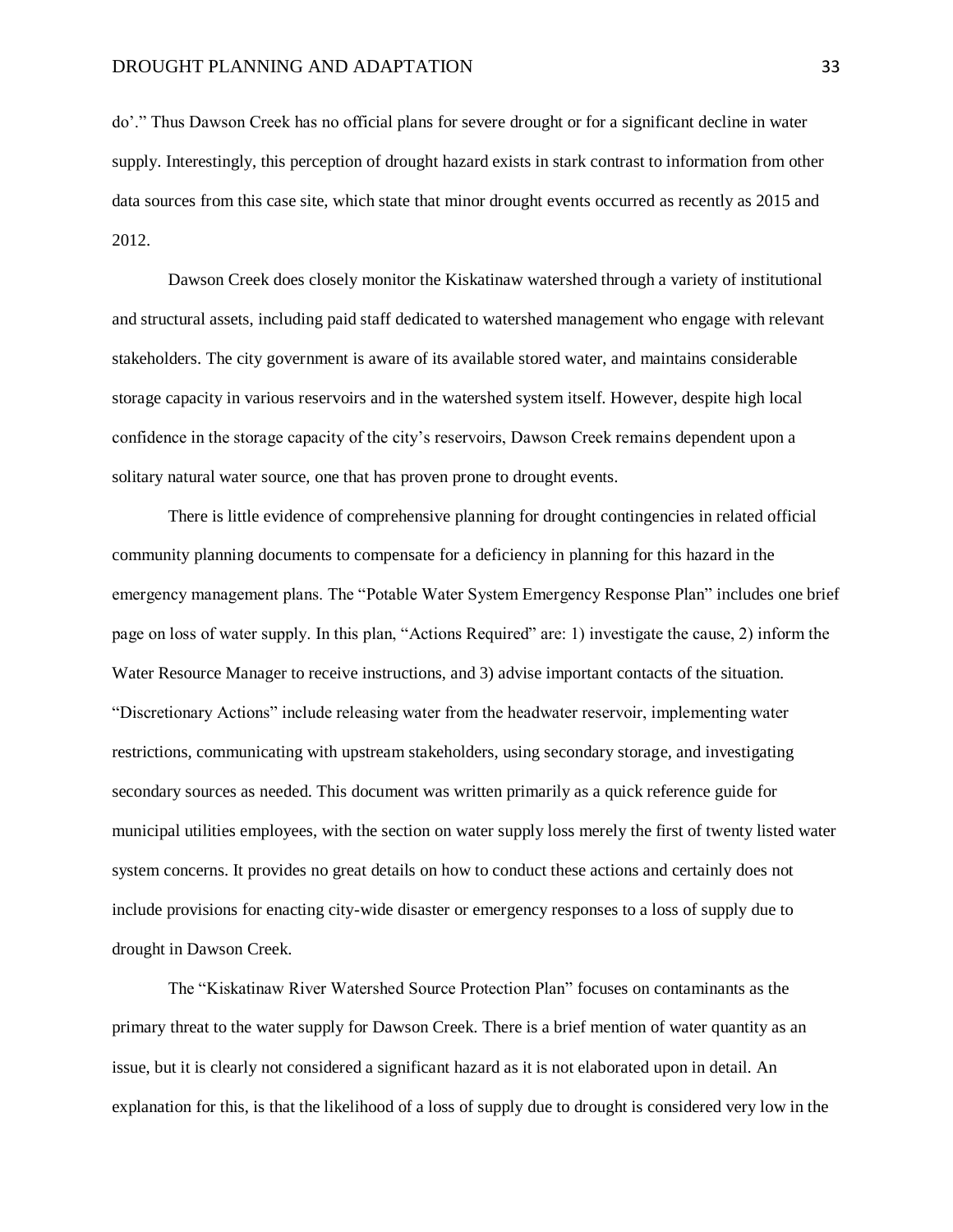do'." Thus Dawson Creek has no official plans for severe drought or for a significant decline in water supply. Interestingly, this perception of drought hazard exists in stark contrast to information from other data sources from this case site, which state that minor drought events occurred as recently as 2015 and 2012.

Dawson Creek does closely monitor the Kiskatinaw watershed through a variety of institutional and structural assets, including paid staff dedicated to watershed management who engage with relevant stakeholders. The city government is aware of its available stored water, and maintains considerable storage capacity in various reservoirs and in the watershed system itself. However, despite high local confidence in the storage capacity of the city's reservoirs, Dawson Creek remains dependent upon a solitary natural water source, one that has proven prone to drought events.

There is little evidence of comprehensive planning for drought contingencies in related official community planning documents to compensate for a deficiency in planning for this hazard in the emergency management plans. The "Potable Water System Emergency Response Plan" includes one brief page on loss of water supply. In this plan, "Actions Required" are: 1) investigate the cause, 2) inform the Water Resource Manager to receive instructions, and 3) advise important contacts of the situation. "Discretionary Actions" include releasing water from the headwater reservoir, implementing water restrictions, communicating with upstream stakeholders, using secondary storage, and investigating secondary sources as needed. This document was written primarily as a quick reference guide for municipal utilities employees, with the section on water supply loss merely the first of twenty listed water system concerns. It provides no great details on how to conduct these actions and certainly does not include provisions for enacting city-wide disaster or emergency responses to a loss of supply due to drought in Dawson Creek.

The "Kiskatinaw River Watershed Source Protection Plan" focuses on contaminants as the primary threat to the water supply for Dawson Creek. There is a brief mention of water quantity as an issue, but it is clearly not considered a significant hazard as it is not elaborated upon in detail. An explanation for this, is that the likelihood of a loss of supply due to drought is considered very low in the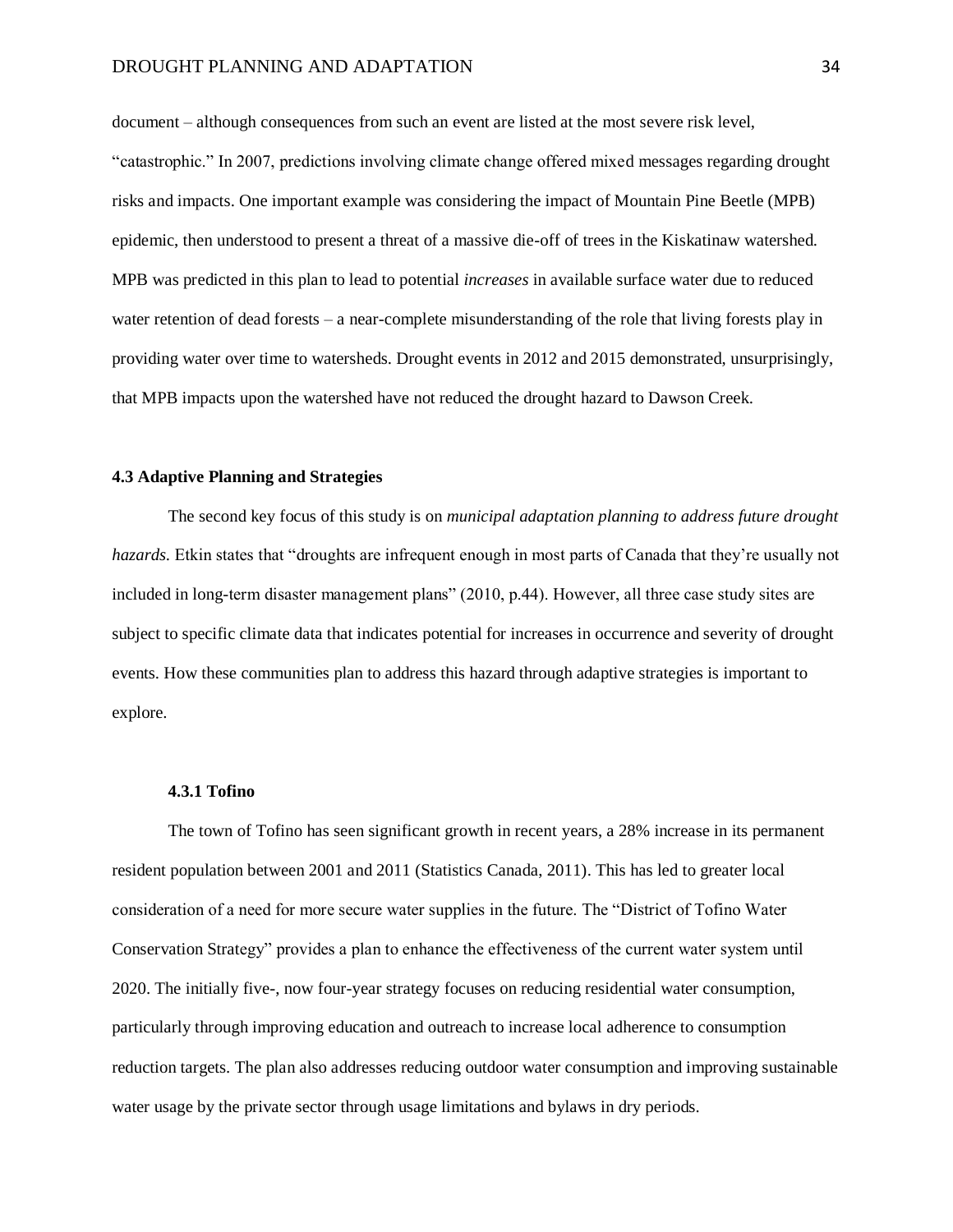document – although consequences from such an event are listed at the most severe risk level, "catastrophic." In 2007, predictions involving climate change offered mixed messages regarding drought risks and impacts. One important example was considering the impact of Mountain Pine Beetle (MPB) epidemic, then understood to present a threat of a massive die-off of trees in the Kiskatinaw watershed. MPB was predicted in this plan to lead to potential *increases* in available surface water due to reduced water retention of dead forests – a near-complete misunderstanding of the role that living forests play in providing water over time to watersheds. Drought events in 2012 and 2015 demonstrated, unsurprisingly, that MPB impacts upon the watershed have not reduced the drought hazard to Dawson Creek.

### 4.3 Adaptive Planning and Strategies

The second key focus of this study is on *municipal adaptation planning to address future drought hazards.* Etkin states that "droughts are infrequent enough in most parts of Canada that they're usually not included in long-term disaster management plans" (2010, p.44). However, all three case study sites are subject to specific climate data that indicates potential for increases in occurrence and severity of drought events. How these communities plan to address this hazard through adaptive strategies is important to explore.

#### 4.3.1 Tofino

The town of Tofino has seen significant growth in recent years, a 28% increase in its permanent resident population between 2001 and 2011 (Statistics Canada, 2011). This has led to greater local consideration of a need for more secure water supplies in the future. The "District of Tofino Water Conservation Strategy" provides a plan to enhance the effectiveness of the current water system until 2020. The initially five-, now four-year strategy focuses on reducing residential water consumption, particularly through improving education and outreach to increase local adherence to consumption reduction targets. The plan also addresses reducing outdoor water consumption and improving sustainable water usage by the private sector through usage limitations and bylaws in dry periods.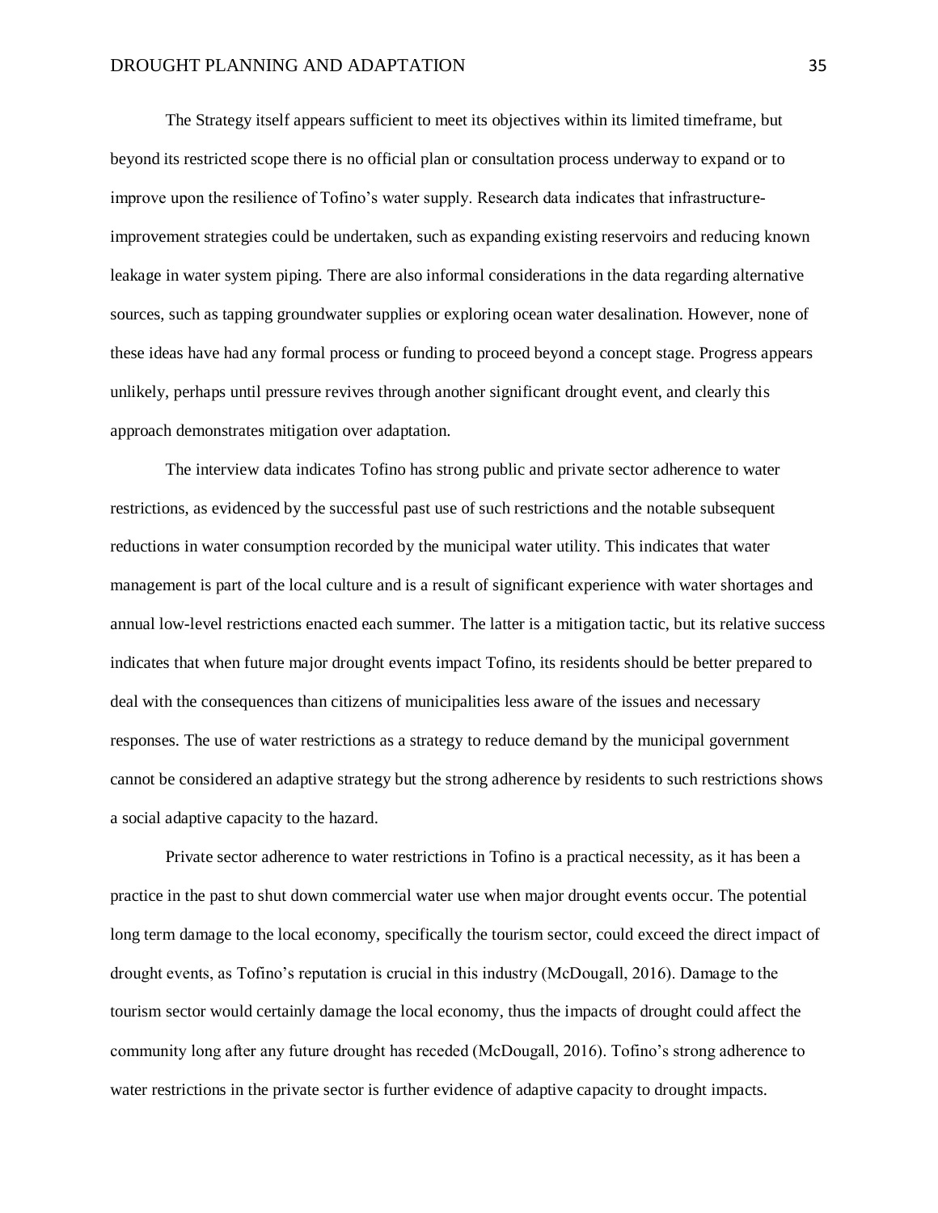The Strategy itself appears sufficient to meet its objectives within its limited timeframe, but beyond its restricted scope there is no official plan or consultation process underway to expand or to improve upon the resilience of Tofino's water supply. Research data indicates that infrastructure-improvement strategies could be undertaken, such as expanding existing reservoirs and reducing known leakage in water system piping. There are also informal considerations in the data regarding alternative sources, such as tapping groundwater supplies or exploring ocean water desalination. However, none of these ideas have had any formal process or funding to proceed beyond a concept stage. Progress appears unlikely, perhaps until pressure revives through another significant drought event, and clearly this approach demonstrates mitigation over adaptation.

The interview data indicates Tofino has strong public and private sector adherence to water restrictions, as evidenced by the successful past use of such restrictions and the notable subsequent reductions in water consumption recorded by the municipal water utility. This indicates that water management is part of the local culture and is a result of significant experience with water shortages and annual low-level restrictions enacted each summer. The latter is a mitigation tactic, but its relative success indicates that when future major drought events impact Tofino, its residents should be better prepared to deal with the consequences than citizens of municipalities less aware of the issues and necessary responses. The use of water restrictions as a strategy to reduce demand by the municipal government cannot be considered an adaptive strategy but the strong adherence by residents to such restrictions shows a social adaptive capacity to the hazard.

Private sector adherence to water restrictions in Tofino is a practical necessity, as it has been a practice in the past to shut down commercial water use when major drought events occur. The potential long term damage to the local economy, specifically the tourism sector, could exceed the direct impact of drought events, as Tofino's reputation is crucial in this industry (McDougall, 2016). Damage to the tourism sector would certainly damage the local economy, thus the impacts of drought could affect the community long after any future drought has receded (McDougall, 2016). Tofino's strong adherence to water restrictions in the private sector is further evidence of adaptive capacity to drought impacts.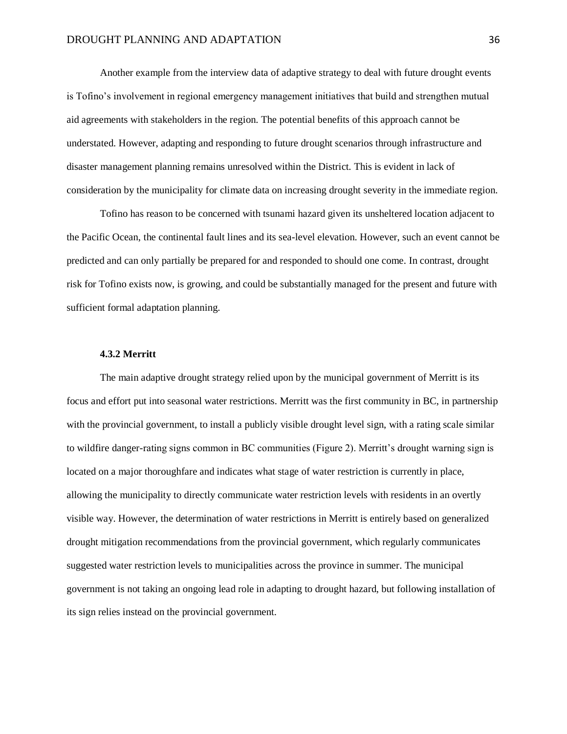Another example from the interview data of adaptive strategy to deal with future drought events is Tofino's involvement in regional emergency management initiatives that build and strengthen mutual aid agreements with stakeholders in the region. The potential benefits of this approach cannot be understated. However, adapting and responding to future drought scenarios through infrastructure and disaster management planning remains unresolved within the District. This is evident in lack of consideration by the municipality for climate data on increasing drought severity in the immediate region.

Tofino has reason to be concerned with tsunami hazard given its unsheltered location adjacent to the Pacific Ocean, the continental fault lines and its sea-level elevation. However, such an event cannot be predicted and can only partially be prepared for and responded to should one come. In contrast, drought risk for Tofino exists now, is growing, and could be substantially managed for the present and future with sufficient formal adaptation planning.

#### 4.3.2 Merritt

The main adaptive drought strategy relied upon by the municipal government of Merritt is its focus and effort put into seasonal water restrictions. Merritt was the first community in BC, in partnership with the provincial government, to install a publicly visible drought level sign, with a rating scale similar to wildfire danger-rating signs common in BC communities (Figure 2). Merritt's drought warning sign is located on a major thoroughfare and indicates what stage of water restriction is currently in place, allowing the municipality to directly communicate water restriction levels with residents in an overtly visible way. However, the determination of water restrictions in Merritt is entirely based on generalized drought mitigation recommendations from the provincial government, which regularly communicates suggested water restriction levels to municipalities across the province in summer. The municipal government is not taking an ongoing lead role in adapting to drought hazard, but following installation of its sign relies instead on the provincial government.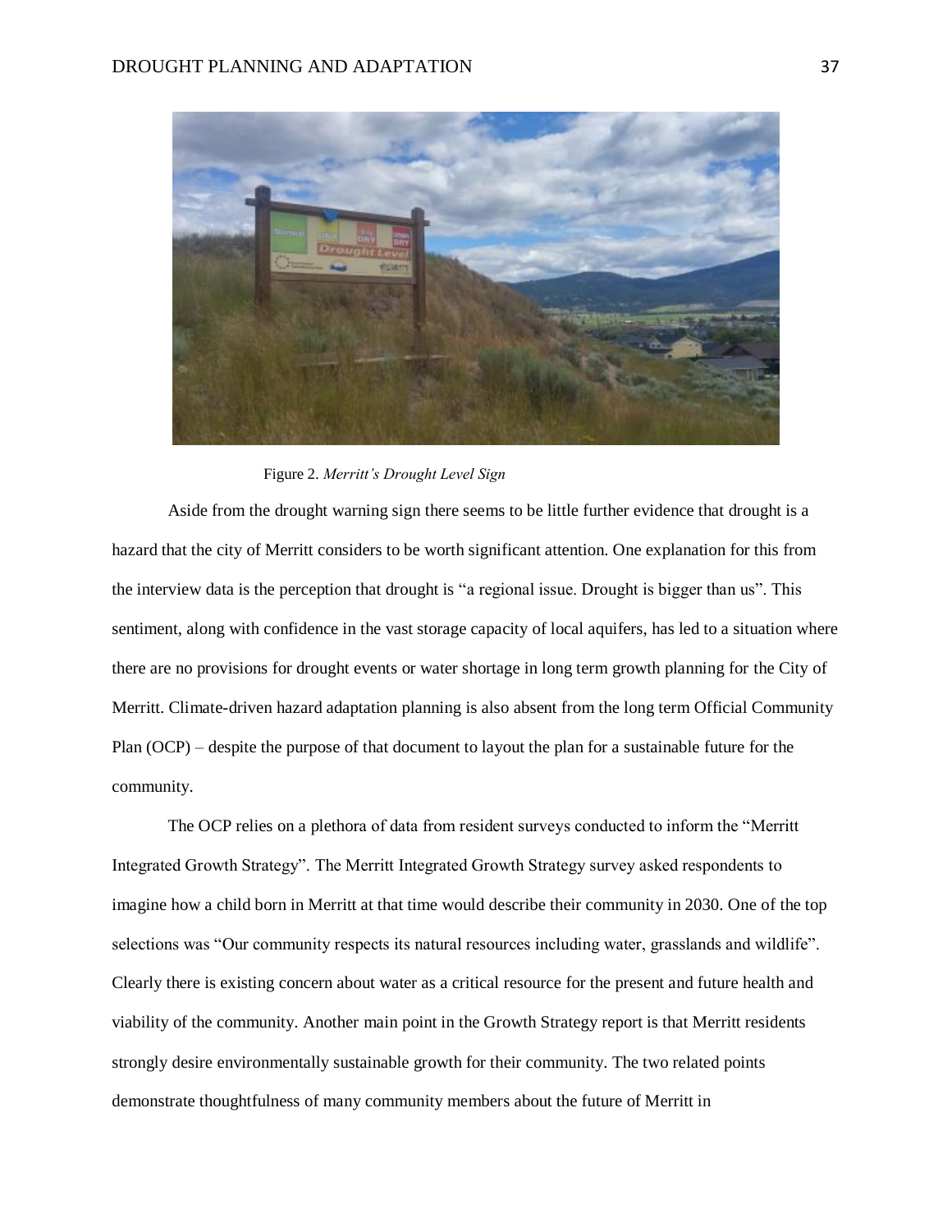Figure 2. *Merritt's Drought Level Sign*

Aside from the drought warning sign there seems to be little further evidence that drought is a hazard that the city of Merritt considers to be worth significant attention. One explanation for this from the interview data is the perception that drought is "a regional issue. Drought is bigger than us". This sentiment, along with confidence in the vast storage capacity of local aquifers, has led to a situation where there are no provisions for drought events or water shortage in long term growth planning for the City of Merritt. Climate-driven hazard adaptation planning is also absent from the long term Official Community Plan (OCP) – despite the purpose of that document to layout the plan for a sustainable future for the community.

The OCP relies on a plethora of data from resident surveys conducted to inform the "Merritt Integrated Growth Strategy". The Merritt Integrated Growth Strategy survey asked respondents to imagine how a child born in Merritt at that time would describe their community in 2030. One of the top selections was "Our community respects its natural resources including water, grasslands and wildlife". Clearly there is existing concern about water as a critical resource for the present and future health and viability of the community. Another main point in the Growth Strategy report is that Merritt residents strongly desire environmentally sustainable growth for their community. The two related points demonstrate thoughtfulness of many community members about the future of Merritt in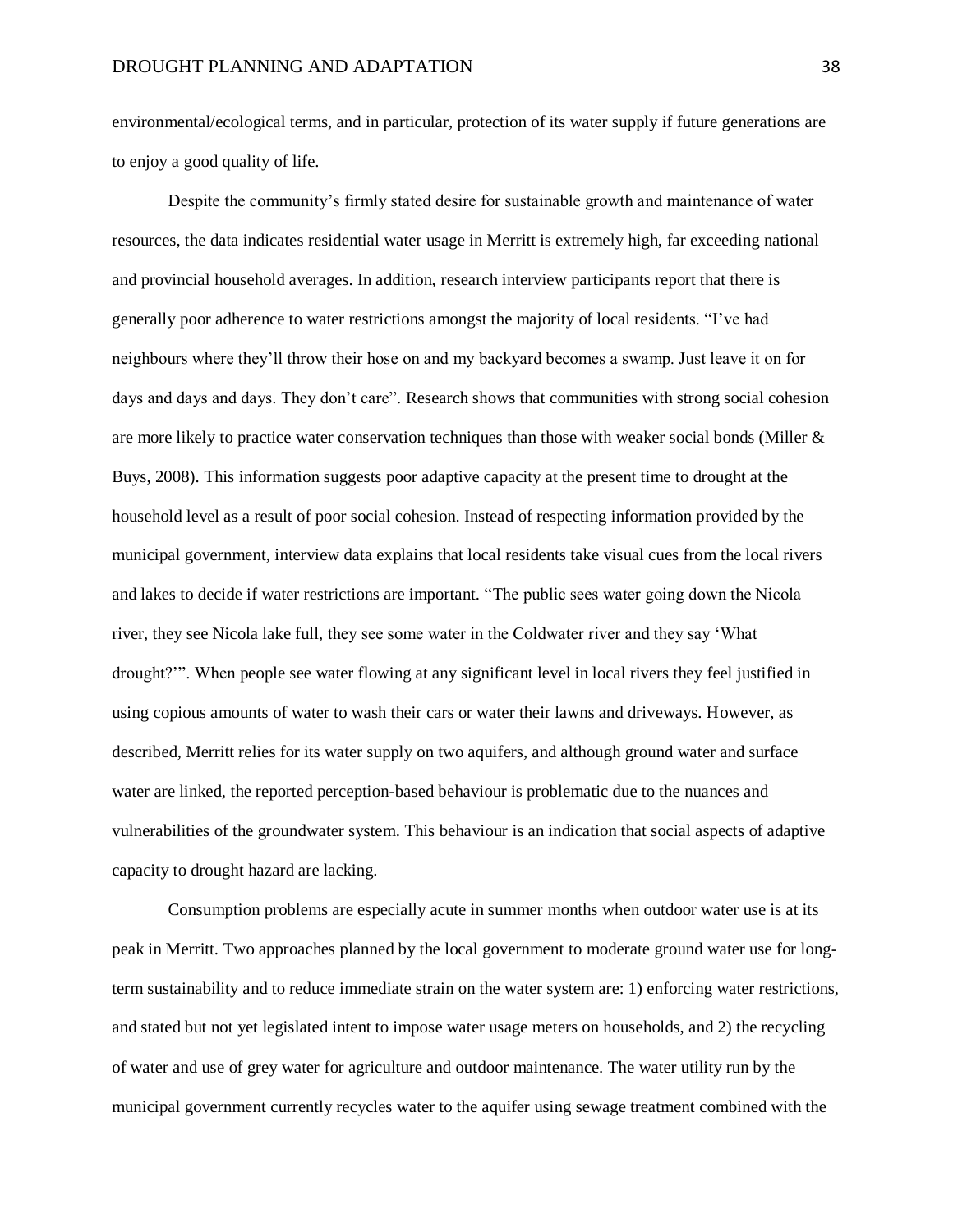environmental/ecological terms, and in particular, protection of its water supply if future generations are to enjoy a good quality of life.

Despite the community's firmly stated desire for sustainable growth and maintenance of water resources, the data indicates residential water usage in Merritt is extremely high, far exceeding national and provincial household averages. In addition, research interview participants report that there is generally poor adherence to water restrictions amongst the majority of local residents. "I've had neighbours where they'll throw their hose on and my backyard becomes a swamp. Just leave it on for days and days and days. They don't care". Research shows that communities with strong social cohesion are more likely to practice water conservation techniques than those with weaker social bonds (Miller & Buys, 2008). This information suggests poor adaptive capacity at the present time to drought at the household level as a result of poor social cohesion. Instead of respecting information provided by the municipal government, interview data explains that local residents take visual cues from the local rivers and lakes to decide if water restrictions are important. "The public sees water going down the Nicola river, they see Nicola lake full, they see some water in the Coldwater river and they say 'What drought?'". When people see water flowing at any significant level in local rivers they feel justified in using copious amounts of water to wash their cars or water their lawns and driveways. However, as described, Merritt relies for its water supply on two aquifers, and although ground water and surface water are linked, the reported perception-based behaviour is problematic due to the nuances and vulnerabilities of the groundwater system. This behaviour is an indication that social aspects of adaptive capacity to drought hazard are lacking.

Consumption problems are especially acute in summer months when outdoor water use is at its peak in Merritt. Two approaches planned by the local government to moderate ground water use for long-term sustainability and to reduce immediate strain on the water system are: 1) enforcing water restrictions, and stated but not yet legislated intent to impose water usage meters on households, and 2) the recycling of water and use of grey water for agriculture and outdoor maintenance. The water utility run by the municipal government currently recycles water to the aquifer using sewage treatment combined with the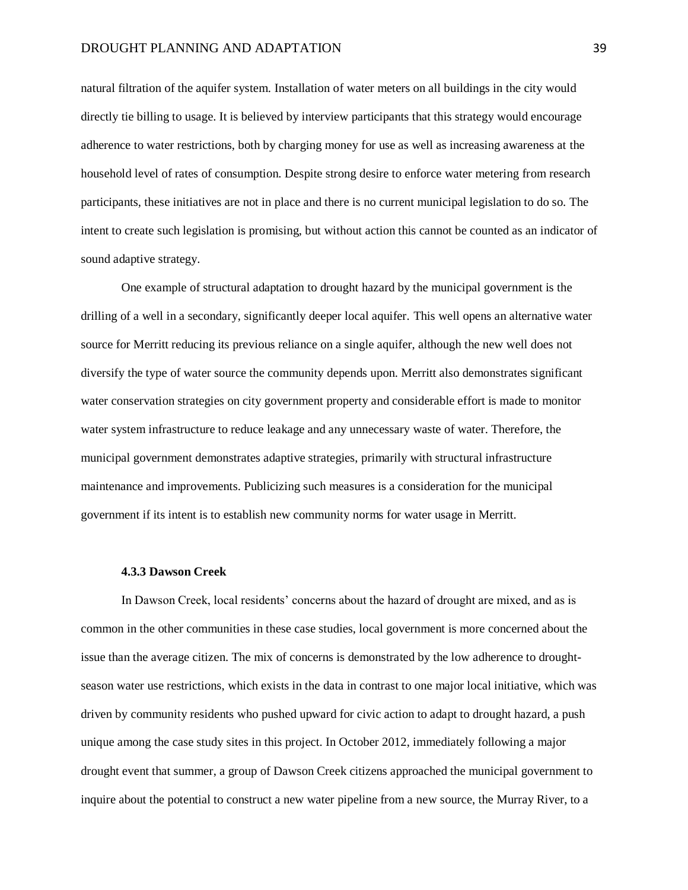natural filtration of the aquifer system. Installation of water meters on all buildings in the city would directly tie billing to usage. It is believed by interview participants that this strategy would encourage adherence to water restrictions, both by charging money for use as well as increasing awareness at the household level of rates of consumption. Despite strong desire to enforce water metering from research participants, these initiatives are not in place and there is no current municipal legislation to do so. The intent to create such legislation is promising, but without action this cannot be counted as an indicator of sound adaptive strategy.

One example of structural adaptation to drought hazard by the municipal government is the drilling of a well in a secondary, significantly deeper local aquifer. This well opens an alternative water source for Merritt reducing its previous reliance on a single aquifer, although the new well does not diversify the type of water source the community depends upon. Merritt also demonstrates significant water conservation strategies on city government property and considerable effort is made to monitor water system infrastructure to reduce leakage and any unnecessary waste of water. Therefore, the municipal government demonstrates adaptive strategies, primarily with structural infrastructure maintenance and improvements. Publicizing such measures is a consideration for the municipal government if its intent is to establish new community norms for water usage in Merritt.

#### 4.3.3 Dawson Creek

In Dawson Creek, local residents' concerns about the hazard of drought are mixed, and as is common in the other communities in these case studies, local government is more concerned about the issue than the average citizen. The mix of concerns is demonstrated by the low adherence to drought-season water use restrictions, which exists in the data in contrast to one major local initiative, which was driven by community residents who pushed upward for civic action to adapt to drought hazard, a push unique among the case study sites in this project. In October 2012, immediately following a major drought event that summer, a group of Dawson Creek citizens approached the municipal government to inquire about the potential to construct a new water pipeline from a new source, the Murray River, to a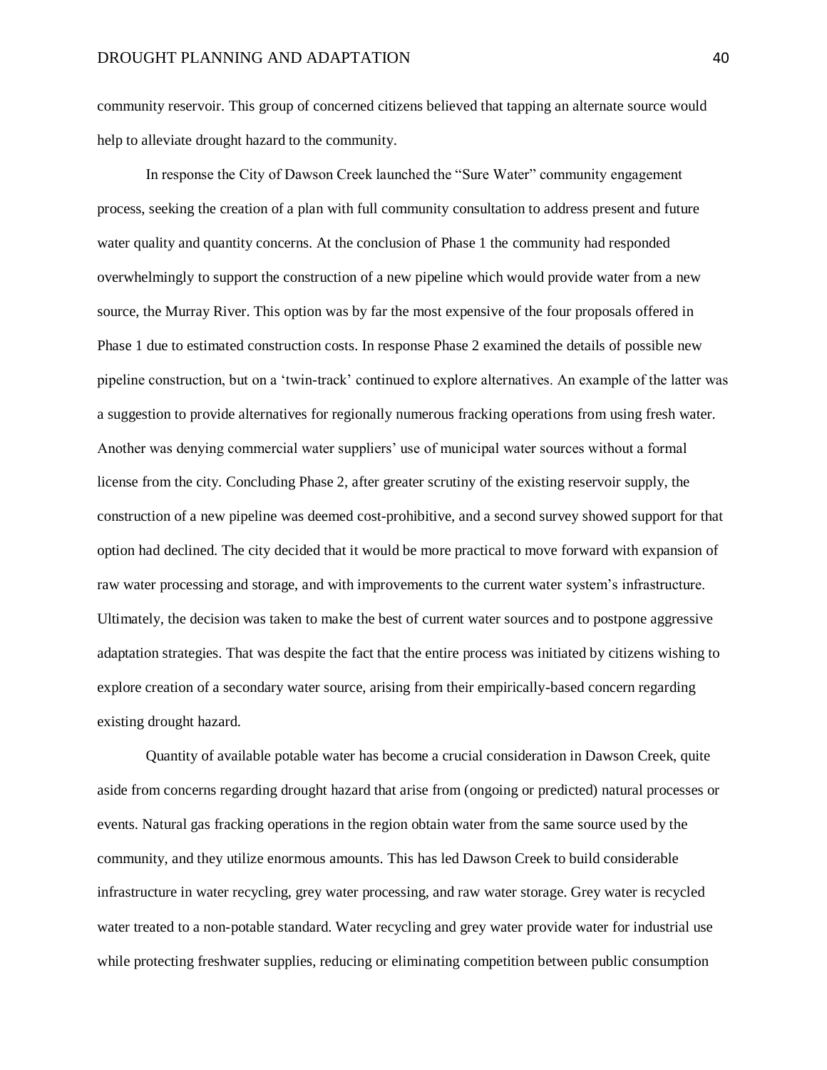community reservoir. This group of concerned citizens believed that tapping an alternate source would help to alleviate drought hazard to the community.

In response the City of Dawson Creek launched the "Sure Water" community engagement process, seeking the creation of a plan with full community consultation to address present and future water quality and quantity concerns. At the conclusion of Phase 1 the community had responded overwhelmingly to support the construction of a new pipeline which would provide water from a new source, the Murray River. This option was by far the most expensive of the four proposals offered in Phase 1 due to estimated construction costs. In response Phase 2 examined the details of possible new pipeline construction, but on a 'twin-track' continued to explore alternatives. An example of the latter was a suggestion to provide alternatives for regionally numerous fracking operations from using fresh water. Another was denying commercial water suppliers' use of municipal water sources without a formal license from the city. Concluding Phase 2, after greater scrutiny of the existing reservoir supply, the construction of a new pipeline was deemed cost-prohibitive, and a second survey showed support for that option had declined. The city decided that it would be more practical to move forward with expansion of raw water processing and storage, and with improvements to the current water system's infrastructure. Ultimately, the decision was taken to make the best of current water sources and to postpone aggressive adaptation strategies. That was despite the fact that the entire process was initiated by citizens wishing to explore creation of a secondary water source, arising from their empirically-based concern regarding existing drought hazard.

Quantity of available potable water has become a crucial consideration in Dawson Creek, quite aside from concerns regarding drought hazard that arise from (ongoing or predicted) natural processes or events. Natural gas fracking operations in the region obtain water from the same source used by the community, and they utilize enormous amounts. This has led Dawson Creek to build considerable infrastructure in water recycling, grey water processing, and raw water storage. Grey water is recycled water treated to a non-potable standard. Water recycling and grey water provide water for industrial use while protecting freshwater supplies, reducing or eliminating competition between public consumption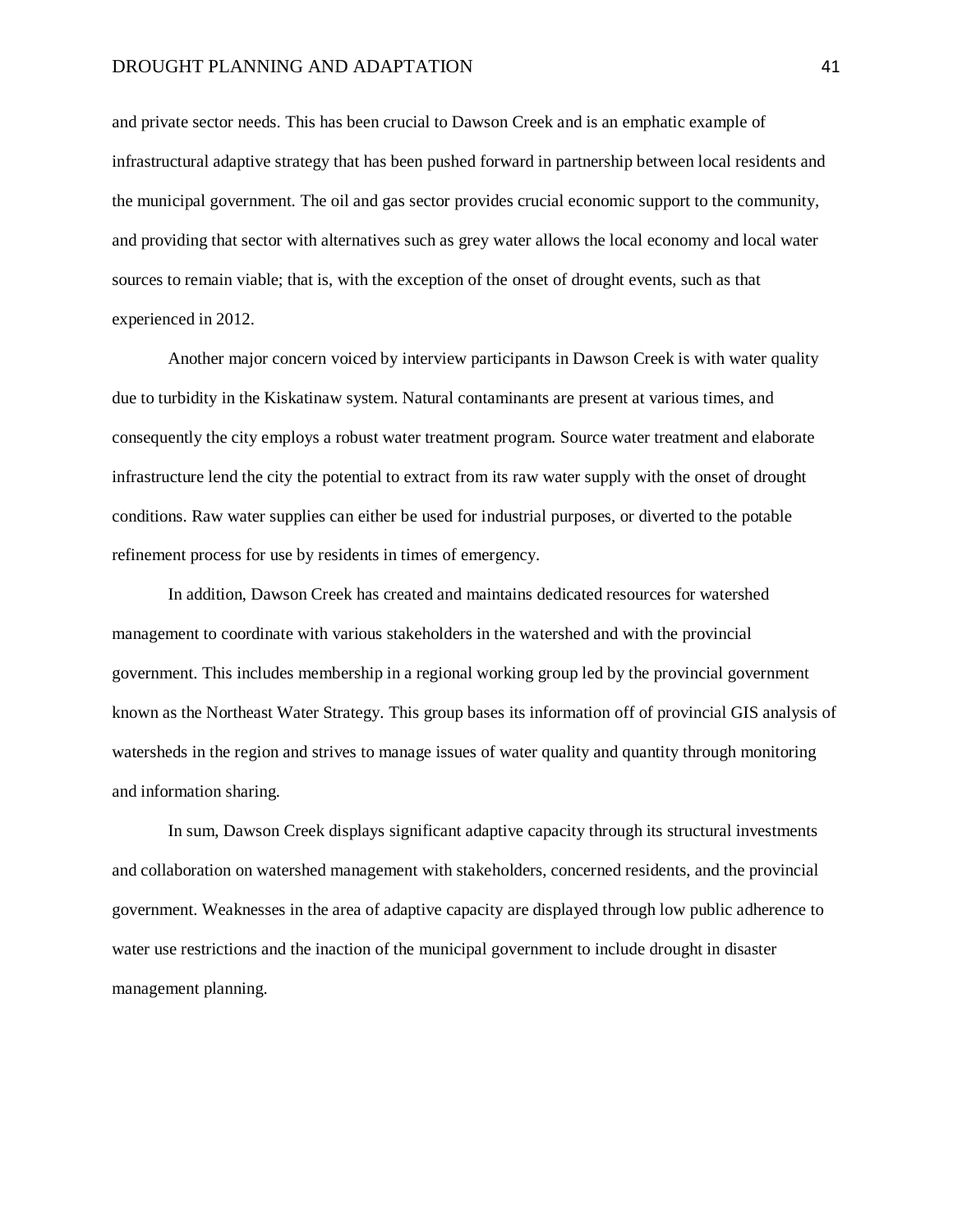and private sector needs. This has been crucial to Dawson Creek and is an emphatic example of infrastructural adaptive strategy that has been pushed forward in partnership between local residents and the municipal government. The oil and gas sector provides crucial economic support to the community, and providing that sector with alternatives such as grey water allows the local economy and local water sources to remain viable; that is, with the exception of the onset of drought events, such as that experienced in 2012.

Another major concern voiced by interview participants in Dawson Creek is with water quality due to turbidity in the Kiskatinaw system. Natural contaminants are present at various times, and consequently the city employs a robust water treatment program. Source water treatment and elaborate infrastructure lend the city the potential to extract from its raw water supply with the onset of drought conditions. Raw water supplies can either be used for industrial purposes, or diverted to the potable refinement process for use by residents in times of emergency.

In addition, Dawson Creek has created and maintains dedicated resources for watershed management to coordinate with various stakeholders in the watershed and with the provincial government. This includes membership in a regional working group led by the provincial government known as the Northeast Water Strategy. This group bases its information off of provincial GIS analysis of watersheds in the region and strives to manage issues of water quality and quantity through monitoring and information sharing.

In sum, Dawson Creek displays significant adaptive capacity through its structural investments and collaboration on watershed management with stakeholders, concerned residents, and the provincial government. Weaknesses in the area of adaptive capacity are displayed through low public adherence to water use restrictions and the inaction of the municipal government to include drought in disaster management planning.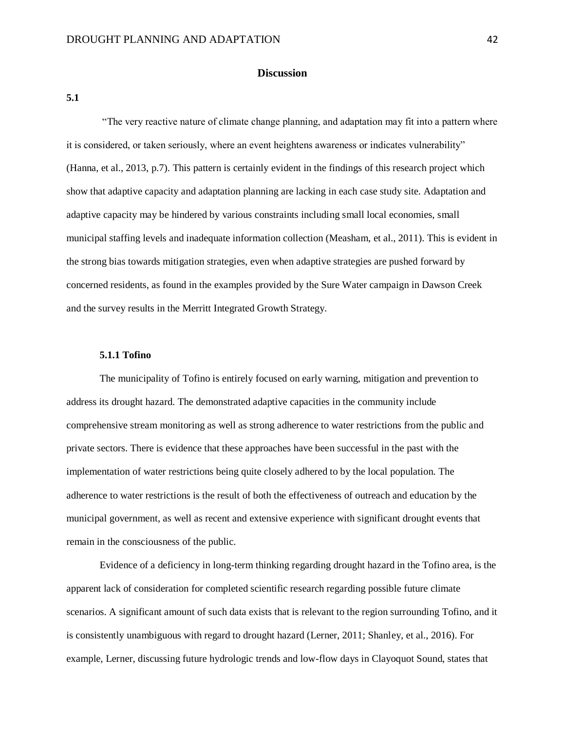## Discussion

### 5.1

"The very reactive nature of climate change planning, and adaptation may fit into a pattern where it is considered, or taken seriously, where an event heightens awareness or indicates vulnerability" (Hanna, et al., 2013, p.7). This pattern is certainly evident in the findings of this research project which show that adaptive capacity and adaptation planning are lacking in each case study site. Adaptation and adaptive capacity may be hindered by various constraints including small local economies, small municipal staffing levels and inadequate information collection (Measham, et al., 2011). This is evident in the strong bias towards mitigation strategies, even when adaptive strategies are pushed forward by concerned residents, as found in the examples provided by the Sure Water campaign in Dawson Creek and the survey results in the Merritt Integrated Growth Strategy.

#### 5.1.1 Tofino

The municipality of Tofino is entirely focused on early warning, mitigation and prevention to address its drought hazard. The demonstrated adaptive capacities in the community include comprehensive stream monitoring as well as strong adherence to water restrictions from the public and private sectors. There is evidence that these approaches have been successful in the past with the implementation of water restrictions being quite closely adhered to by the local population. The adherence to water restrictions is the result of both the effectiveness of outreach and education by the municipal government, as well as recent and extensive experience with significant drought events that remain in the consciousness of the public.

Evidence of a deficiency in long-term thinking regarding drought hazard in the Tofino area, is the apparent lack of consideration for completed scientific research regarding possible future climate scenarios. A significant amount of such data exists that is relevant to the region surrounding Tofino, and it is consistently unambiguous with regard to drought hazard (Lerner, 2011; Shanley, et al., 2016). For example, Lerner, discussing future hydrologic trends and low-flow days in Clayoquot Sound, states that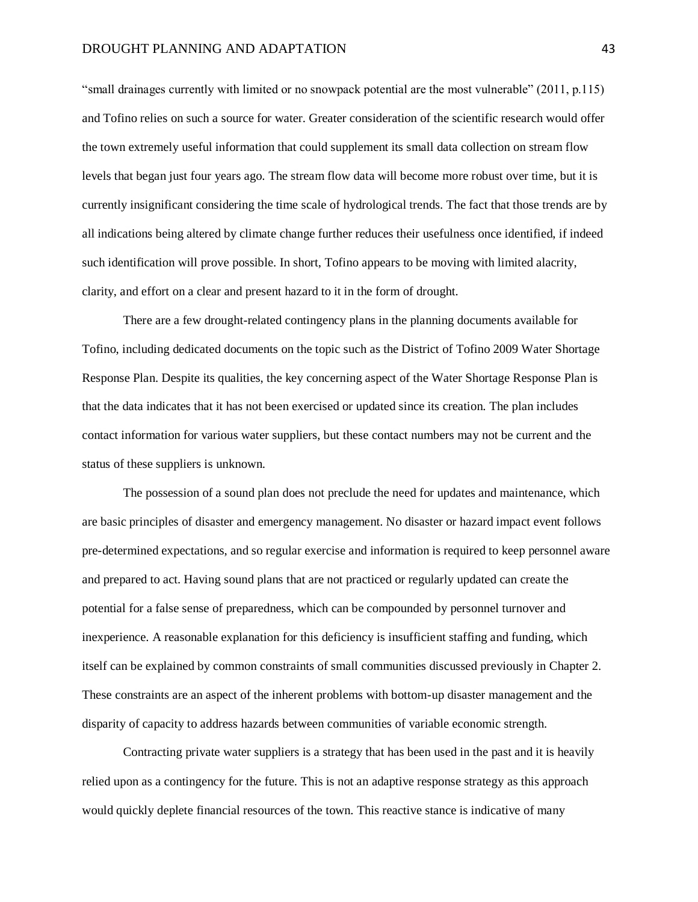"small drainages currently with limited or no snowpack potential are the most vulnerable" (2011, p.115) and Tofino relies on such a source for water. Greater consideration of the scientific research would offer the town extremely useful information that could supplement its small data collection on stream flow levels that began just four years ago. The stream flow data will become more robust over time, but it is currently insignificant considering the time scale of hydrological trends. The fact that those trends are by all indications being altered by climate change further reduces their usefulness once identified, if indeed such identification will prove possible. In short, Tofino appears to be moving with limited alacrity, clarity, and effort on a clear and present hazard to it in the form of drought.

There are a few drought-related contingency plans in the planning documents available for Tofino, including dedicated documents on the topic such as the District of Tofino 2009 Water Shortage Response Plan. Despite its qualities, the key concerning aspect of the Water Shortage Response Plan is that the data indicates that it has not been exercised or updated since its creation. The plan includes contact information for various water suppliers, but these contact numbers may not be current and the status of these suppliers is unknown.

The possession of a sound plan does not preclude the need for updates and maintenance, which are basic principles of disaster and emergency management. No disaster or hazard impact event follows pre-determined expectations, and so regular exercise and information is required to keep personnel aware and prepared to act. Having sound plans that are not practiced or regularly updated can create the potential for a false sense of preparedness, which can be compounded by personnel turnover and inexperience. A reasonable explanation for this deficiency is insufficient staffing and funding, which itself can be explained by common constraints of small communities discussed previously in Chapter 2. These constraints are an aspect of the inherent problems with bottom-up disaster management and the disparity of capacity to address hazards between communities of variable economic strength.

Contracting private water suppliers is a strategy that has been used in the past and it is heavily relied upon as a contingency for the future. This is not an adaptive response strategy as this approach would quickly deplete financial resources of the town. This reactive stance is indicative of many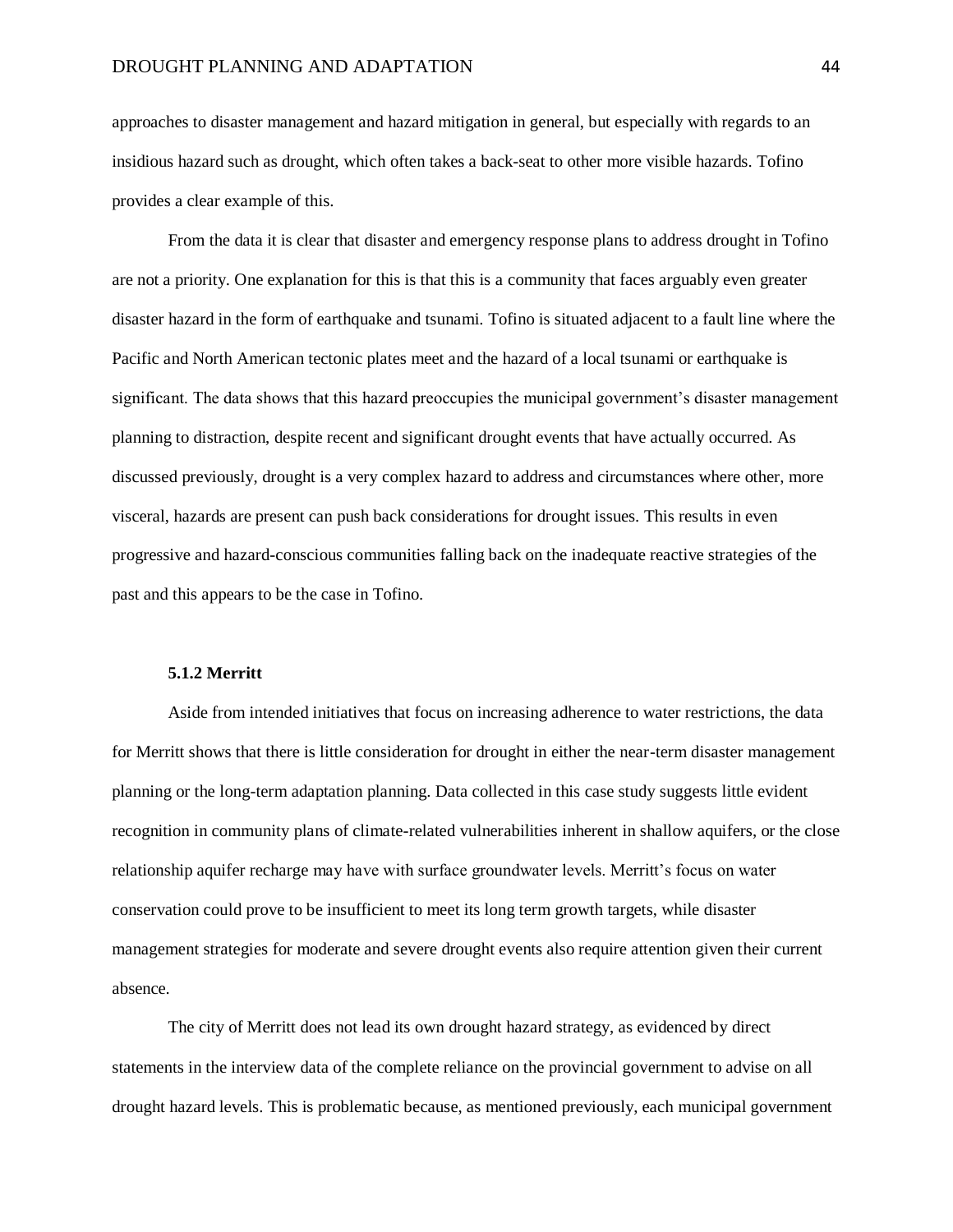approaches to disaster management and hazard mitigation in general, but especially with regards to an insidious hazard such as drought, which often takes a back-seat to other more visible hazards. Tofino provides a clear example of this.

From the data it is clear that disaster and emergency response plans to address drought in Tofino are not a priority. One explanation for this is that this is a community that faces arguably even greater disaster hazard in the form of earthquake and tsunami. Tofino is situated adjacent to a fault line where the Pacific and North American tectonic plates meet and the hazard of a local tsunami or earthquake is significant. The data shows that this hazard preoccupies the municipal government's disaster management planning to distraction, despite recent and significant drought events that have actually occurred. As discussed previously, drought is a very complex hazard to address and circumstances where other, more visceral, hazards are present can push back considerations for drought issues. This results in even progressive and hazard-conscious communities falling back on the inadequate reactive strategies of the past and this appears to be the case in Tofino.

#### 5.1.2 Merritt

Aside from intended initiatives that focus on increasing adherence to water restrictions, the data for Merritt shows that there is little consideration for drought in either the near-term disaster management planning or the long-term adaptation planning. Data collected in this case study suggests little evident recognition in community plans of climate-related vulnerabilities inherent in shallow aquifers, or the close relationship aquifer recharge may have with surface groundwater levels. Merritt's focus on water conservation could prove to be insufficient to meet its long term growth targets, while disaster management strategies for moderate and severe drought events also require attention given their current absence.

The city of Merritt does not lead its own drought hazard strategy, as evidenced by direct statements in the interview data of the complete reliance on the provincial government to advise on all drought hazard levels. This is problematic because, as mentioned previously, each municipal government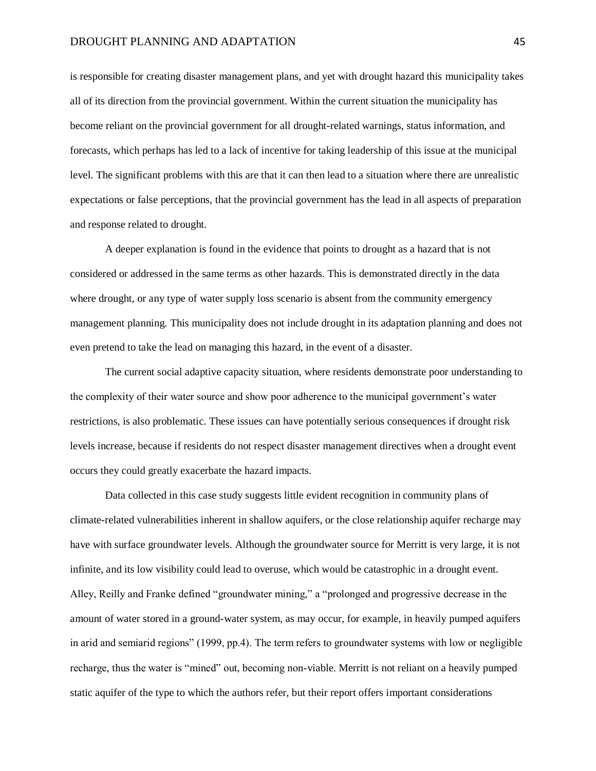is responsible for creating disaster management plans, and yet with drought hazard this municipality takes all of its direction from the provincial government. Within the current situation the municipality has become reliant on the provincial government for all drought-related warnings, status information, and forecasts, which perhaps has led to a lack of incentive for taking leadership of this issue at the municipal level. The significant problems with this are that it can then lead to a situation where there are unrealistic expectations or false perceptions, that the provincial government has the lead in all aspects of preparation and response related to drought.

A deeper explanation is found in the evidence that points to drought as a hazard that is not considered or addressed in the same terms as other hazards. This is demonstrated directly in the data where drought, or any type of water supply loss scenario is absent from the community emergency management planning. This municipality does not include drought in its adaptation planning and does not even pretend to take the lead on managing this hazard, in the event of a disaster.

The current social adaptive capacity situation, where residents demonstrate poor understanding to the complexity of their water source and show poor adherence to the municipal government's water restrictions, is also problematic. These issues can have potentially serious consequences if drought risk levels increase, because if residents do not respect disaster management directives when a drought event occurs they could greatly exacerbate the hazard impacts.

Data collected in this case study suggests little evident recognition in community plans of climate-related vulnerabilities inherent in shallow aquifers, or the close relationship aquifer recharge may have with surface groundwater levels. Although the groundwater source for Merritt is very large, it is not infinite, and its low visibility could lead to overuse, which would be catastrophic in a drought event. Alley, Reilly and Franke defined "groundwater mining," a "prolonged and progressive decrease in the amount of water stored in a ground-water system, as may occur, for example, in heavily pumped aquifers in arid and semiarid regions" (1999, pp.4). The term refers to groundwater systems with low or negligible recharge, thus the water is "mined" out, becoming non-viable. Merritt is not reliant on a heavily pumped static aquifer of the type to which the authors refer, but their report offers important considerations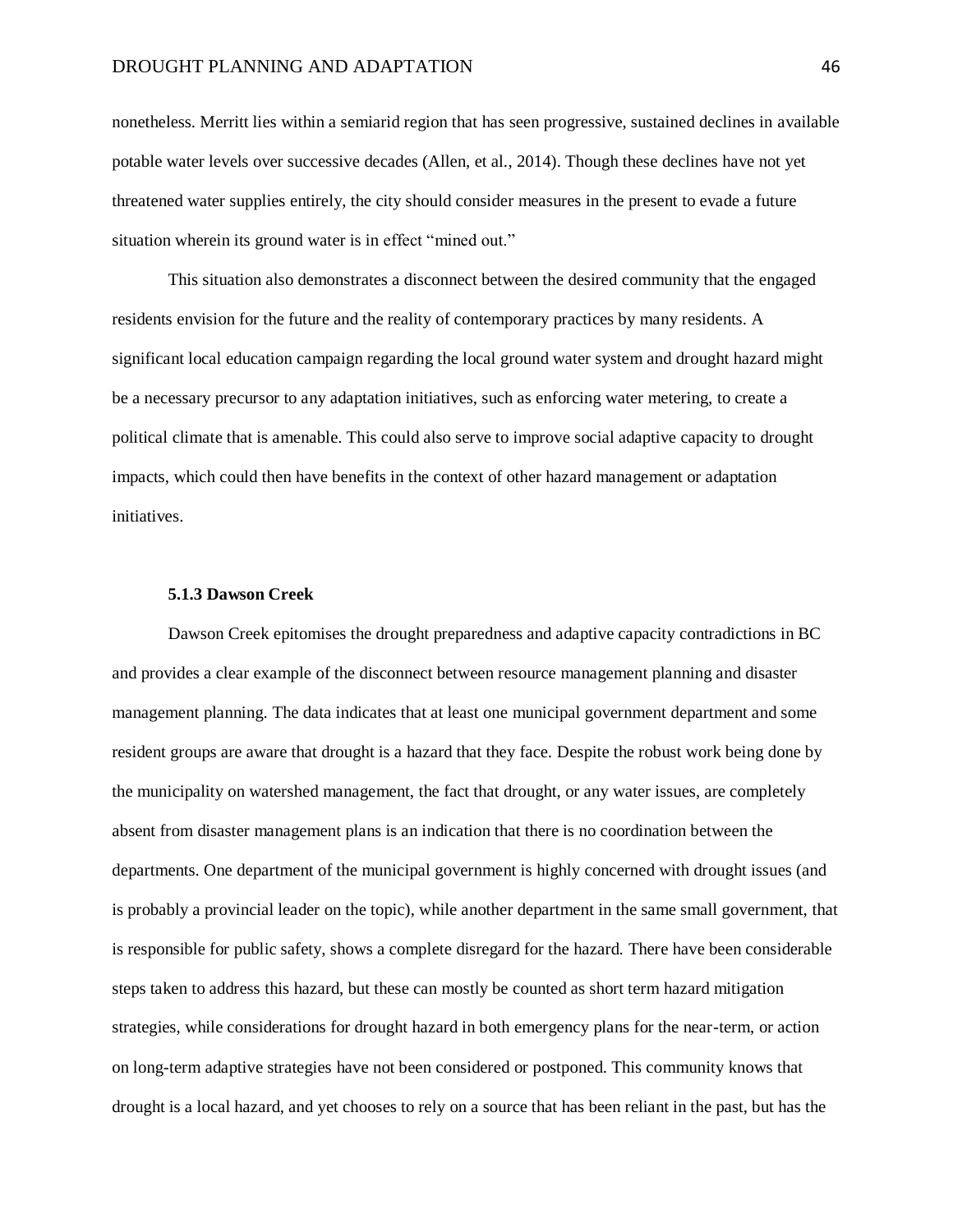nonetheless. Merritt lies within a semiarid region that has seen progressive, sustained declines in available potable water levels over successive decades (Allen, et al., 2014). Though these declines have not yet threatened water supplies entirely, the city should consider measures in the present to evade a future situation wherein its ground water is in effect "mined out."

This situation also demonstrates a disconnect between the desired community that the engaged residents envision for the future and the reality of contemporary practices by many residents. A significant local education campaign regarding the local ground water system and drought hazard might be a necessary precursor to any adaptation initiatives, such as enforcing water metering, to create a political climate that is amenable. This could also serve to improve social adaptive capacity to drought impacts, which could then have benefits in the context of other hazard management or adaptation initiatives.

#### 5.1.3 Dawson Creek

Dawson Creek epitomises the drought preparedness and adaptive capacity contradictions in BC and provides a clear example of the disconnect between resource management planning and disaster management planning. The data indicates that at least one municipal government department and some resident groups are aware that drought is a hazard that they face. Despite the robust work being done by the municipality on watershed management, the fact that drought, or any water issues, are completely absent from disaster management plans is an indication that there is no coordination between the departments. One department of the municipal government is highly concerned with drought issues (and is probably a provincial leader on the topic), while another department in the same small government, that is responsible for public safety, shows a complete disregard for the hazard. There have been considerable steps taken to address this hazard, but these can mostly be counted as short term hazard mitigation strategies, while considerations for drought hazard in both emergency plans for the near-term, or action on long-term adaptive strategies have not been considered or postponed. This community knows that drought is a local hazard, and yet chooses to rely on a source that has been reliant in the past, but has the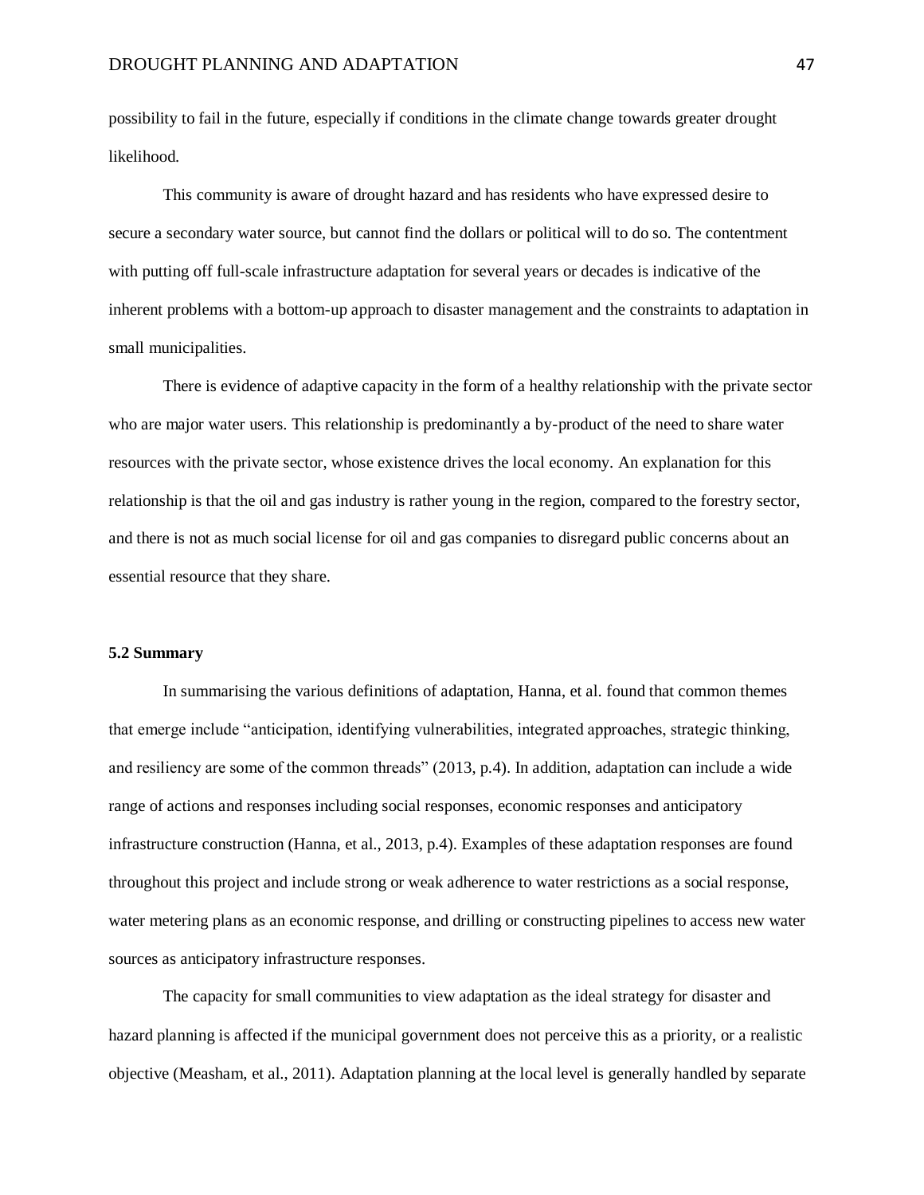possibility to fail in the future, especially if conditions in the climate change towards greater drought likelihood.

This community is aware of drought hazard and has residents who have expressed desire to secure a secondary water source, but cannot find the dollars or political will to do so. The contentment with putting off full-scale infrastructure adaptation for several years or decades is indicative of the inherent problems with a bottom-up approach to disaster management and the constraints to adaptation in small municipalities.

There is evidence of adaptive capacity in the form of a healthy relationship with the private sector who are major water users. This relationship is predominantly a by-product of the need to share water resources with the private sector, whose existence drives the local economy. An explanation for this relationship is that the oil and gas industry is rather young in the region, compared to the forestry sector, and there is not as much social license for oil and gas companies to disregard public concerns about an essential resource that they share.

### 5.2 Summary

In summarising the various definitions of adaptation, Hanna, et al. found that common themes that emerge include "anticipation, identifying vulnerabilities, integrated approaches, strategic thinking, and resiliency are some of the common threads" (2013, p.4). In addition, adaptation can include a wide range of actions and responses including social responses, economic responses and anticipatory infrastructure construction (Hanna, et al., 2013, p.4). Examples of these adaptation responses are found throughout this project and include strong or weak adherence to water restrictions as a social response, water metering plans as an economic response, and drilling or constructing pipelines to access new water sources as anticipatory infrastructure responses.

The capacity for small communities to view adaptation as the ideal strategy for disaster and hazard planning is affected if the municipal government does not perceive this as a priority, or a realistic objective (Measham, et al., 2011). Adaptation planning at the local level is generally handled by separate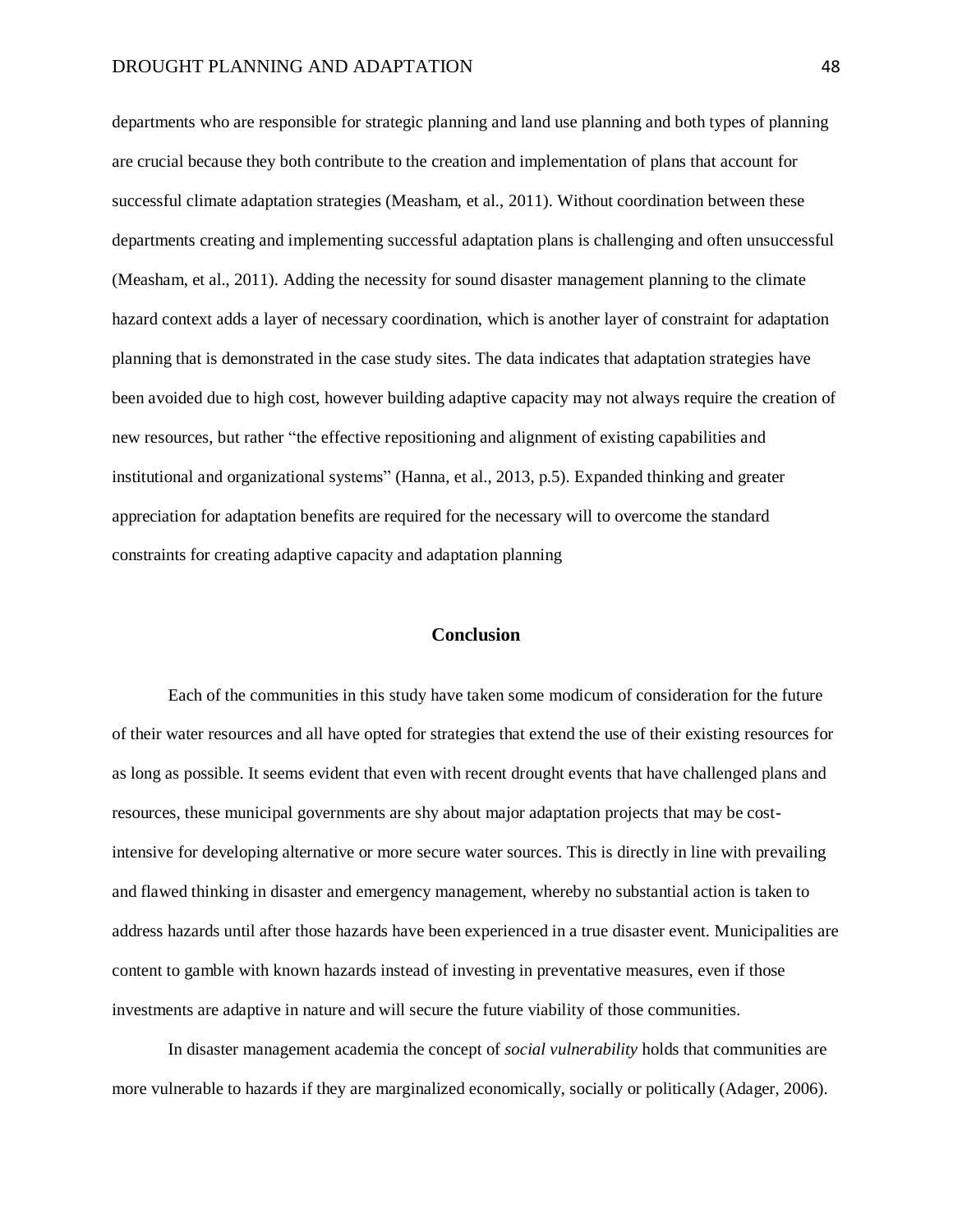departments who are responsible for strategic planning and land use planning and both types of planning are crucial because they both contribute to the creation and implementation of plans that account for successful climate adaptation strategies (Measham, et al., 2011). Without coordination between these departments creating and implementing successful adaptation plans is challenging and often unsuccessful (Measham, et al., 2011). Adding the necessity for sound disaster management planning to the climate hazard context adds a layer of necessary coordination, which is another layer of constraint for adaptation planning that is demonstrated in the case study sites. The data indicates that adaptation strategies have been avoided due to high cost, however building adaptive capacity may not always require the creation of new resources, but rather "the effective repositioning and alignment of existing capabilities and institutional and organizational systems" (Hanna, et al., 2013, p.5). Expanded thinking and greater appreciation for adaptation benefits are required for the necessary will to overcome the standard constraints for creating adaptive capacity and adaptation planning

## Conclusion

Each of the communities in this study have taken some modicum of consideration for the future of their water resources and all have opted for strategies that extend the use of their existing resources for as long as possible. It seems evident that even with recent drought events that have challenged plans and resources, these municipal governments are shy about major adaptation projects that may be cost-intensive for developing alternative or more secure water sources. This is directly in line with prevailing and flawed thinking in disaster and emergency management, whereby no substantial action is taken to address hazards until after those hazards have been experienced in a true disaster event. Municipalities are content to gamble with known hazards instead of investing in preventative measures, even if those investments are adaptive in nature and will secure the future viability of those communities.

In disaster management academia the concept of *social vulnerability* holds that communities are more vulnerable to hazards if they are marginalized economically, socially or politically (Adager, 2006).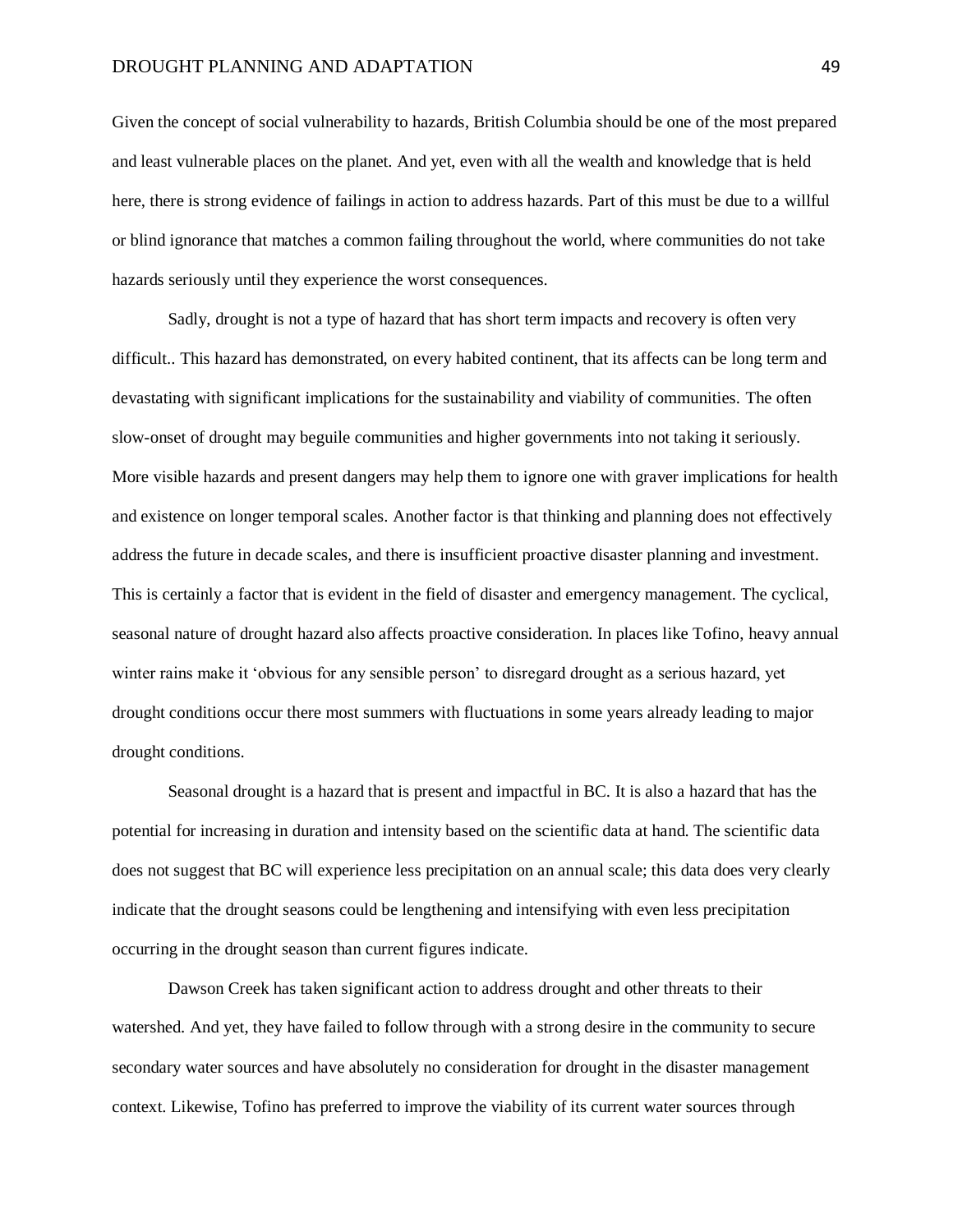Given the concept of social vulnerability to hazards, British Columbia should be one of the most prepared and least vulnerable places on the planet. And yet, even with all the wealth and knowledge that is held here, there is strong evidence of failings in action to address hazards. Part of this must be due to a willful or blind ignorance that matches a common failing throughout the world, where communities do not take hazards seriously until they experience the worst consequences.

Sadly, drought is not a type of hazard that has short term impacts and recovery is often very difficult.. This hazard has demonstrated, on every habited continent, that its affects can be long term and devastating with significant implications for the sustainability and viability of communities. The often slow-onset of drought may beguile communities and higher governments into not taking it seriously. More visible hazards and present dangers may help them to ignore one with graver implications for health and existence on longer temporal scales. Another factor is that thinking and planning does not effectively address the future in decade scales, and there is insufficient proactive disaster planning and investment. This is certainly a factor that is evident in the field of disaster and emergency management. The cyclical, seasonal nature of drought hazard also affects proactive consideration. In places like Tofino, heavy annual winter rains make it 'obvious for any sensible person' to disregard drought as a serious hazard, yet drought conditions occur there most summers with fluctuations in some years already leading to major drought conditions.

Seasonal drought is a hazard that is present and impactful in BC. It is also a hazard that has the potential for increasing in duration and intensity based on the scientific data at hand. The scientific data does not suggest that BC will experience less precipitation on an annual scale; this data does very clearly indicate that the drought seasons could be lengthening and intensifying with even less precipitation occurring in the drought season than current figures indicate.

Dawson Creek has taken significant action to address drought and other threats to their watershed. And yet, they have failed to follow through with a strong desire in the community to secure secondary water sources and have absolutely no consideration for drought in the disaster management context. Likewise, Tofino has preferred to improve the viability of its current water sources through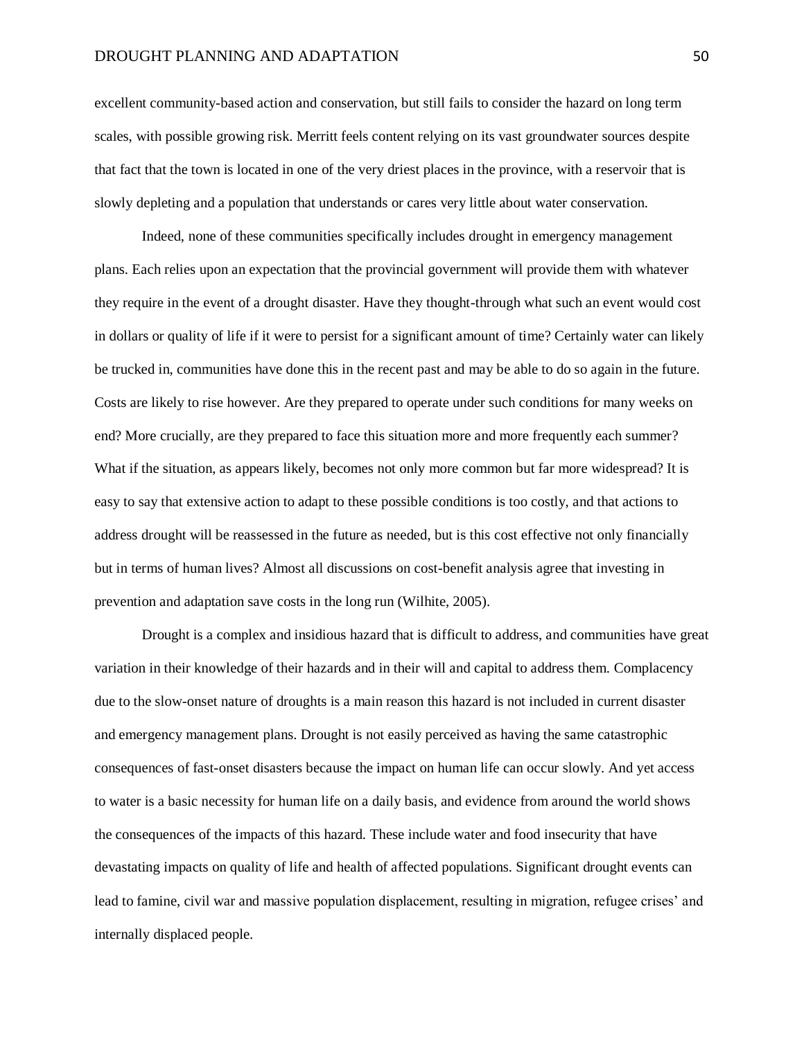excellent community-based action and conservation, but still fails to consider the hazard on long term scales, with possible growing risk. Merritt feels content relying on its vast groundwater sources despite that fact that the town is located in one of the very driest places in the province, with a reservoir that is slowly depleting and a population that understands or cares very little about water conservation.

Indeed, none of these communities specifically includes drought in emergency management plans. Each relies upon an expectation that the provincial government will provide them with whatever they require in the event of a drought disaster. Have they thought-through what such an event would cost in dollars or quality of life if it were to persist for a significant amount of time? Certainly water can likely be trucked in, communities have done this in the recent past and may be able to do so again in the future. Costs are likely to rise however. Are they prepared to operate under such conditions for many weeks on end? More crucially, are they prepared to face this situation more and more frequently each summer? What if the situation, as appears likely, becomes not only more common but far more widespread? It is easy to say that extensive action to adapt to these possible conditions is too costly, and that actions to address drought will be reassessed in the future as needed, but is this cost effective not only financially but in terms of human lives? Almost all discussions on cost-benefit analysis agree that investing in prevention and adaptation save costs in the long run (Wilhite, 2005).

Drought is a complex and insidious hazard that is difficult to address, and communities have great variation in their knowledge of their hazards and in their will and capital to address them. Complacency due to the slow-onset nature of droughts is a main reason this hazard is not included in current disaster and emergency management plans. Drought is not easily perceived as having the same catastrophic consequences of fast-onset disasters because the impact on human life can occur slowly. And yet access to water is a basic necessity for human life on a daily basis, and evidence from around the world shows the consequences of the impacts of this hazard. These include water and food insecurity that have devastating impacts on quality of life and health of affected populations. Significant drought events can lead to famine, civil war and massive population displacement, resulting in migration, refugee crises' and internally displaced people.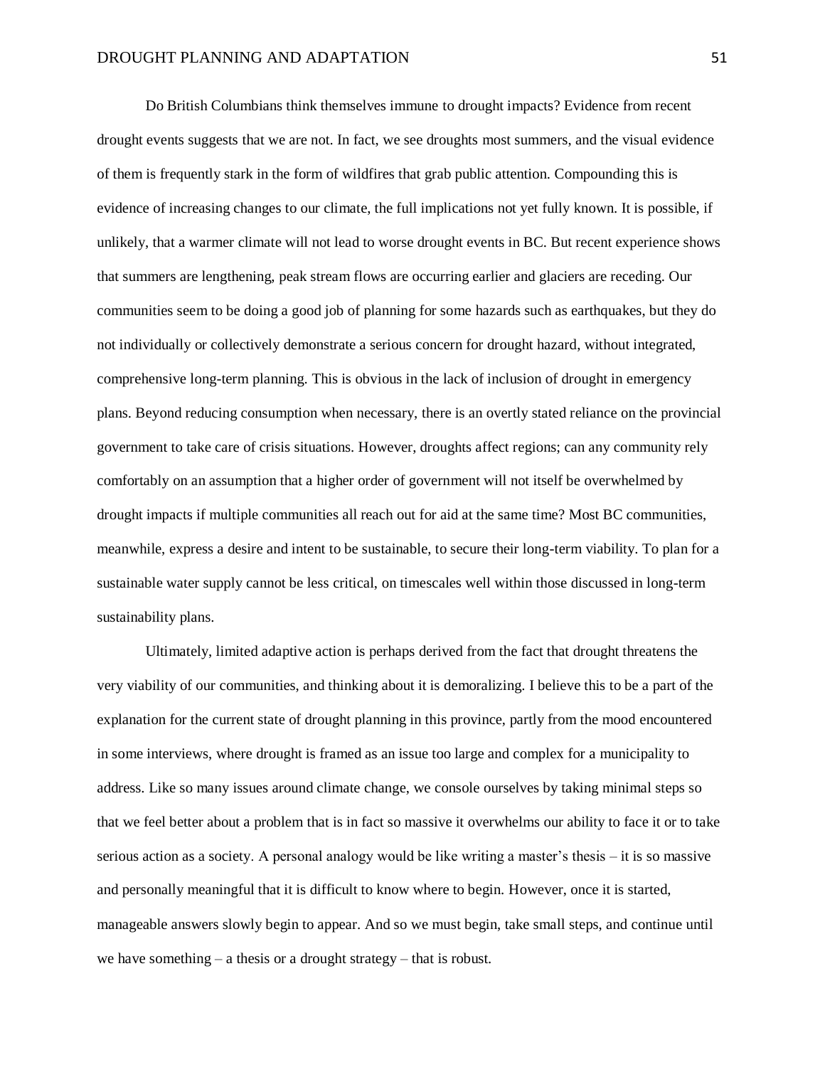Do British Columbians think themselves immune to drought impacts? Evidence from recent drought events suggests that we are not. In fact, we see droughts most summers, and the visual evidence of them is frequently stark in the form of wildfires that grab public attention. Compounding this is evidence of increasing changes to our climate, the full implications not yet fully known. It is possible, if unlikely, that a warmer climate will not lead to worse drought events in BC. But recent experience shows that summers are lengthening, peak stream flows are occurring earlier and glaciers are receding. Our communities seem to be doing a good job of planning for some hazards such as earthquakes, but they do not individually or collectively demonstrate a serious concern for drought hazard, without integrated, comprehensive long-term planning. This is obvious in the lack of inclusion of drought in emergency plans. Beyond reducing consumption when necessary, there is an overtly stated reliance on the provincial government to take care of crisis situations. However, droughts affect regions; can any community rely comfortably on an assumption that a higher order of government will not itself be overwhelmed by drought impacts if multiple communities all reach out for aid at the same time? Most BC communities, meanwhile, express a desire and intent to be sustainable, to secure their long-term viability. To plan for a sustainable water supply cannot be less critical, on timescales well within those discussed in long-term sustainability plans.

Ultimately, limited adaptive action is perhaps derived from the fact that drought threatens the very viability of our communities, and thinking about it is demoralizing. I believe this to be a part of the explanation for the current state of drought planning in this province, partly from the mood encountered in some interviews, where drought is framed as an issue too large and complex for a municipality to address. Like so many issues around climate change, we console ourselves by taking minimal steps so that we feel better about a problem that is in fact so massive it overwhelms our ability to face it or to take serious action as a society. A personal analogy would be like writing a master's thesis – it is so massive and personally meaningful that it is difficult to know where to begin. However, once it is started, manageable answers slowly begin to appear. And so we must begin, take small steps, and continue until we have something – a thesis or a drought strategy – that is robust.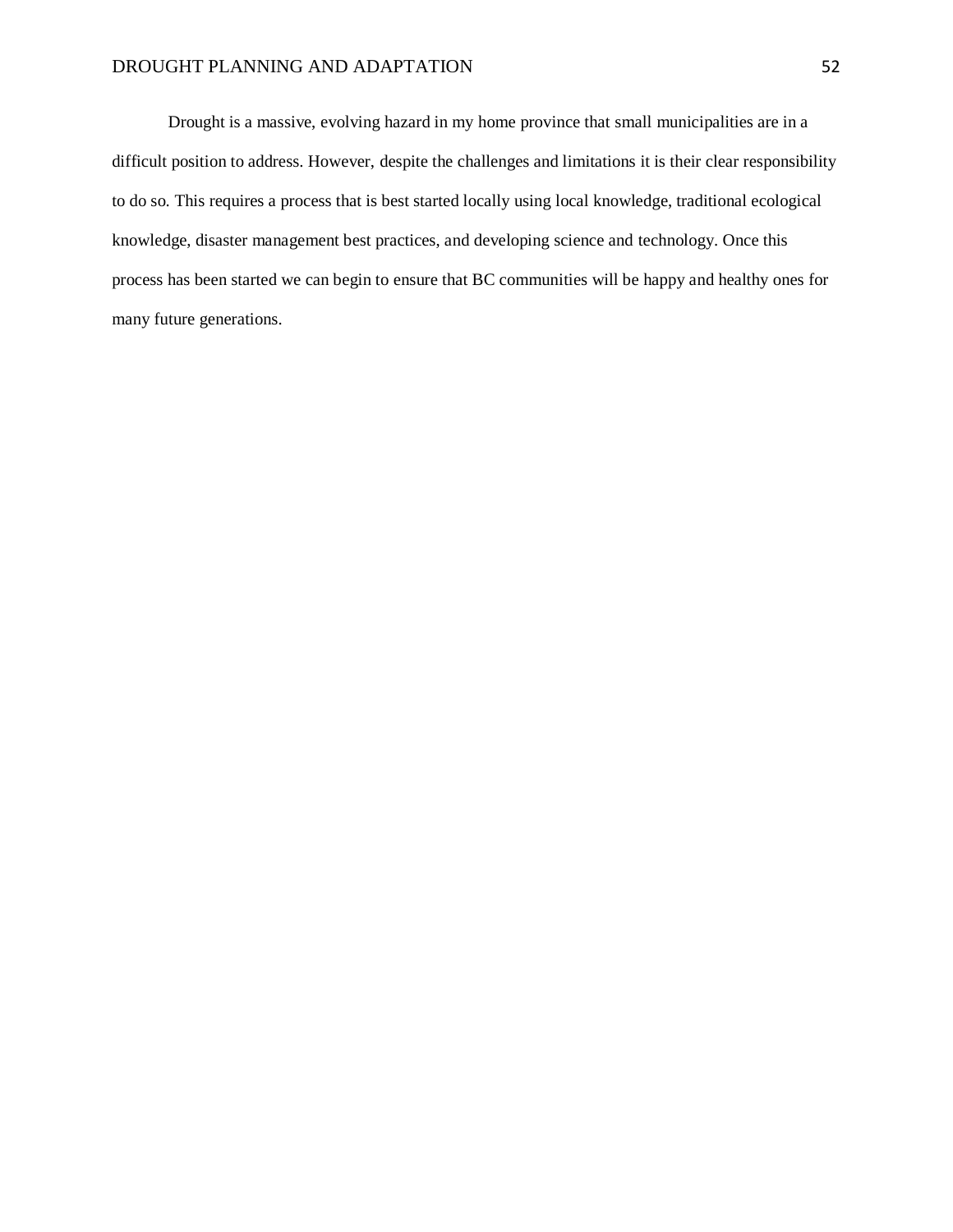Drought is a massive, evolving hazard in my home province that small municipalities are in a difficult position to address. However, despite the challenges and limitations it is their clear responsibility to do so. This requires a process that is best started locally using local knowledge, traditional ecological knowledge, disaster management best practices, and developing science and technology. Once this process has been started we can begin to ensure that BC communities will be happy and healthy ones for many future generations.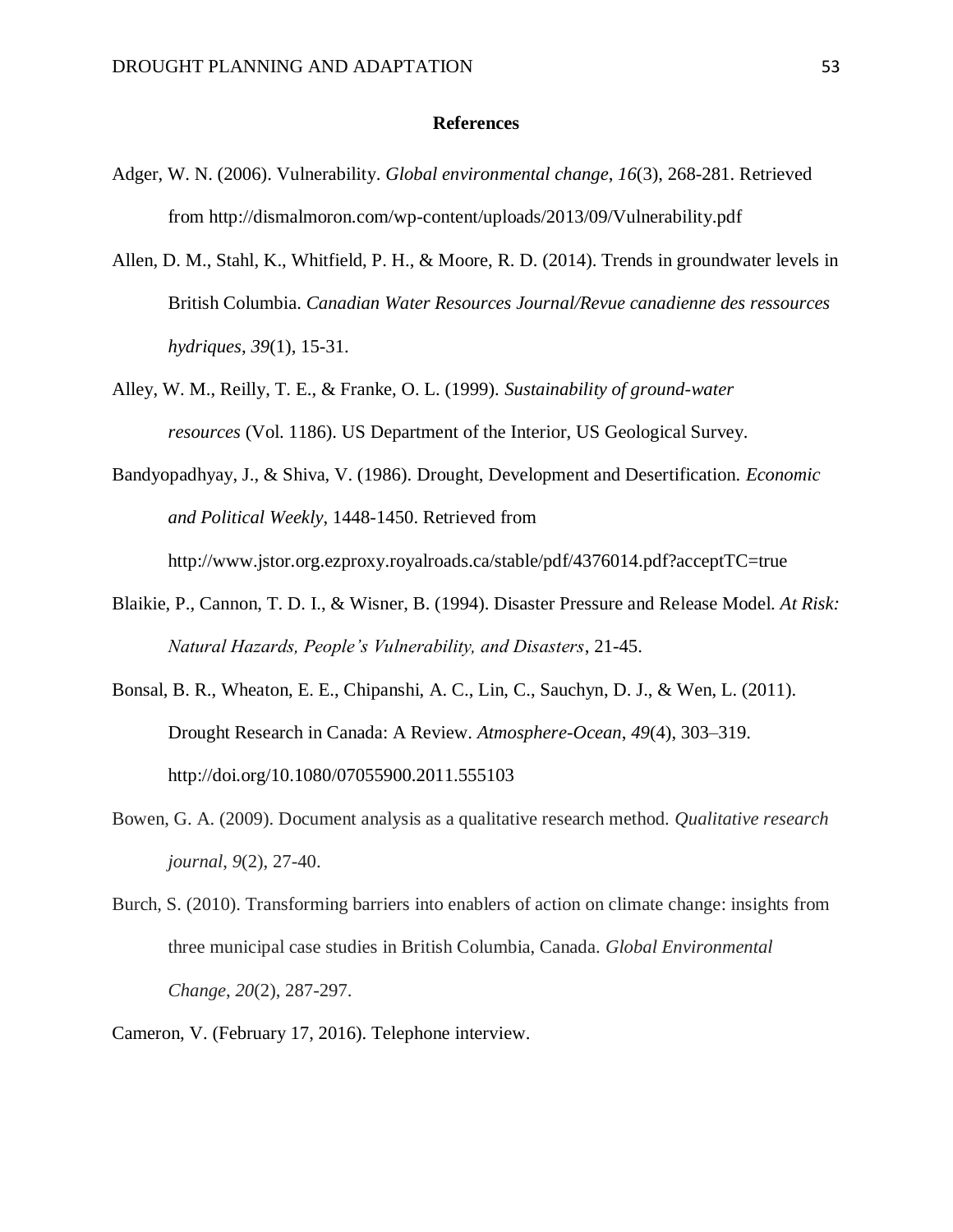## References

Adger, W. N. (2006). Vulnerability. *Global environmental change*, *16*(3), 268-281. Retrieved from http://dismalmoron.com/wp-content/uploads/2013/09/Vulnerability.pdf

Allen, D. M., Stahl, K., Whitfield, P. H., & Moore, R. D. (2014). Trends in groundwater levels in British Columbia. *Canadian Water Resources Journal/Revue canadienne des ressources hydriques*, *39*(1), 15-31.

Alley, W. M., Reilly, T. E., & Franke, O. L. (1999). *Sustainability of ground-water resources* (Vol. 1186). US Department of the Interior, US Geological Survey.

Bandyopadhyay, J., & Shiva, V. (1986). Drought, Development and Desertification. *Economic and Political Weekly*, 1448-1450. Retrieved from http://www.jstor.org.ezproxy.royalroads.ca/stable/pdf/4376014.pdf?acceptTC=true

Blaikie, P., Cannon, T. D. I., & Wisner, B. (1994). Disaster Pressure and Release Model. *At Risk: Natural Hazards, People's Vulnerability, and Disasters*, 21-45.

Bonsal, B. R., Wheaton, E. E., Chipanshi, A. C., Lin, C., Sauchyn, D. J., & Wen, L. (2011). Drought Research in Canada: A Review. *Atmosphere-Ocean*, *49*(4), 303–319. http://doi.org/10.1080/07055900.2011.555103

Bowen, G. A. (2009). Document analysis as a qualitative research method. *Qualitative research journal*, *9*(2), 27-40.

Burch, S. (2010). Transforming barriers into enablers of action on climate change: insights from three municipal case studies in British Columbia, Canada. *Global Environmental Change*, *20*(2), 287-297.

Cameron, V. (February 17, 2016). Telephone interview.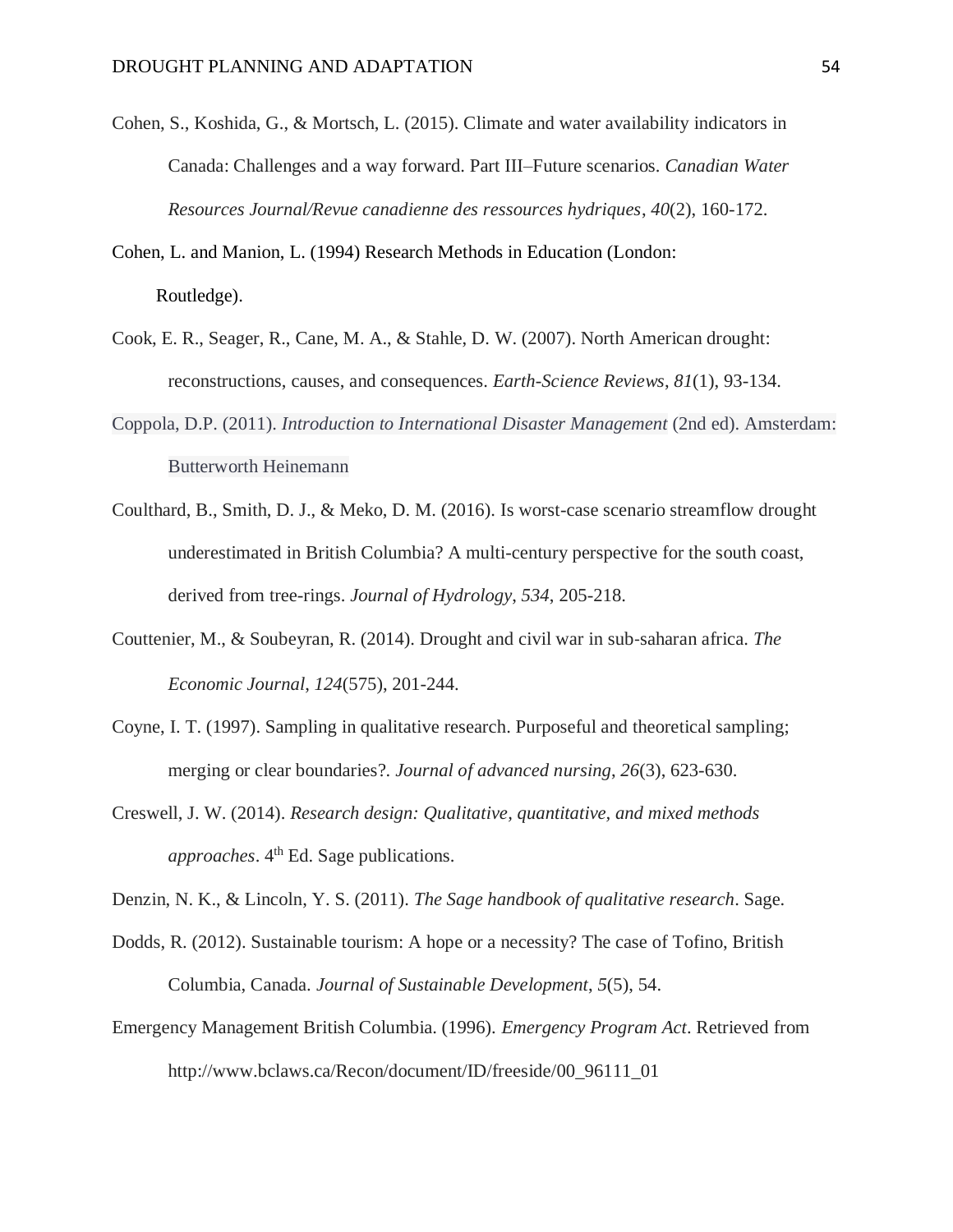Cohen, S., Koshida, G., & Mortsch, L. (2015). Climate and water availability indicators in Canada: Challenges and a way forward. Part III–Future scenarios. *Canadian Water Resources Journal/Revue canadienne des ressources hydriques*, *40*(2), 160-172.

Cohen, L. and Manion, L. (1994) Research Methods in Education (London: Routledge).

Cook, E. R., Seager, R., Cane, M. A., & Stahle, D. W. (2007). North American drought: reconstructions, causes, and consequences. *Earth-Science Reviews*, *81*(1), 93-134.

Coppola, D.P. (2011). *Introduction to International Disaster Management* (2nd ed). Amsterdam: Butterworth Heinemann

Coulthard, B., Smith, D. J., & Meko, D. M. (2016). Is worst-case scenario streamflow drought underestimated in British Columbia? A multi-century perspective for the south coast, derived from tree-rings. *Journal of Hydrology*, *534*, 205-218.

Couttenier, M., & Soubeyran, R. (2014). Drought and civil war in sub‐saharan africa. *The Economic Journal*, *124*(575), 201-244.

Coyne, I. T. (1997). Sampling in qualitative research. Purposeful and theoretical sampling; merging or clear boundaries?. *Journal of advanced nursing*, *26*(3), 623-630.

Creswell, J. W. (2014). *Research design: Qualitative, quantitative, and mixed methods approaches*. 4th Ed. Sage publications.

Denzin, N. K., & Lincoln, Y. S. (2011). *The Sage handbook of qualitative research*. Sage.

Dodds, R. (2012). Sustainable tourism: A hope or a necessity? The case of Tofino, British Columbia, Canada. *Journal of Sustainable Development*, *5*(5), 54.

Emergency Management British Columbia. (1996). *Emergency Program Act*. Retrieved from http://www.bclaws.ca/Recon/document/ID/freeside/00_96111_01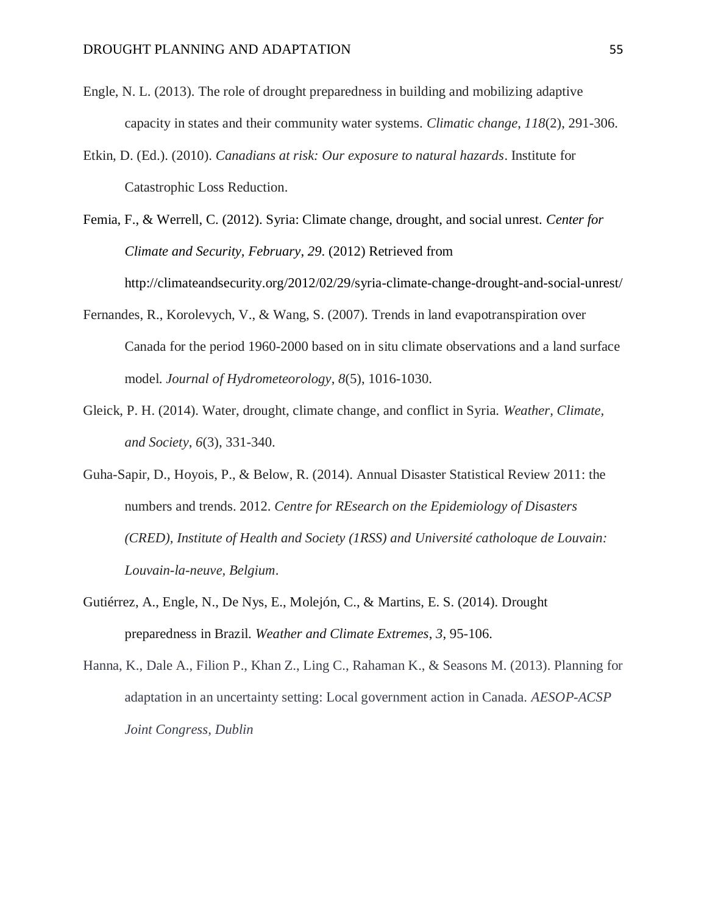Engle, N. L. (2013). The role of drought preparedness in building and mobilizing adaptive capacity in states and their community water systems. *Climatic change*, *118*(2), 291-306.

Etkin, D. (Ed.). (2010). *Canadians at risk: Our exposure to natural hazards*. Institute for Catastrophic Loss Reduction.

Femia, F., & Werrell, C. (2012). Syria: Climate change, drought, and social unrest. *Center for Climate and Security, February, 29*. (2012) Retrieved from http://climateandsecurity.org/2012/02/29/syria-climate-change-drought-and-social-unrest/

Fernandes, R., Korolevych, V., & Wang, S. (2007). Trends in land evapotranspiration over Canada for the period 1960-2000 based on in situ climate observations and a land surface model. *Journal of Hydrometeorology*, *8*(5), 1016-1030.

Gleick, P. H. (2014). Water, drought, climate change, and conflict in Syria. *Weather, Climate, and Society*, *6*(3), 331-340.

Guha-Sapir, D., Hoyois, P., & Below, R. (2014). Annual Disaster Statistical Review 2011: the numbers and trends. 2012. *Centre for REsearch on the Epidemiology of Disasters (CRED), Institute of Health and Society (1RSS) and Université catholoque de Louvain: Louvain-la-neuve, Belgium*.

Gutiérrez, A., Engle, N., De Nys, E., Molejón, C., & Martins, E. S. (2014). Drought preparedness in Brazil. *Weather and Climate Extremes*, *3*, 95-106.

Hanna, K., Dale A., Filion P., Khan Z., Ling C., Rahaman K., & Seasons M. (2013). Planning for adaptation in an uncertainty setting: Local government action in Canada. *AESOP-ACSP Joint Congress, Dublin*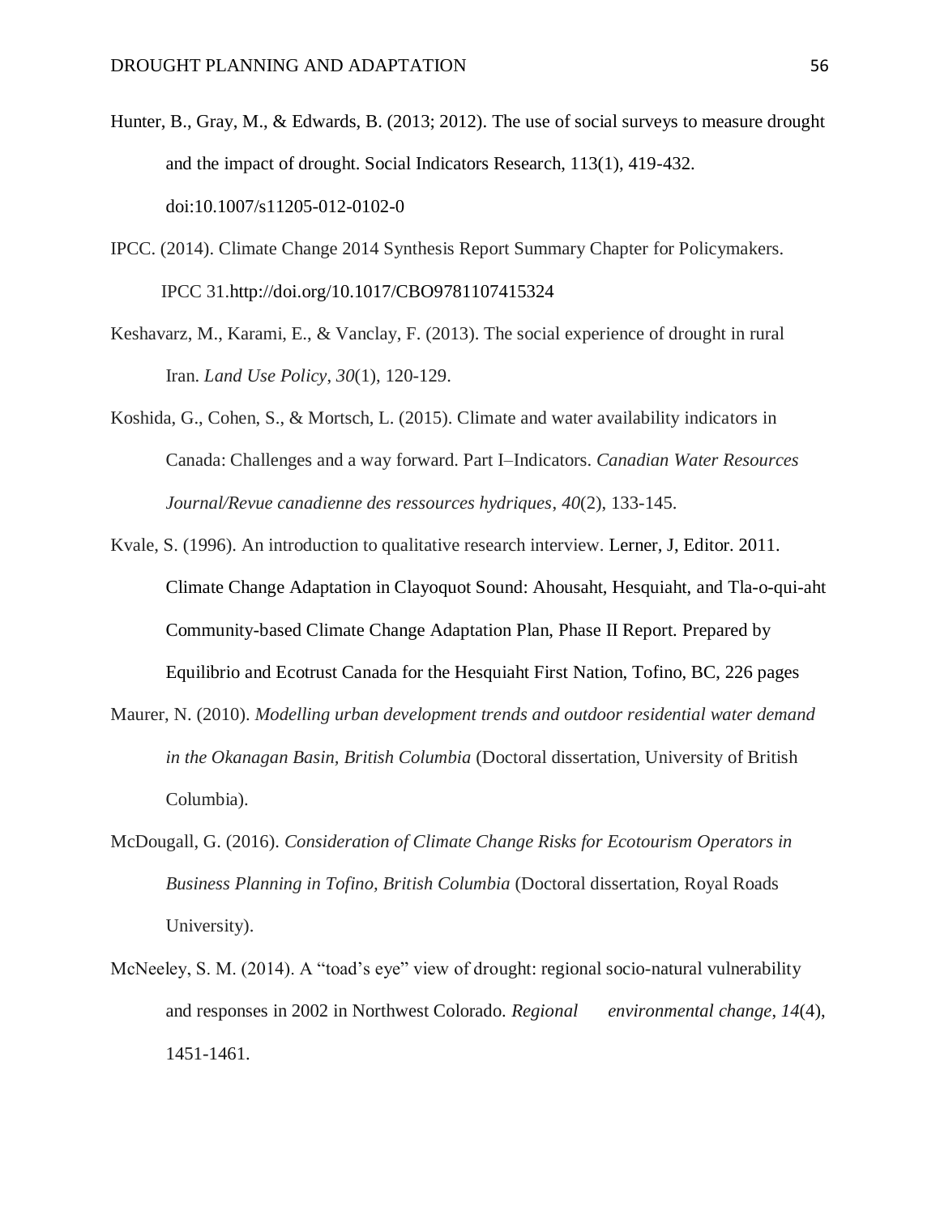Hunter, B., Gray, M., & Edwards, B. (2013; 2012). The use of social surveys to measure drought and the impact of drought. Social Indicators Research, 113(1), 419-432. doi:10.1007/s11205-012-0102-0

IPCC. (2014). Climate Change 2014 Synthesis Report Summary Chapter for Policymakers. IPCC 31.http://doi.org/10.1017/CBO9781107415324

Keshavarz, M., Karami, E., & Vanclay, F. (2013). The social experience of drought in rural Iran. *Land Use Policy*, *30*(1), 120-129.

Koshida, G., Cohen, S., & Mortsch, L. (2015). Climate and water availability indicators in Canada: Challenges and a way forward. Part I–Indicators. *Canadian Water Resources Journal/Revue canadienne des ressources hydriques*, *40*(2), 133-145.

Kvale, S. (1996). An introduction to qualitative research interview. Lerner, J, Editor. 2011. Climate Change Adaptation in Clayoquot Sound: Ahousaht, Hesquiaht, and Tla-o-qui-aht Community-based Climate Change Adaptation Plan, Phase II Report. Prepared by Equilibrio and Ecotrust Canada for the Hesquiaht First Nation, Tofino, BC, 226 pages

Maurer, N. (2010). *Modelling urban development trends and outdoor residential water demand in the Okanagan Basin, British Columbia* (Doctoral dissertation, University of British Columbia).

McDougall, G. (2016). *Consideration of Climate Change Risks for Ecotourism Operators in Business Planning in Tofino, British Columbia* (Doctoral dissertation, Royal Roads University).

McNeeley, S. M. (2014). A "toad's eye" view of drought: regional socio-natural vulnerability and responses in 2002 in Northwest Colorado. *Regional environmental change*, *14*(4), 1451-1461.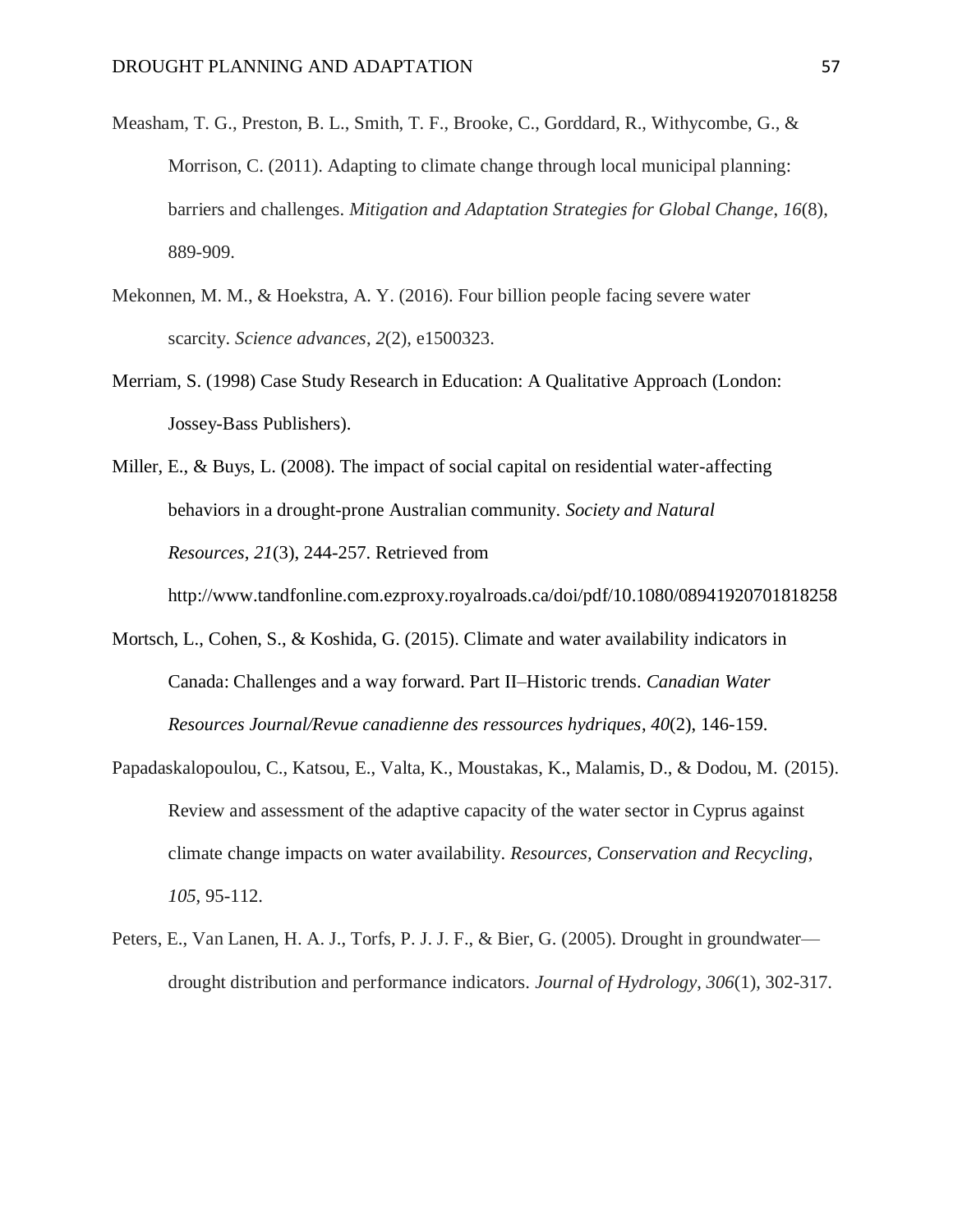Measham, T. G., Preston, B. L., Smith, T. F., Brooke, C., Gorddard, R., Withycombe, G., & Morrison, C. (2011). Adapting to climate change through local municipal planning: barriers and challenges. *Mitigation and Adaptation Strategies for Global Change*, *16*(8), 889-909.

Mekonnen, M. M., & Hoekstra, A. Y. (2016). Four billion people facing severe water scarcity. *Science advances*, *2*(2), e1500323.

Merriam, S. (1998) Case Study Research in Education: A Qualitative Approach (London: Jossey-Bass Publishers).

Miller, E., & Buys, L. (2008). The impact of social capital on residential water-affecting behaviors in a drought-prone Australian community. *Society and Natural Resources*, *21*(3), 244-257. Retrieved from http://www.tandfonline.com.ezproxy.royalroads.ca/doi/pdf/10.1080/08941920701818258

Mortsch, L., Cohen, S., & Koshida, G. (2015). Climate and water availability indicators in Canada: Challenges and a way forward. Part II–Historic trends. *Canadian Water Resources Journal/Revue canadienne des ressources hydriques*, *40*(2), 146-159.

Papadaskalopoulou, C., Katsou, E., Valta, K., Moustakas, K., Malamis, D., & Dodou, M. (2015). Review and assessment of the adaptive capacity of the water sector in Cyprus against climate change impacts on water availability. *Resources, Conservation and Recycling*, *105*, 95-112.

Peters, E., Van Lanen, H. A. J., Torfs, P. J. J. F., & Bier, G. (2005). Drought in groundwater—drought distribution and performance indicators. *Journal of Hydrology*, *306*(1), 302-317.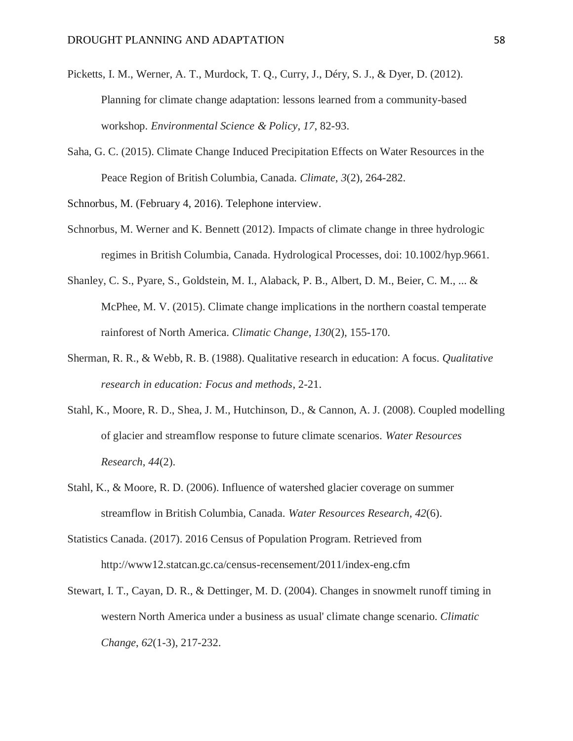Picketts, I. M., Werner, A. T., Murdock, T. Q., Curry, J., Déry, S. J., & Dyer, D. (2012). Planning for climate change adaptation: lessons learned from a community-based workshop. *Environmental Science & Policy*, *17*, 82-93.

Saha, G. C. (2015). Climate Change Induced Precipitation Effects on Water Resources in the Peace Region of British Columbia, Canada. *Climate*, *3*(2), 264-282.

Schnorbus, M. (February 4, 2016). Telephone interview.

Schnorbus, M. Werner and K. Bennett (2012). Impacts of climate change in three hydrologic regimes in British Columbia, Canada. Hydrological Processes, doi: 10.1002/hyp.9661.

Shanley, C. S., Pyare, S., Goldstein, M. I., Alaback, P. B., Albert, D. M., Beier, C. M., ... & McPhee, M. V. (2015). Climate change implications in the northern coastal temperate rainforest of North America. *Climatic Change*, *130*(2), 155-170.

Sherman, R. R., & Webb, R. B. (1988). Qualitative research in education: A focus. *Qualitative research in education: Focus and methods*, 2-21.

Stahl, K., Moore, R. D., Shea, J. M., Hutchinson, D., & Cannon, A. J. (2008). Coupled modelling of glacier and streamflow response to future climate scenarios. *Water Resources Research*, *44*(2).

Stahl, K., & Moore, R. D. (2006). Influence of watershed glacier coverage on summer streamflow in British Columbia, Canada. *Water Resources Research*, *42*(6).

Statistics Canada. (2017). 2016 Census of Population Program. Retrieved from http://www12.statcan.gc.ca/census-recensement/2011/index-eng.cfm

Stewart, I. T., Cayan, D. R., & Dettinger, M. D. (2004). Changes in snowmelt runoff timing in western North America under a business as usual' climate change scenario. *Climatic Change*, *62*(1-3), 217-232.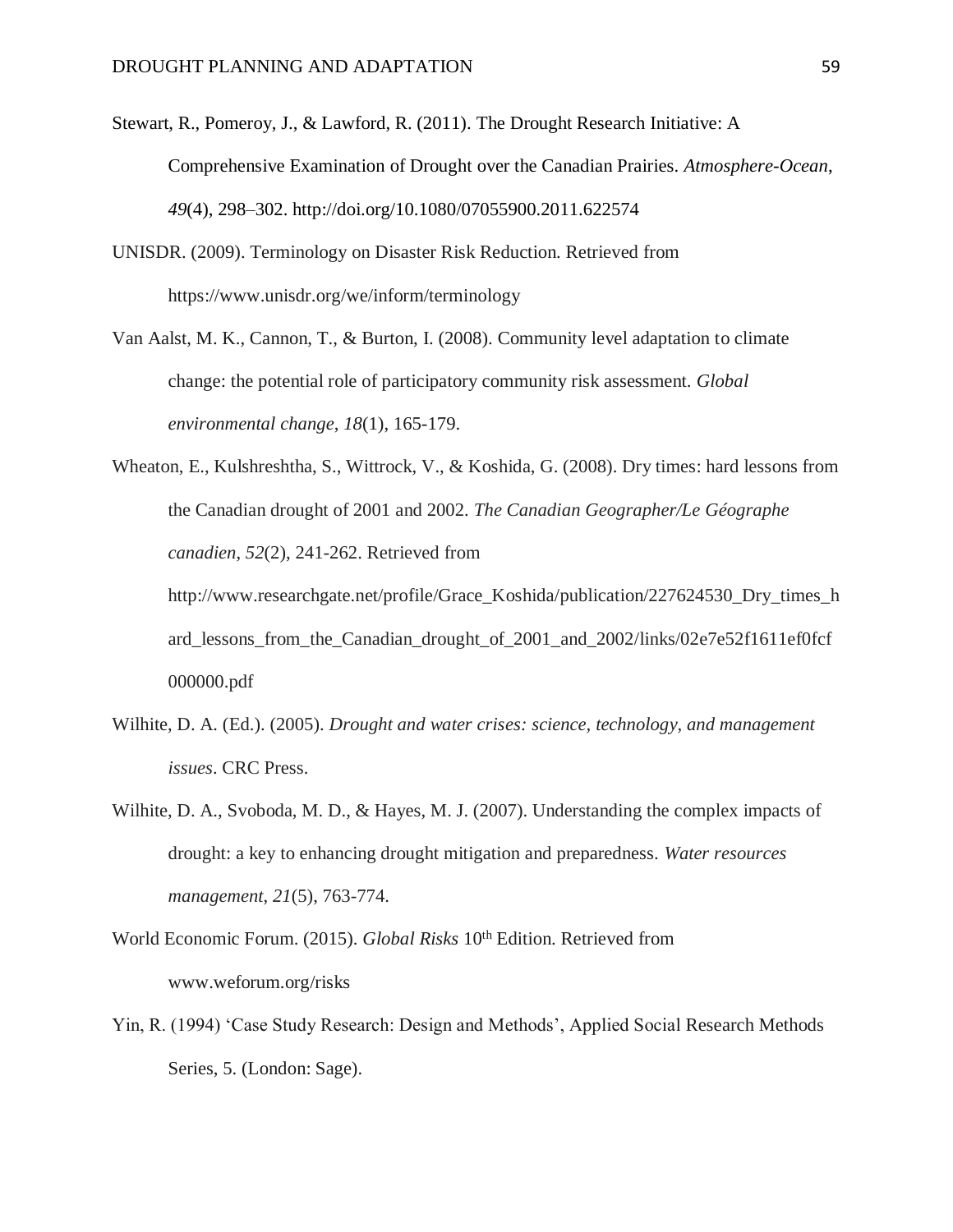Stewart, R., Pomeroy, J., & Lawford, R. (2011). The Drought Research Initiative: A Comprehensive Examination of Drought over the Canadian Prairies. *Atmosphere-Ocean*, *49*(4), 298–302. http://doi.org/10.1080/07055900.2011.622574

UNISDR. (2009). Terminology on Disaster Risk Reduction. Retrieved from https://www.unisdr.org/we/inform/terminology

Van Aalst, M. K., Cannon, T., & Burton, I. (2008). Community level adaptation to climate change: the potential role of participatory community risk assessment. *Global environmental change*, *18*(1), 165-179.

Wheaton, E., Kulshreshtha, S., Wittrock, V., & Koshida, G. (2008). Dry times: hard lessons from the Canadian drought of 2001 and 2002. *The Canadian Geographer/Le Géographe canadien*, *52*(2), 241-262. Retrieved from http://www.researchgate.net/profile/Grace_Koshida/publication/227624530_Dry_times_hard_lessons_from_the_Canadian_drought_of_2001_and_2002/links/02e7e52f1611ef0fcf000000.pdf

Wilhite, D. A. (Ed.). (2005). *Drought and water crises: science, technology, and management issues*. CRC Press.

Wilhite, D. A., Svoboda, M. D., & Hayes, M. J. (2007). Understanding the complex impacts of drought: a key to enhancing drought mitigation and preparedness. *Water resources management*, *21*(5), 763-774.

World Economic Forum. (2015). *Global Risks* 10th Edition. Retrieved from www.weforum.org/risks

Yin, R. (1994) 'Case Study Research: Design and Methods', Applied Social Research Methods Series, 5. (London: Sage).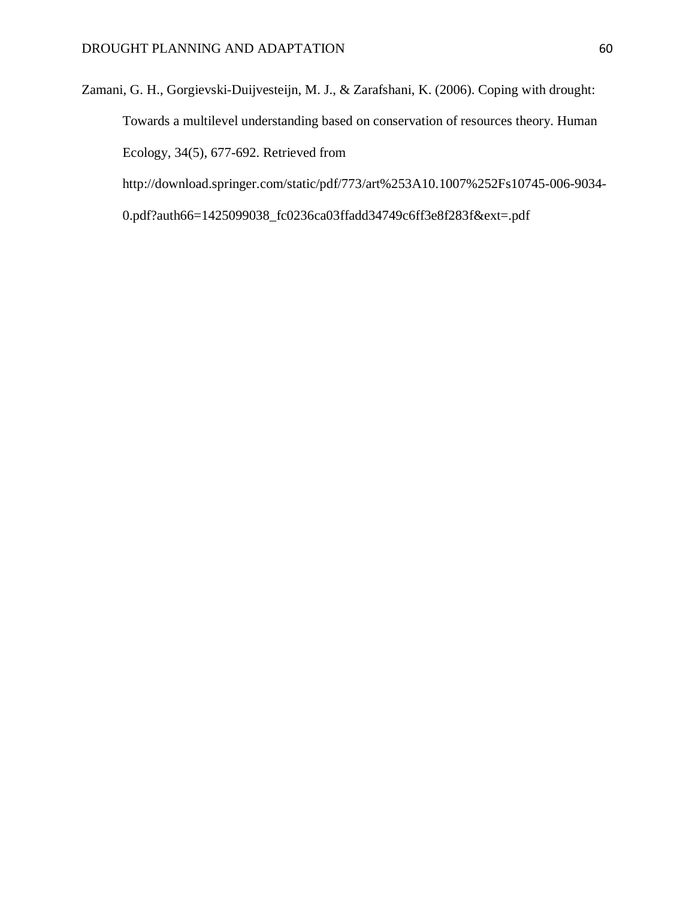Zamani, G. H., Gorgievski-Duijvesteijn, M. J., & Zarafshani, K. (2006). Coping with drought: Towards a multilevel understanding based on conservation of resources theory. Human Ecology, 34(5), 677-692. Retrieved from http://download.springer.com/static/pdf/773/art%253A10.1007%252Fs10745-006-9034-0.pdf?auth66=1425099038_fc0236ca03ffadd34749c6ff3e8f283f&ext=.pdf